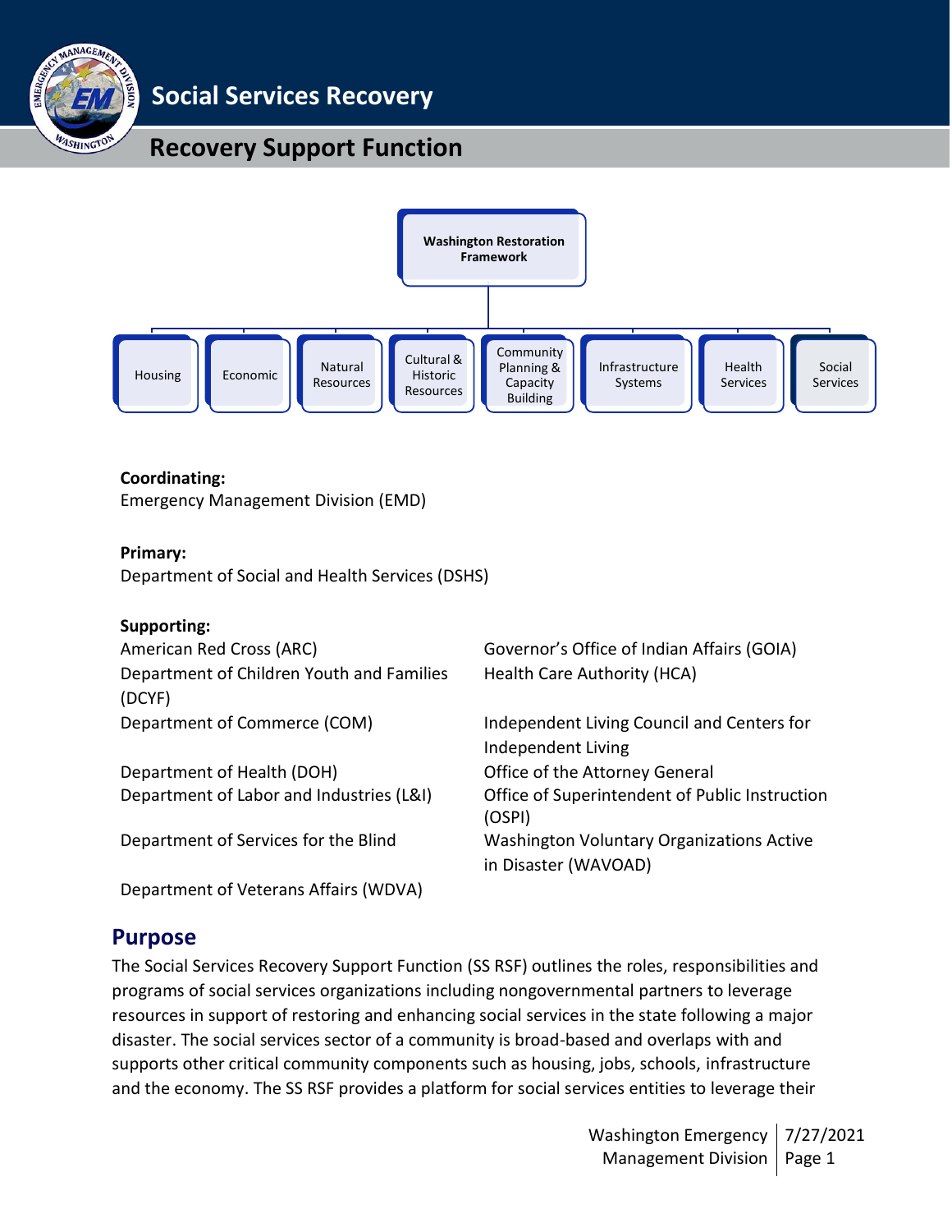# Social Services Recovery

## Recovery Support Function

Washington Restoration Framework

Housing | Economic | Natural Resources | Cultural & Historic Resources | Community Planning & Capacity Building | Infrastructure Systems | Health Services | Social Services

**Coordinating:**
Emergency Management Division (EMD)

**Primary:**
Department of Social and Health Services (DSHS)

**Supporting:**

American Red Cross (ARC)
Department of Children Youth and Families (DCYF)
Department of Commerce (COM)
Department of Health (DOH)
Department of Labor and Industries (L&I)
Department of Services for the Blind
Department of Veterans Affairs (WDVA)
Governor's Office of Indian Affairs (GOIA)
Health Care Authority (HCA)
Independent Living Council and Centers for Independent Living
Office of the Attorney General
Office of Superintendent of Public Instruction (OSPI)
Washington Voluntary Organizations Active in Disaster (WAVOAD)

## Purpose

The Social Services Recovery Support Function (SS RSF) outlines the roles, responsibilities and programs of social services organizations including nongovernmental partners to leverage resources in support of restoring and enhancing social services in the state following a major disaster. The social services sector of a community is broad-based and overlaps with and supports other critical community components such as housing, jobs, schools, infrastructure and the economy. The SS RSF provides a platform for social services entities to leverage their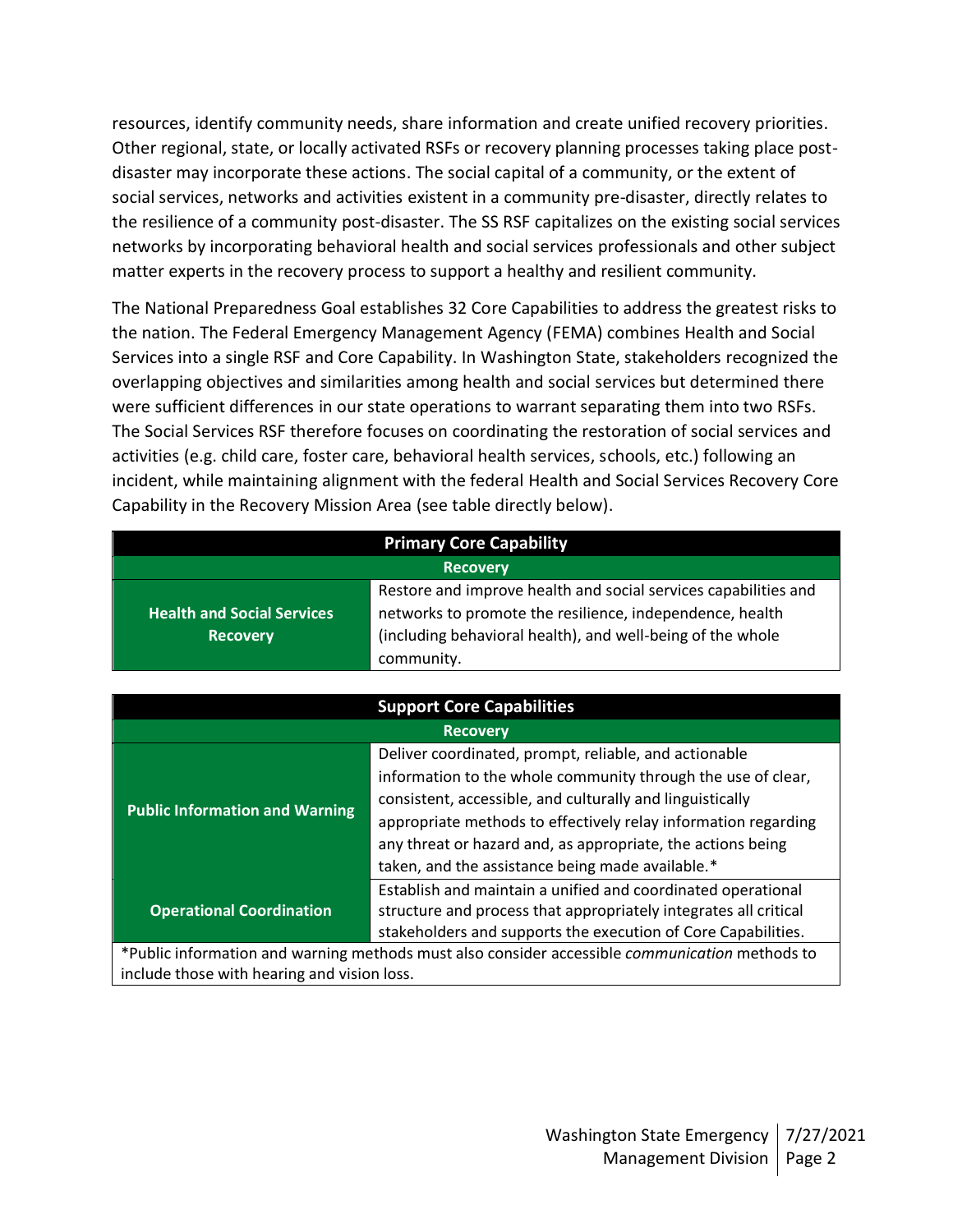resources, identify community needs, share information and create unified recovery priorities. Other regional, state, or locally activated RSFs or recovery planning processes taking place post-disaster may incorporate these actions. The social capital of a community, or the extent of social services, networks and activities existent in a community pre-disaster, directly relates to the resilience of a community post-disaster. The SS RSF capitalizes on the existing social services networks by incorporating behavioral health and social services professionals and other subject matter experts in the recovery process to support a healthy and resilient community.

The National Preparedness Goal establishes 32 Core Capabilities to address the greatest risks to the nation. The Federal Emergency Management Agency (FEMA) combines Health and Social Services into a single RSF and Core Capability. In Washington State, stakeholders recognized the overlapping objectives and similarities among health and social services but determined there were sufficient differences in our state operations to warrant separating them into two RSFs. The Social Services RSF therefore focuses on coordinating the restoration of social services and activities (e.g. child care, foster care, behavioral health services, schools, etc.) following an incident, while maintaining alignment with the federal Health and Social Services Recovery Core Capability in the Recovery Mission Area (see table directly below).

| **Primary Core Capability** | |
|---|---|
| **Recovery** | |
| **Health and Social Services Recovery** | Restore and improve health and social services capabilities and networks to promote the resilience, independence, health (including behavioral health), and well-being of the whole community. |

| **Support Core Capabilities** | |
|---|---|
| **Recovery** | |
| **Public Information and Warning** | Deliver coordinated, prompt, reliable, and actionable information to the whole community through the use of clear, consistent, accessible, and culturally and linguistically appropriate methods to effectively relay information regarding any threat or hazard and, as appropriate, the actions being taken, and the assistance being made available.* |
| **Operational Coordination** | Establish and maintain a unified and coordinated operational structure and process that appropriately integrates all critical stakeholders and supports the execution of Core Capabilities. |
| *Public information and warning methods must also consider accessible *communication* methods to include those with hearing and vision loss. | |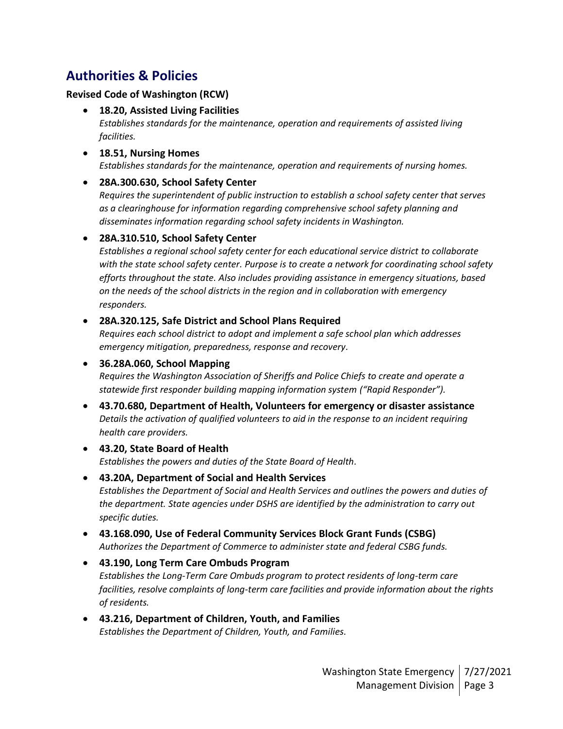## Authorities & Policies

**Revised Code of Washington (RCW)**

- **18.20, Assisted Living Facilities**
  *Establishes standards for the maintenance, operation and requirements of assisted living facilities.*
- **18.51, Nursing Homes**
  *Establishes standards for the maintenance, operation and requirements of nursing homes.*
- **28A.300.630, School Safety Center**
  *Requires the superintendent of public instruction to establish a school safety center that serves as a clearinghouse for information regarding comprehensive school safety planning and disseminates information regarding school safety incidents in Washington.*
- **28A.310.510, School Safety Center**
  *Establishes a regional school safety center for each educational service district to collaborate with the state school safety center. Purpose is to create a network for coordinating school safety efforts throughout the state. Also includes providing assistance in emergency situations, based on the needs of the school districts in the region and in collaboration with emergency responders.*
- **28A.320.125, Safe District and School Plans Required**
  *Requires each school district to adopt and implement a safe school plan which addresses emergency mitigation, preparedness, response and recovery.*
- **36.28A.060, School Mapping**
  *Requires the Washington Association of Sheriffs and Police Chiefs to create and operate a statewide first responder building mapping information system ("Rapid Responder").*
- **43.70.680, Department of Health, Volunteers for emergency or disaster assistance**
  *Details the activation of qualified volunteers to aid in the response to an incident requiring health care providers.*
- **43.20, State Board of Health**
  *Establishes the powers and duties of the State Board of Health.*
- **43.20A, Department of Social and Health Services**
  *Establishes the Department of Social and Health Services and outlines the powers and duties of the department. State agencies under DSHS are identified by the administration to carry out specific duties.*
- **43.168.090, Use of Federal Community Services Block Grant Funds (CSBG)**
  *Authorizes the Department of Commerce to administer state and federal CSBG funds.*
- **43.190, Long Term Care Ombuds Program**
  *Establishes the Long-Term Care Ombuds program to protect residents of long-term care facilities, resolve complaints of long-term care facilities and provide information about the rights of residents.*
- **43.216, Department of Children, Youth, and Families**
  *Establishes the Department of Children, Youth, and Families.*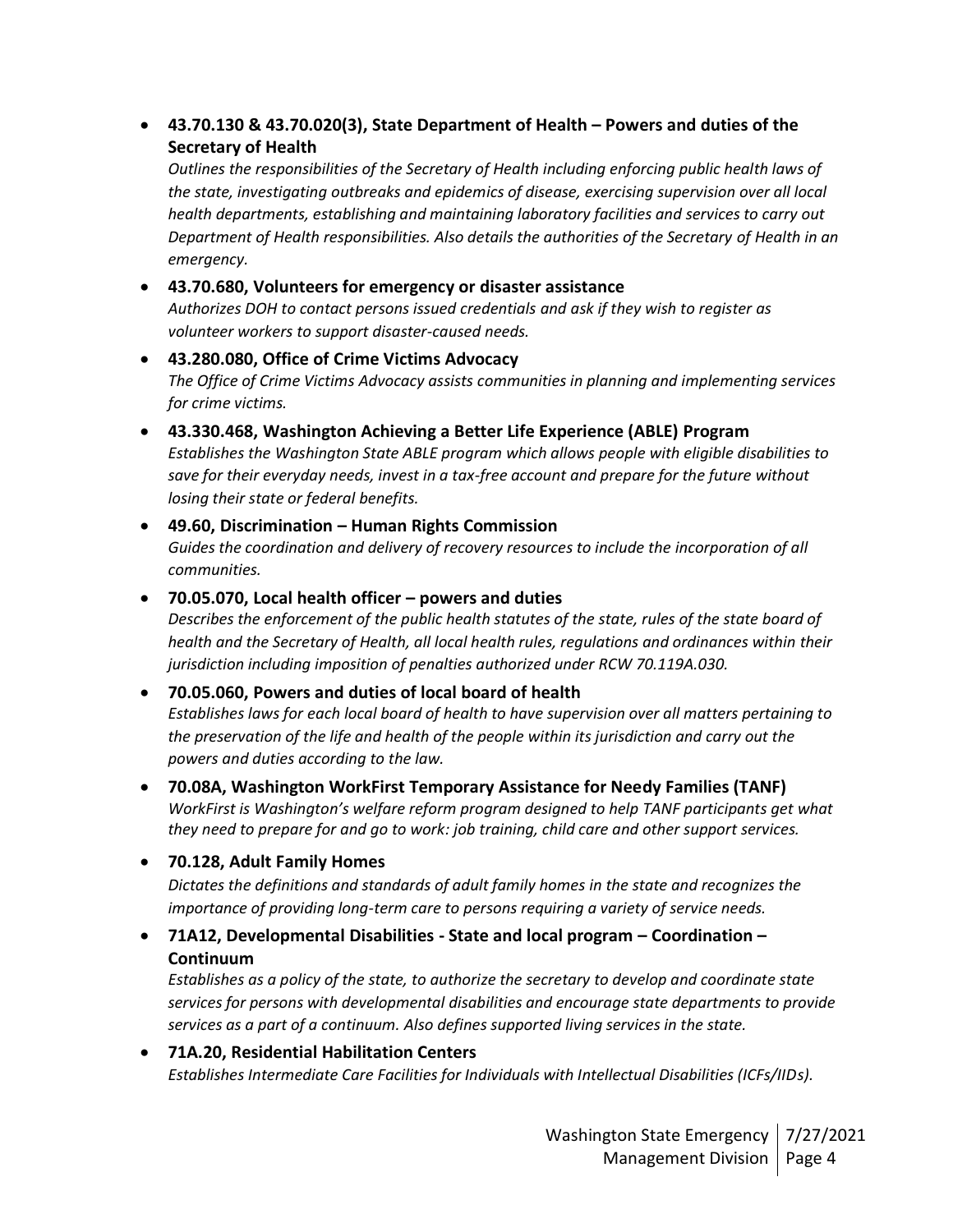- **43.70.130 & 43.70.020(3), State Department of Health – Powers and duties of the Secretary of Health**
  *Outlines the responsibilities of the Secretary of Health including enforcing public health laws of the state, investigating outbreaks and epidemics of disease, exercising supervision over all local health departments, establishing and maintaining laboratory facilities and services to carry out Department of Health responsibilities. Also details the authorities of the Secretary of Health in an emergency.*
- **43.70.680, Volunteers for emergency or disaster assistance**
  *Authorizes DOH to contact persons issued credentials and ask if they wish to register as volunteer workers to support disaster-caused needs.*
- **43.280.080, Office of Crime Victims Advocacy**
  *The Office of Crime Victims Advocacy assists communities in planning and implementing services for crime victims.*
- **43.330.468, Washington Achieving a Better Life Experience (ABLE) Program**
  *Establishes the Washington State ABLE program which allows people with eligible disabilities to save for their everyday needs, invest in a tax-free account and prepare for the future without losing their state or federal benefits.*
- **49.60, Discrimination – Human Rights Commission**
  *Guides the coordination and delivery of recovery resources to include the incorporation of all communities.*
- **70.05.070, Local health officer – powers and duties**
  *Describes the enforcement of the public health statutes of the state, rules of the state board of health and the Secretary of Health, all local health rules, regulations and ordinances within their jurisdiction including imposition of penalties authorized under RCW 70.119A.030.*
- **70.05.060, Powers and duties of local board of health**
  *Establishes laws for each local board of health to have supervision over all matters pertaining to the preservation of the life and health of the people within its jurisdiction and carry out the powers and duties according to the law.*
- **70.08A, Washington WorkFirst Temporary Assistance for Needy Families (TANF)**
  *WorkFirst is Washington's welfare reform program designed to help TANF participants get what they need to prepare for and go to work: job training, child care and other support services.*
- **70.128, Adult Family Homes**
  *Dictates the definitions and standards of adult family homes in the state and recognizes the importance of providing long-term care to persons requiring a variety of service needs.*
- **71A12, Developmental Disabilities - State and local program – Coordination – Continuum**
  *Establishes as a policy of the state, to authorize the secretary to develop and coordinate state services for persons with developmental disabilities and encourage state departments to provide services as a part of a continuum. Also defines supported living services in the state.*
- **71A.20, Residential Habilitation Centers**
  *Establishes Intermediate Care Facilities for Individuals with Intellectual Disabilities (ICFs/IIDs).*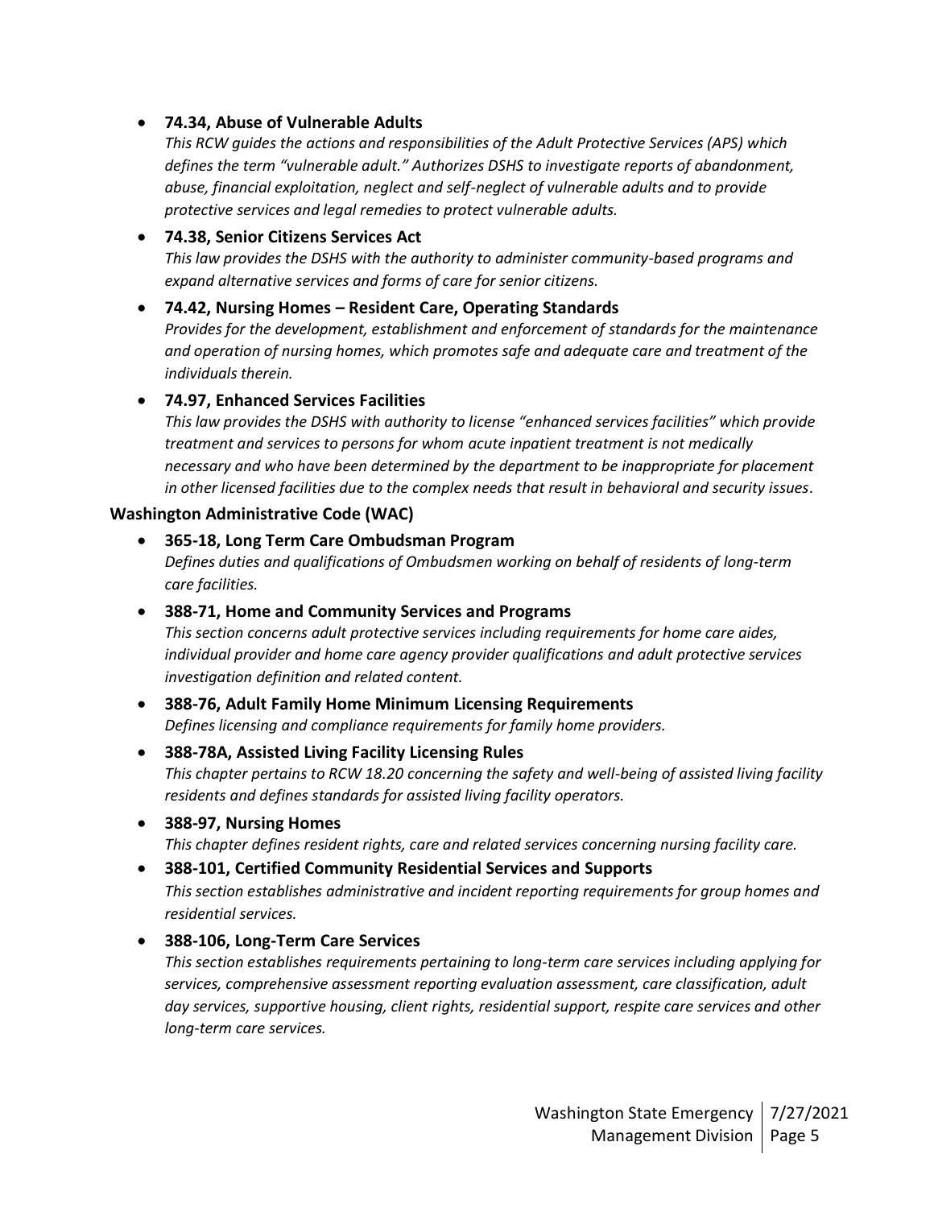- **74.34, Abuse of Vulnerable Adults**
  *This RCW guides the actions and responsibilities of the Adult Protective Services (APS) which defines the term "vulnerable adult." Authorizes DSHS to investigate reports of abandonment, abuse, financial exploitation, neglect and self-neglect of vulnerable adults and to provide protective services and legal remedies to protect vulnerable adults.*

- **74.38, Senior Citizens Services Act**
  *This law provides the DSHS with the authority to administer community-based programs and expand alternative services and forms of care for senior citizens.*

- **74.42, Nursing Homes – Resident Care, Operating Standards**
  *Provides for the development, establishment and enforcement of standards for the maintenance and operation of nursing homes, which promotes safe and adequate care and treatment of the individuals therein.*

- **74.97, Enhanced Services Facilities**
  *This law provides the DSHS with authority to license "enhanced services facilities" which provide treatment and services to persons for whom acute inpatient treatment is not medically necessary and who have been determined by the department to be inappropriate for placement in other licensed facilities due to the complex needs that result in behavioral and security issues.*

**Washington Administrative Code (WAC)**

- **365-18, Long Term Care Ombudsman Program**
  *Defines duties and qualifications of Ombudsmen working on behalf of residents of long-term care facilities.*

- **388-71, Home and Community Services and Programs**
  *This section concerns adult protective services including requirements for home care aides, individual provider and home care agency provider qualifications and adult protective services investigation definition and related content.*

- **388-76, Adult Family Home Minimum Licensing Requirements**
  *Defines licensing and compliance requirements for family home providers.*

- **388-78A, Assisted Living Facility Licensing Rules**
  *This chapter pertains to RCW 18.20 concerning the safety and well-being of assisted living facility residents and defines standards for assisted living facility operators.*

- **388-97, Nursing Homes**
  *This chapter defines resident rights, care and related services concerning nursing facility care.*

- **388-101, Certified Community Residential Services and Supports**
  *This section establishes administrative and incident reporting requirements for group homes and residential services.*

- **388-106, Long-Term Care Services**
  *This section establishes requirements pertaining to long-term care services including applying for services, comprehensive assessment reporting evaluation assessment, care classification, adult day services, supportive housing, client rights, residential support, respite care services and other long-term care services.*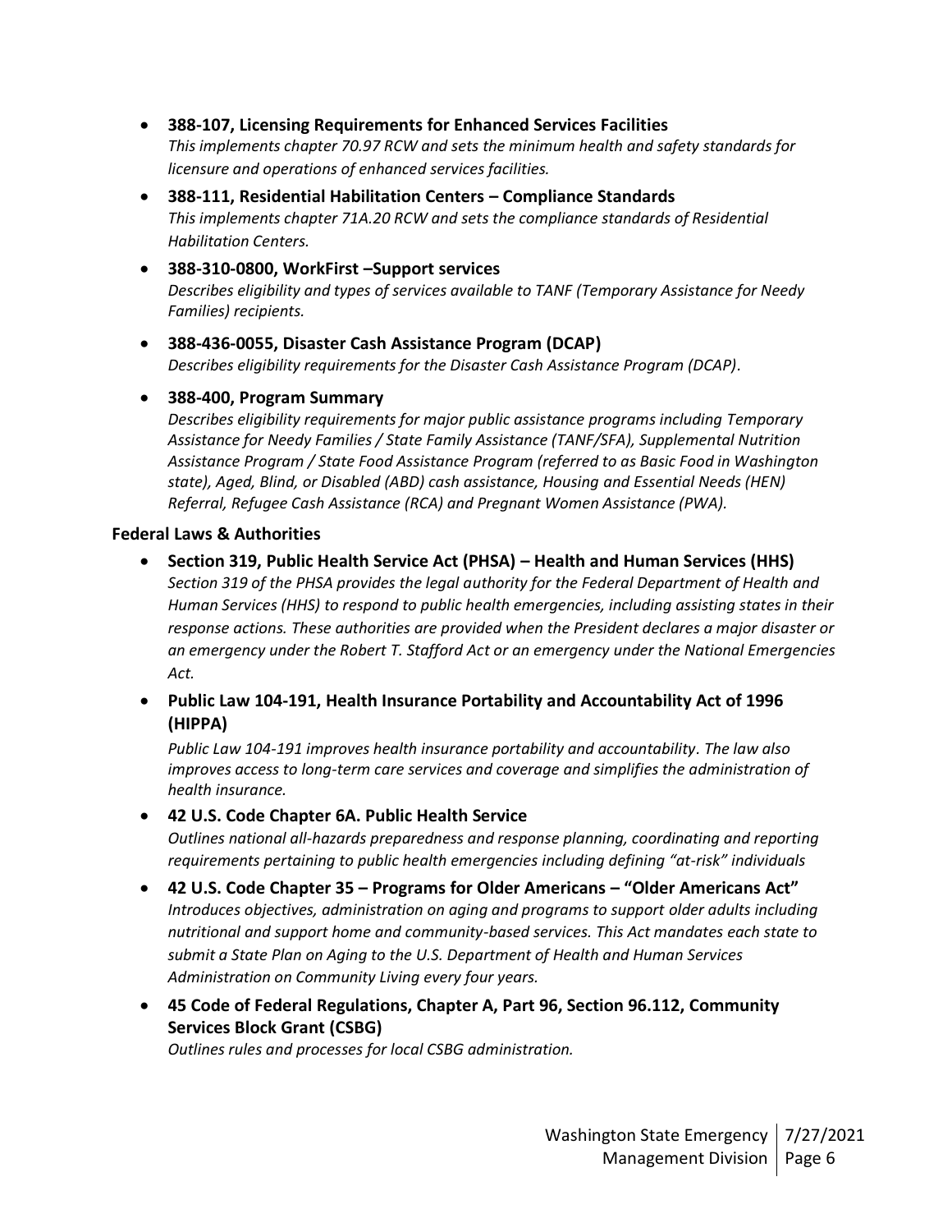- **388-107, Licensing Requirements for Enhanced Services Facilities**
  *This implements chapter 70.97 RCW and sets the minimum health and safety standards for licensure and operations of enhanced services facilities.*
- **388-111, Residential Habilitation Centers – Compliance Standards**
  *This implements chapter 71A.20 RCW and sets the compliance standards of Residential Habilitation Centers.*
- **388-310-0800, WorkFirst –Support services**
  *Describes eligibility and types of services available to TANF (Temporary Assistance for Needy Families) recipients.*
- **388-436-0055, Disaster Cash Assistance Program (DCAP)**
  *Describes eligibility requirements for the Disaster Cash Assistance Program (DCAP).*
- **388-400, Program Summary**
  *Describes eligibility requirements for major public assistance programs including Temporary Assistance for Needy Families / State Family Assistance (TANF/SFA), Supplemental Nutrition Assistance Program / State Food Assistance Program (referred to as Basic Food in Washington state), Aged, Blind, or Disabled (ABD) cash assistance, Housing and Essential Needs (HEN) Referral, Refugee Cash Assistance (RCA) and Pregnant Women Assistance (PWA).*

**Federal Laws & Authorities**

- **Section 319, Public Health Service Act (PHSA) – Health and Human Services (HHS)**
  *Section 319 of the PHSA provides the legal authority for the Federal Department of Health and Human Services (HHS) to respond to public health emergencies, including assisting states in their response actions. These authorities are provided when the President declares a major disaster or an emergency under the Robert T. Stafford Act or an emergency under the National Emergencies Act.*
- **Public Law 104-191, Health Insurance Portability and Accountability Act of 1996 (HIPPA)**
  *Public Law 104-191 improves health insurance portability and accountability. The law also improves access to long-term care services and coverage and simplifies the administration of health insurance.*
- **42 U.S. Code Chapter 6A. Public Health Service**
  *Outlines national all-hazards preparedness and response planning, coordinating and reporting requirements pertaining to public health emergencies including defining "at-risk" individuals*
- **42 U.S. Code Chapter 35 – Programs for Older Americans – "Older Americans Act"**
  *Introduces objectives, administration on aging and programs to support older adults including nutritional and support home and community-based services. This Act mandates each state to submit a State Plan on Aging to the U.S. Department of Health and Human Services Administration on Community Living every four years.*
- **45 Code of Federal Regulations, Chapter A, Part 96, Section 96.112, Community Services Block Grant (CSBG)**
  *Outlines rules and processes for local CSBG administration.*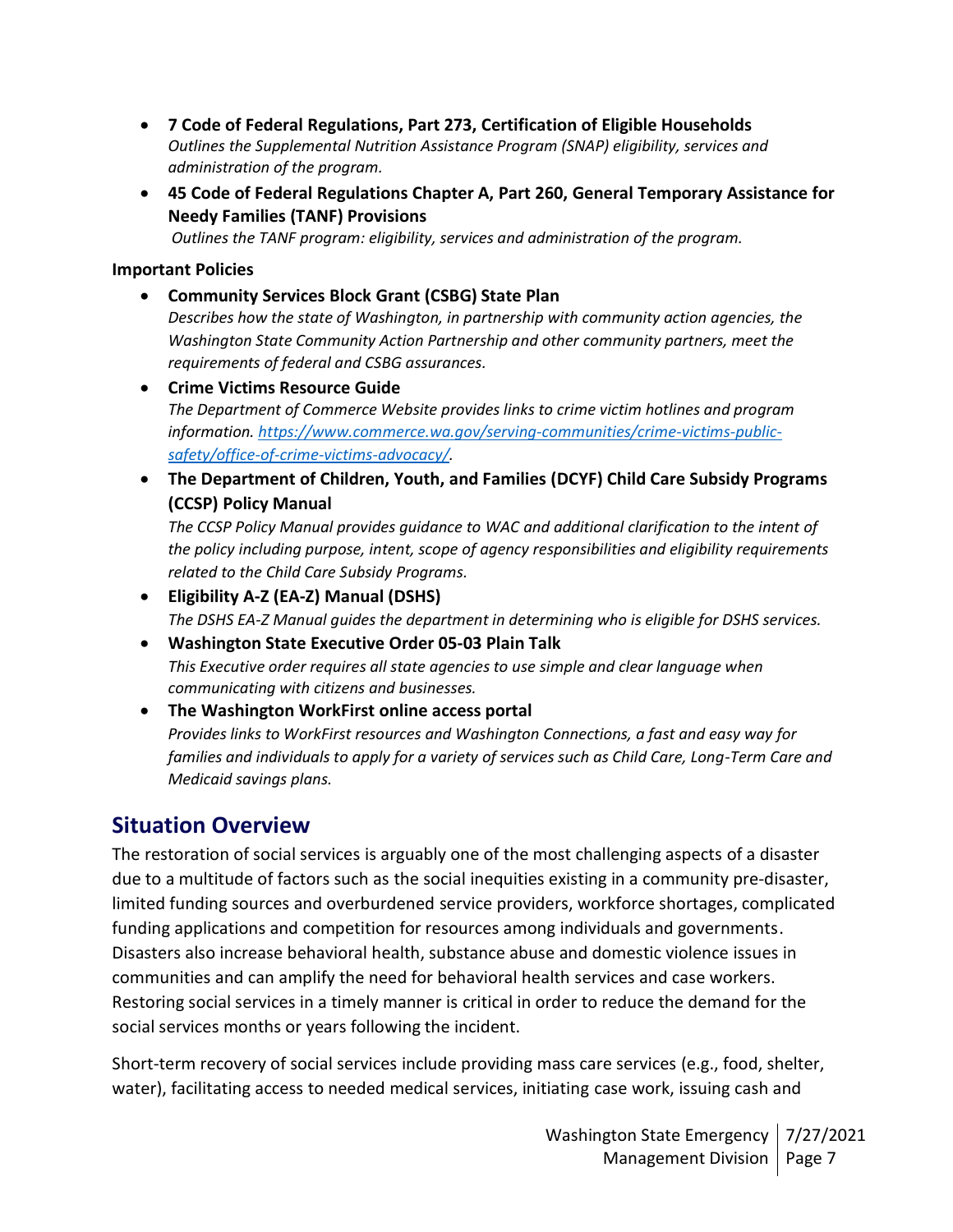- **7 Code of Federal Regulations, Part 273, Certification of Eligible Households**
  *Outlines the Supplemental Nutrition Assistance Program (SNAP) eligibility, services and administration of the program.*
- **45 Code of Federal Regulations Chapter A, Part 260, General Temporary Assistance for Needy Families (TANF) Provisions**
  *Outlines the TANF program: eligibility, services and administration of the program.*

**Important Policies**

- **Community Services Block Grant (CSBG) State Plan**
  *Describes how the state of Washington, in partnership with community action agencies, the Washington State Community Action Partnership and other community partners, meet the requirements of federal and CSBG assurances.*
- **Crime Victims Resource Guide**
  *The Department of Commerce Website provides links to crime victim hotlines and program information. [https://www.commerce.wa.gov/serving-communities/crime-victims-public-safety/office-of-crime-victims-advocacy/](https://www.commerce.wa.gov/serving-communities/crime-victims-public-safety/office-of-crime-victims-advocacy/).*
- **The Department of Children, Youth, and Families (DCYF) Child Care Subsidy Programs (CCSP) Policy Manual**
  *The CCSP Policy Manual provides guidance to WAC and additional clarification to the intent of the policy including purpose, intent, scope of agency responsibilities and eligibility requirements related to the Child Care Subsidy Programs.*
- **Eligibility A-Z (EA-Z) Manual (DSHS)**
  *The DSHS EA-Z Manual guides the department in determining who is eligible for DSHS services.*
- **Washington State Executive Order 05-03 Plain Talk**
  *This Executive order requires all state agencies to use simple and clear language when communicating with citizens and businesses.*
- **The Washington WorkFirst online access portal**
  *Provides links to WorkFirst resources and Washington Connections, a fast and easy way for families and individuals to apply for a variety of services such as Child Care, Long-Term Care and Medicaid savings plans.*

## Situation Overview

The restoration of social services is arguably one of the most challenging aspects of a disaster due to a multitude of factors such as the social inequities existing in a community pre-disaster, limited funding sources and overburdened service providers, workforce shortages, complicated funding applications and competition for resources among individuals and governments. Disasters also increase behavioral health, substance abuse and domestic violence issues in communities and can amplify the need for behavioral health services and case workers. Restoring social services in a timely manner is critical in order to reduce the demand for the social services months or years following the incident.

Short-term recovery of social services include providing mass care services (e.g., food, shelter, water), facilitating access to needed medical services, initiating case work, issuing cash and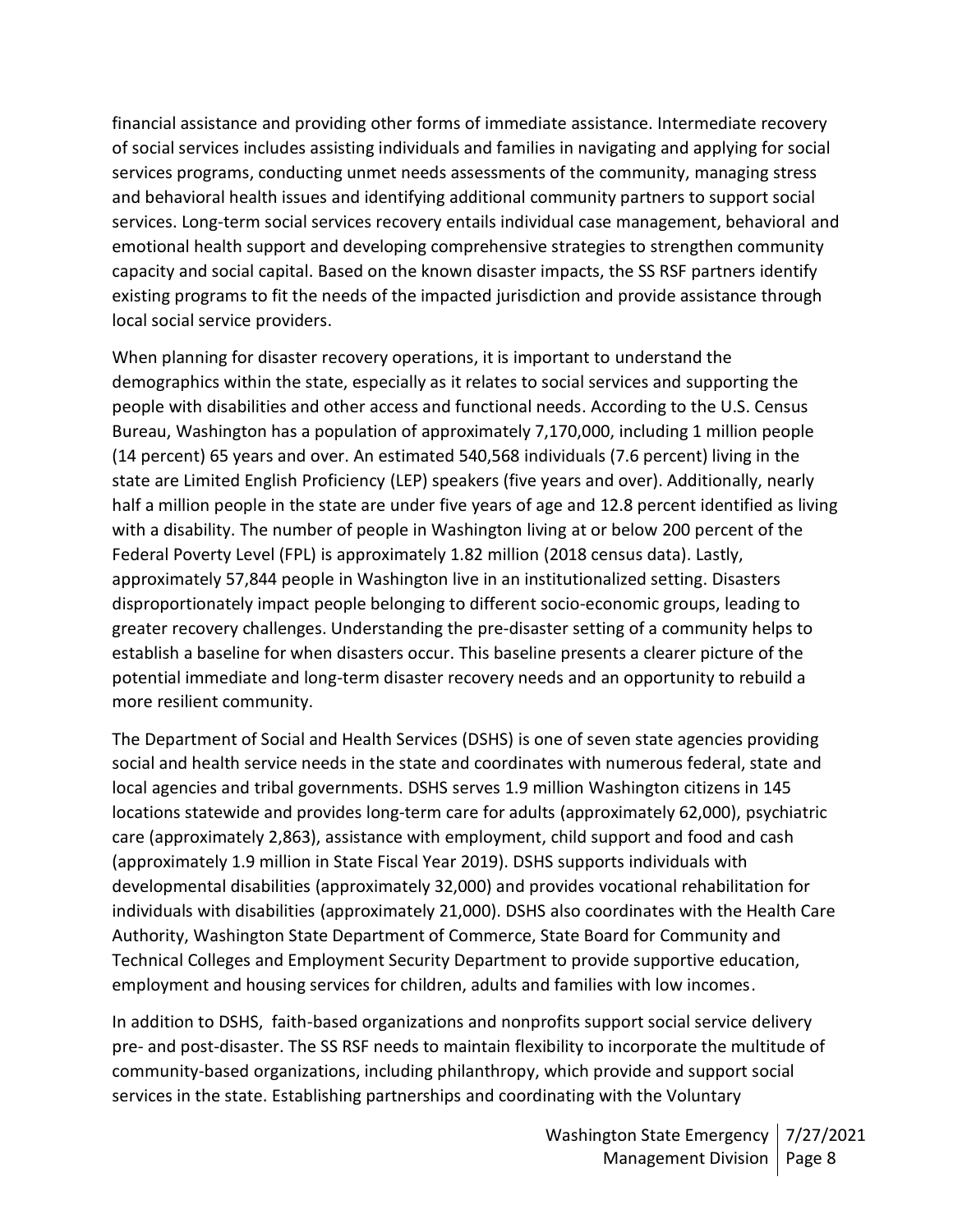financial assistance and providing other forms of immediate assistance. Intermediate recovery of social services includes assisting individuals and families in navigating and applying for social services programs, conducting unmet needs assessments of the community, managing stress and behavioral health issues and identifying additional community partners to support social services. Long-term social services recovery entails individual case management, behavioral and emotional health support and developing comprehensive strategies to strengthen community capacity and social capital. Based on the known disaster impacts, the SS RSF partners identify existing programs to fit the needs of the impacted jurisdiction and provide assistance through local social service providers.

When planning for disaster recovery operations, it is important to understand the demographics within the state, especially as it relates to social services and supporting the people with disabilities and other access and functional needs. According to the U.S. Census Bureau, Washington has a population of approximately 7,170,000, including 1 million people (14 percent) 65 years and over. An estimated 540,568 individuals (7.6 percent) living in the state are Limited English Proficiency (LEP) speakers (five years and over). Additionally, nearly half a million people in the state are under five years of age and 12.8 percent identified as living with a disability. The number of people in Washington living at or below 200 percent of the Federal Poverty Level (FPL) is approximately 1.82 million (2018 census data). Lastly, approximately 57,844 people in Washington live in an institutionalized setting. Disasters disproportionately impact people belonging to different socio-economic groups, leading to greater recovery challenges. Understanding the pre-disaster setting of a community helps to establish a baseline for when disasters occur. This baseline presents a clearer picture of the potential immediate and long-term disaster recovery needs and an opportunity to rebuild a more resilient community.

The Department of Social and Health Services (DSHS) is one of seven state agencies providing social and health service needs in the state and coordinates with numerous federal, state and local agencies and tribal governments. DSHS serves 1.9 million Washington citizens in 145 locations statewide and provides long-term care for adults (approximately 62,000), psychiatric care (approximately 2,863), assistance with employment, child support and food and cash (approximately 1.9 million in State Fiscal Year 2019). DSHS supports individuals with developmental disabilities (approximately 32,000) and provides vocational rehabilitation for individuals with disabilities (approximately 21,000). DSHS also coordinates with the Health Care Authority, Washington State Department of Commerce, State Board for Community and Technical Colleges and Employment Security Department to provide supportive education, employment and housing services for children, adults and families with low incomes.

In addition to DSHS, faith-based organizations and nonprofits support social service delivery pre- and post-disaster. The SS RSF needs to maintain flexibility to incorporate the multitude of community-based organizations, including philanthropy, which provide and support social services in the state. Establishing partnerships and coordinating with the Voluntary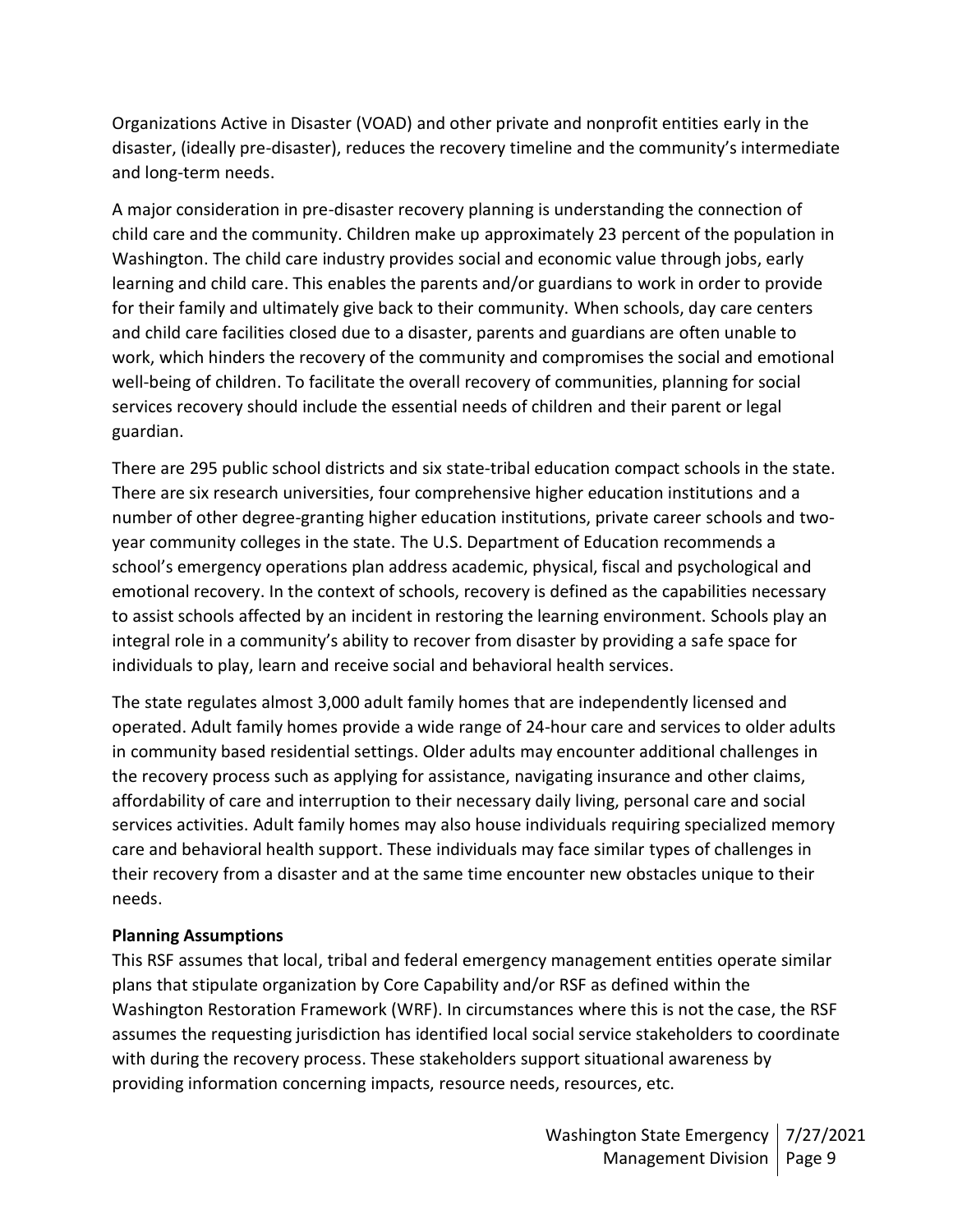Organizations Active in Disaster (VOAD) and other private and nonprofit entities early in the disaster, (ideally pre-disaster), reduces the recovery timeline and the community's intermediate and long-term needs.

A major consideration in pre-disaster recovery planning is understanding the connection of child care and the community. Children make up approximately 23 percent of the population in Washington. The child care industry provides social and economic value through jobs, early learning and child care. This enables the parents and/or guardians to work in order to provide for their family and ultimately give back to their community. When schools, day care centers and child care facilities closed due to a disaster, parents and guardians are often unable to work, which hinders the recovery of the community and compromises the social and emotional well-being of children. To facilitate the overall recovery of communities, planning for social services recovery should include the essential needs of children and their parent or legal guardian.

There are 295 public school districts and six state-tribal education compact schools in the state. There are six research universities, four comprehensive higher education institutions and a number of other degree-granting higher education institutions, private career schools and two-year community colleges in the state. The U.S. Department of Education recommends a school's emergency operations plan address academic, physical, fiscal and psychological and emotional recovery. In the context of schools, recovery is defined as the capabilities necessary to assist schools affected by an incident in restoring the learning environment. Schools play an integral role in a community's ability to recover from disaster by providing a safe space for individuals to play, learn and receive social and behavioral health services.

The state regulates almost 3,000 adult family homes that are independently licensed and operated. Adult family homes provide a wide range of 24-hour care and services to older adults in community based residential settings. Older adults may encounter additional challenges in the recovery process such as applying for assistance, navigating insurance and other claims, affordability of care and interruption to their necessary daily living, personal care and social services activities. Adult family homes may also house individuals requiring specialized memory care and behavioral health support. These individuals may face similar types of challenges in their recovery from a disaster and at the same time encounter new obstacles unique to their needs.

**Planning Assumptions**

This RSF assumes that local, tribal and federal emergency management entities operate similar plans that stipulate organization by Core Capability and/or RSF as defined within the Washington Restoration Framework (WRF). In circumstances where this is not the case, the RSF assumes the requesting jurisdiction has identified local social service stakeholders to coordinate with during the recovery process. These stakeholders support situational awareness by providing information concerning impacts, resource needs, resources, etc.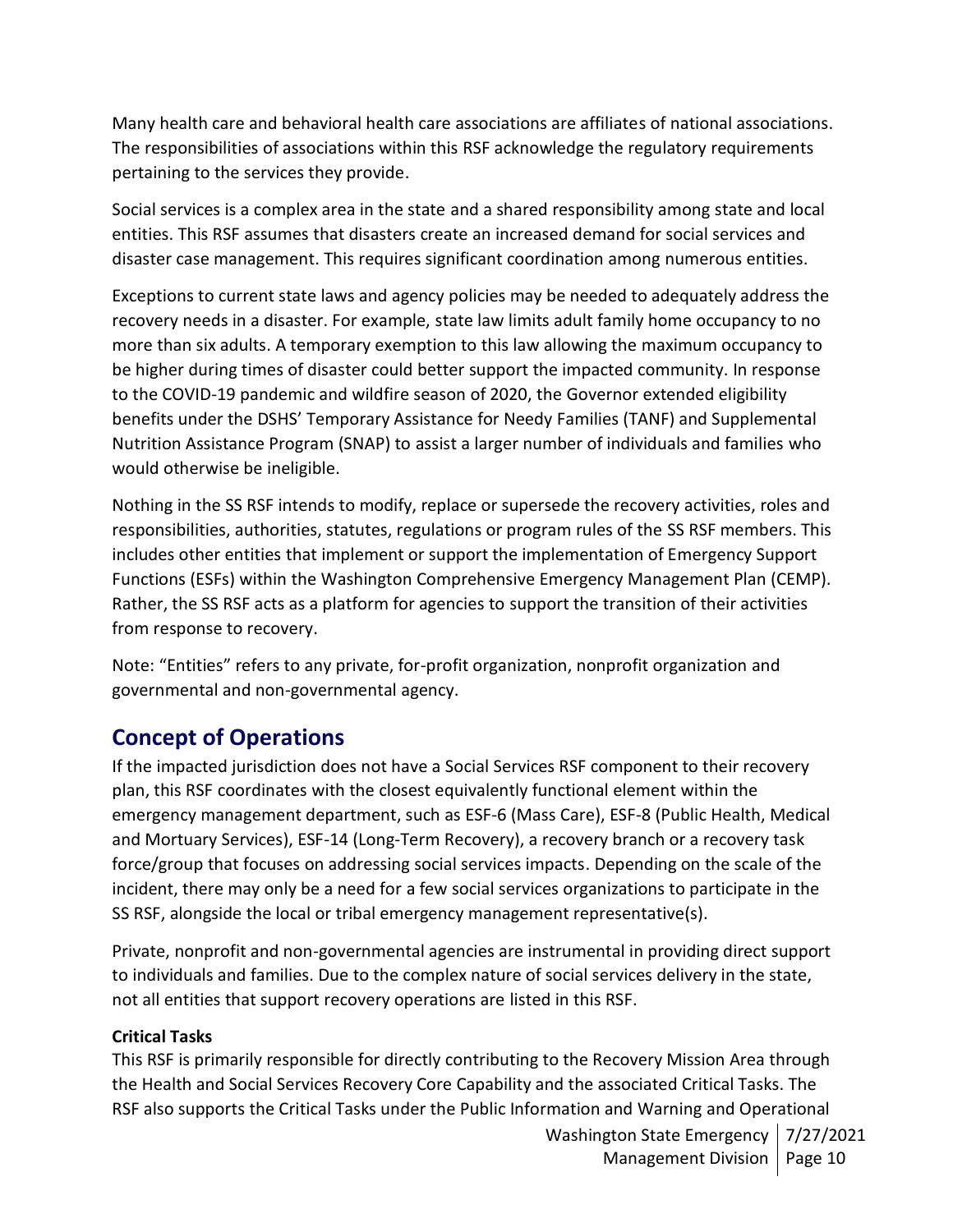Many health care and behavioral health care associations are affiliates of national associations. The responsibilities of associations within this RSF acknowledge the regulatory requirements pertaining to the services they provide.

Social services is a complex area in the state and a shared responsibility among state and local entities. This RSF assumes that disasters create an increased demand for social services and disaster case management. This requires significant coordination among numerous entities.

Exceptions to current state laws and agency policies may be needed to adequately address the recovery needs in a disaster. For example, state law limits adult family home occupancy to no more than six adults. A temporary exemption to this law allowing the maximum occupancy to be higher during times of disaster could better support the impacted community. In response to the COVID-19 pandemic and wildfire season of 2020, the Governor extended eligibility benefits under the DSHS' Temporary Assistance for Needy Families (TANF) and Supplemental Nutrition Assistance Program (SNAP) to assist a larger number of individuals and families who would otherwise be ineligible.

Nothing in the SS RSF intends to modify, replace or supersede the recovery activities, roles and responsibilities, authorities, statutes, regulations or program rules of the SS RSF members. This includes other entities that implement or support the implementation of Emergency Support Functions (ESFs) within the Washington Comprehensive Emergency Management Plan (CEMP). Rather, the SS RSF acts as a platform for agencies to support the transition of their activities from response to recovery.

Note: "Entities" refers to any private, for-profit organization, nonprofit organization and governmental and non-governmental agency.

## Concept of Operations

If the impacted jurisdiction does not have a Social Services RSF component to their recovery plan, this RSF coordinates with the closest equivalently functional element within the emergency management department, such as ESF-6 (Mass Care), ESF-8 (Public Health, Medical and Mortuary Services), ESF-14 (Long-Term Recovery), a recovery branch or a recovery task force/group that focuses on addressing social services impacts. Depending on the scale of the incident, there may only be a need for a few social services organizations to participate in the SS RSF, alongside the local or tribal emergency management representative(s).

Private, nonprofit and non-governmental agencies are instrumental in providing direct support to individuals and families. Due to the complex nature of social services delivery in the state, not all entities that support recovery operations are listed in this RSF.

**Critical Tasks**

This RSF is primarily responsible for directly contributing to the Recovery Mission Area through the Health and Social Services Recovery Core Capability and the associated Critical Tasks. The RSF also supports the Critical Tasks under the Public Information and Warning and Operational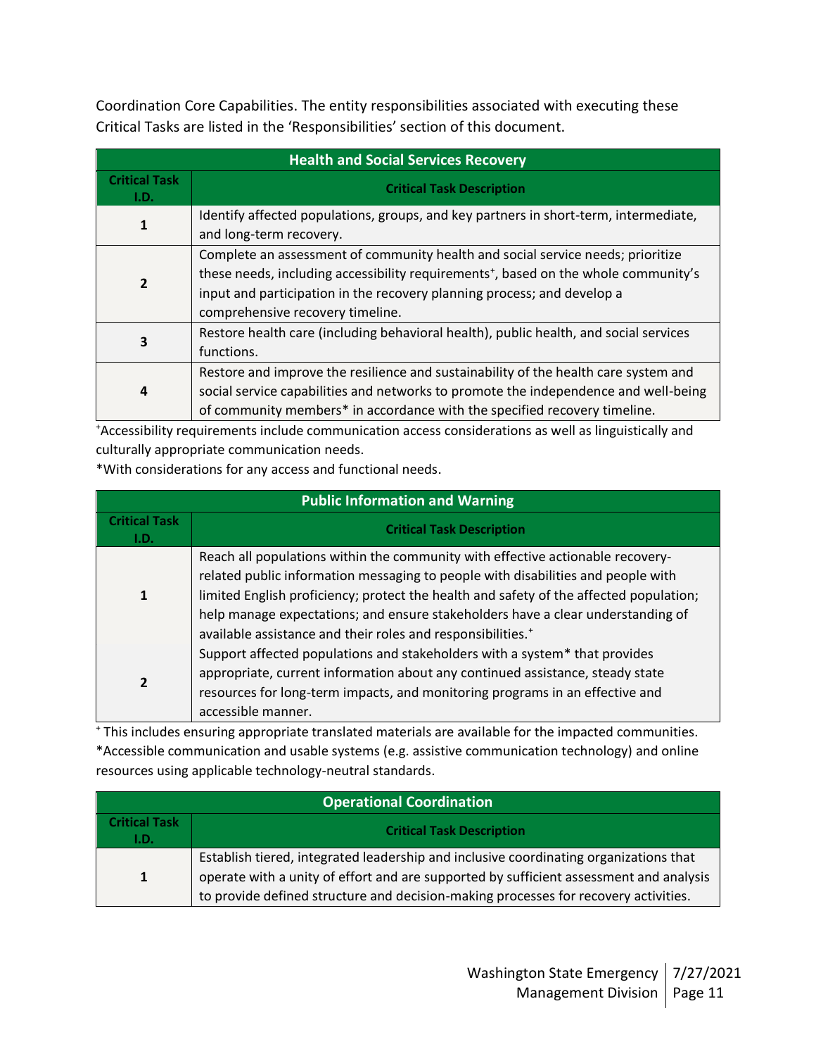Coordination Core Capabilities. The entity responsibilities associated with executing these Critical Tasks are listed in the 'Responsibilities' section of this document.

| Health and Social Services Recovery | |
|---|---|
| **Critical Task I.D.** | **Critical Task Description** |
| **1** | Identify affected populations, groups, and key partners in short-term, intermediate, and long-term recovery. |
| **2** | Complete an assessment of community health and social service needs; prioritize these needs, including accessibility requirements⁺, based on the whole community's input and participation in the recovery planning process; and develop a comprehensive recovery timeline. |
| **3** | Restore health care (including behavioral health), public health, and social services functions. |
| **4** | Restore and improve the resilience and sustainability of the health care system and social service capabilities and networks to promote the independence and well-being of community members* in accordance with the specified recovery timeline. |

⁺Accessibility requirements include communication access considerations as well as linguistically and culturally appropriate communication needs.

*With considerations for any access and functional needs.

| Public Information and Warning | |
|---|---|
| **Critical Task I.D.** | **Critical Task Description** |
| **1** | Reach all populations within the community with effective actionable recovery-related public information messaging to people with disabilities and people with limited English proficiency; protect the health and safety of the affected population; help manage expectations; and ensure stakeholders have a clear understanding of available assistance and their roles and responsibilities.⁺ |
| **2** | Support affected populations and stakeholders with a system* that provides appropriate, current information about any continued assistance, steady state resources for long-term impacts, and monitoring programs in an effective and accessible manner. |

⁺ This includes ensuring appropriate translated materials are available for the impacted communities.

*Accessible communication and usable systems (e.g. assistive communication technology) and online resources using applicable technology-neutral standards.

| Operational Coordination | |
|---|---|
| **Critical Task I.D.** | **Critical Task Description** |
| **1** | Establish tiered, integrated leadership and inclusive coordinating organizations that operate with a unity of effort and are supported by sufficient assessment and analysis to provide defined structure and decision-making processes for recovery activities. |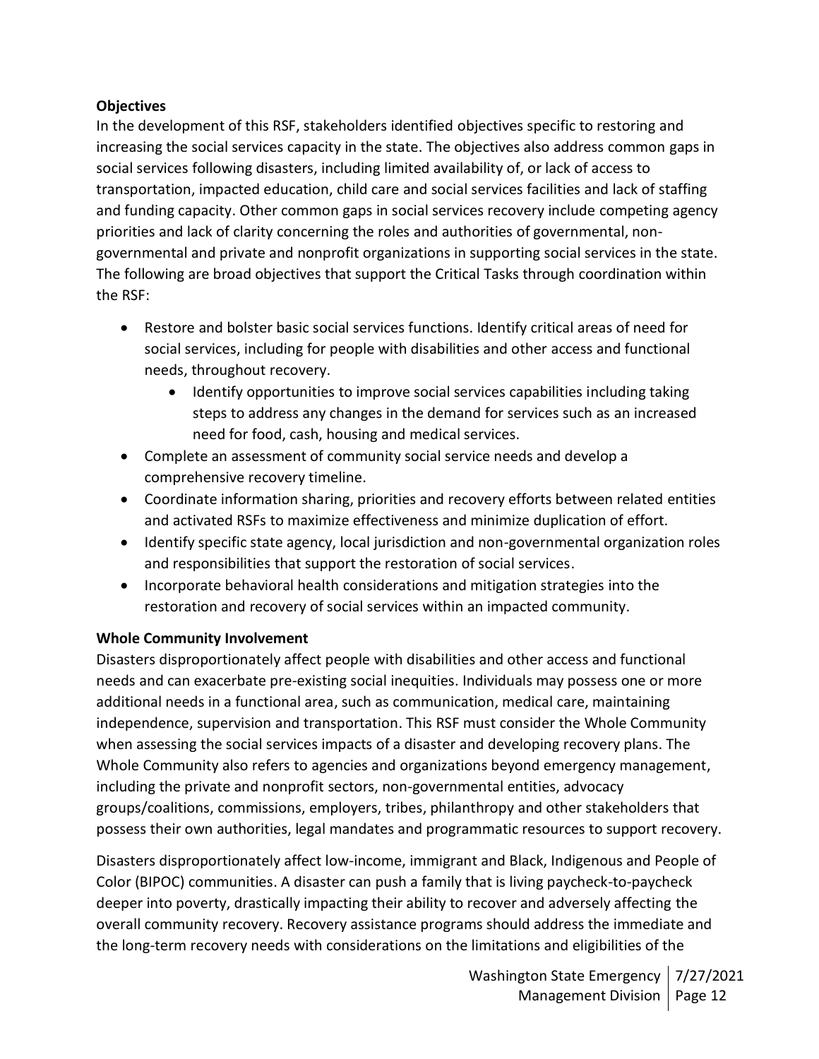**Objectives**

In the development of this RSF, stakeholders identified objectives specific to restoring and increasing the social services capacity in the state. The objectives also address common gaps in social services following disasters, including limited availability of, or lack of access to transportation, impacted education, child care and social services facilities and lack of staffing and funding capacity. Other common gaps in social services recovery include competing agency priorities and lack of clarity concerning the roles and authorities of governmental, non-governmental and private and nonprofit organizations in supporting social services in the state. The following are broad objectives that support the Critical Tasks through coordination within the RSF:

- Restore and bolster basic social services functions. Identify critical areas of need for social services, including for people with disabilities and other access and functional needs, throughout recovery.
    - Identify opportunities to improve social services capabilities including taking steps to address any changes in the demand for services such as an increased need for food, cash, housing and medical services.
- Complete an assessment of community social service needs and develop a comprehensive recovery timeline.
- Coordinate information sharing, priorities and recovery efforts between related entities and activated RSFs to maximize effectiveness and minimize duplication of effort.
- Identify specific state agency, local jurisdiction and non-governmental organization roles and responsibilities that support the restoration of social services.
- Incorporate behavioral health considerations and mitigation strategies into the restoration and recovery of social services within an impacted community.

**Whole Community Involvement**

Disasters disproportionately affect people with disabilities and other access and functional needs and can exacerbate pre-existing social inequities. Individuals may possess one or more additional needs in a functional area, such as communication, medical care, maintaining independence, supervision and transportation. This RSF must consider the Whole Community when assessing the social services impacts of a disaster and developing recovery plans. The Whole Community also refers to agencies and organizations beyond emergency management, including the private and nonprofit sectors, non-governmental entities, advocacy groups/coalitions, commissions, employers, tribes, philanthropy and other stakeholders that possess their own authorities, legal mandates and programmatic resources to support recovery.

Disasters disproportionately affect low-income, immigrant and Black, Indigenous and People of Color (BIPOC) communities. A disaster can push a family that is living paycheck-to-paycheck deeper into poverty, drastically impacting their ability to recover and adversely affecting the overall community recovery. Recovery assistance programs should address the immediate and the long-term recovery needs with considerations on the limitations and eligibilities of the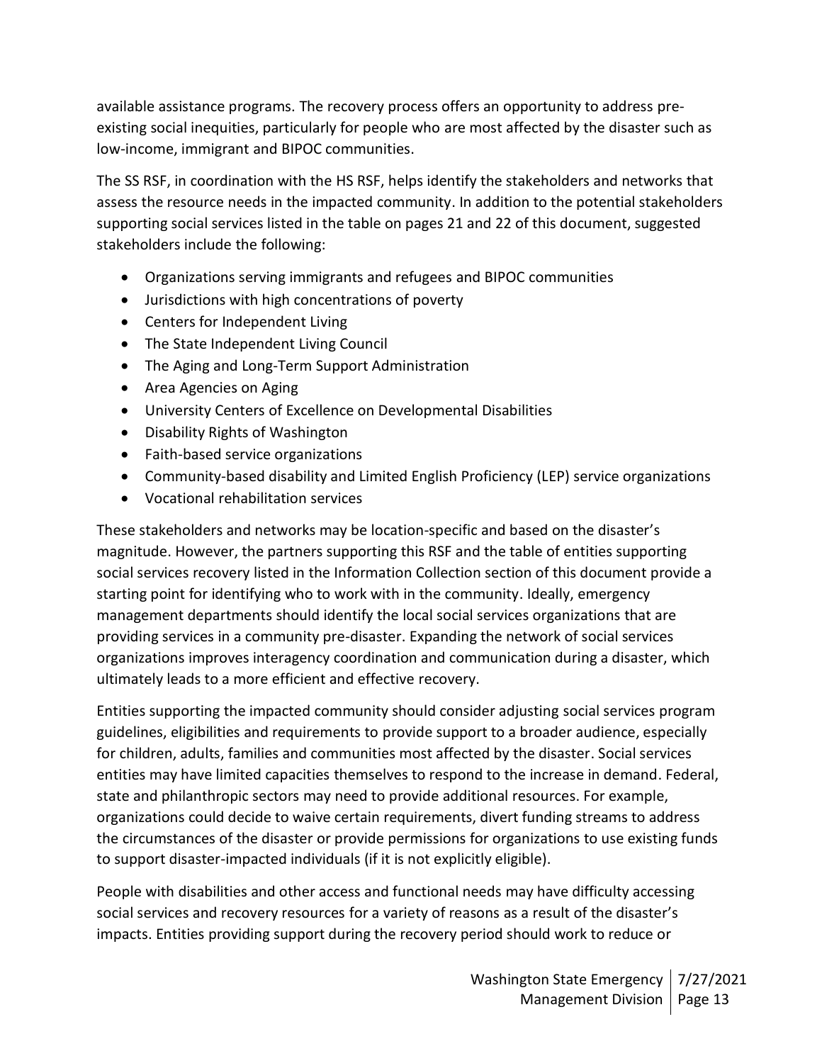available assistance programs. The recovery process offers an opportunity to address pre-existing social inequities, particularly for people who are most affected by the disaster such as low-income, immigrant and BIPOC communities.

The SS RSF, in coordination with the HS RSF, helps identify the stakeholders and networks that assess the resource needs in the impacted community. In addition to the potential stakeholders supporting social services listed in the table on pages 21 and 22 of this document, suggested stakeholders include the following:

- Organizations serving immigrants and refugees and BIPOC communities
- Jurisdictions with high concentrations of poverty
- Centers for Independent Living
- The State Independent Living Council
- The Aging and Long-Term Support Administration
- Area Agencies on Aging
- University Centers of Excellence on Developmental Disabilities
- Disability Rights of Washington
- Faith-based service organizations
- Community-based disability and Limited English Proficiency (LEP) service organizations
- Vocational rehabilitation services

These stakeholders and networks may be location-specific and based on the disaster's magnitude. However, the partners supporting this RSF and the table of entities supporting social services recovery listed in the Information Collection section of this document provide a starting point for identifying who to work with in the community. Ideally, emergency management departments should identify the local social services organizations that are providing services in a community pre-disaster. Expanding the network of social services organizations improves interagency coordination and communication during a disaster, which ultimately leads to a more efficient and effective recovery.

Entities supporting the impacted community should consider adjusting social services program guidelines, eligibilities and requirements to provide support to a broader audience, especially for children, adults, families and communities most affected by the disaster. Social services entities may have limited capacities themselves to respond to the increase in demand. Federal, state and philanthropic sectors may need to provide additional resources. For example, organizations could decide to waive certain requirements, divert funding streams to address the circumstances of the disaster or provide permissions for organizations to use existing funds to support disaster-impacted individuals (if it is not explicitly eligible).

People with disabilities and other access and functional needs may have difficulty accessing social services and recovery resources for a variety of reasons as a result of the disaster's impacts. Entities providing support during the recovery period should work to reduce or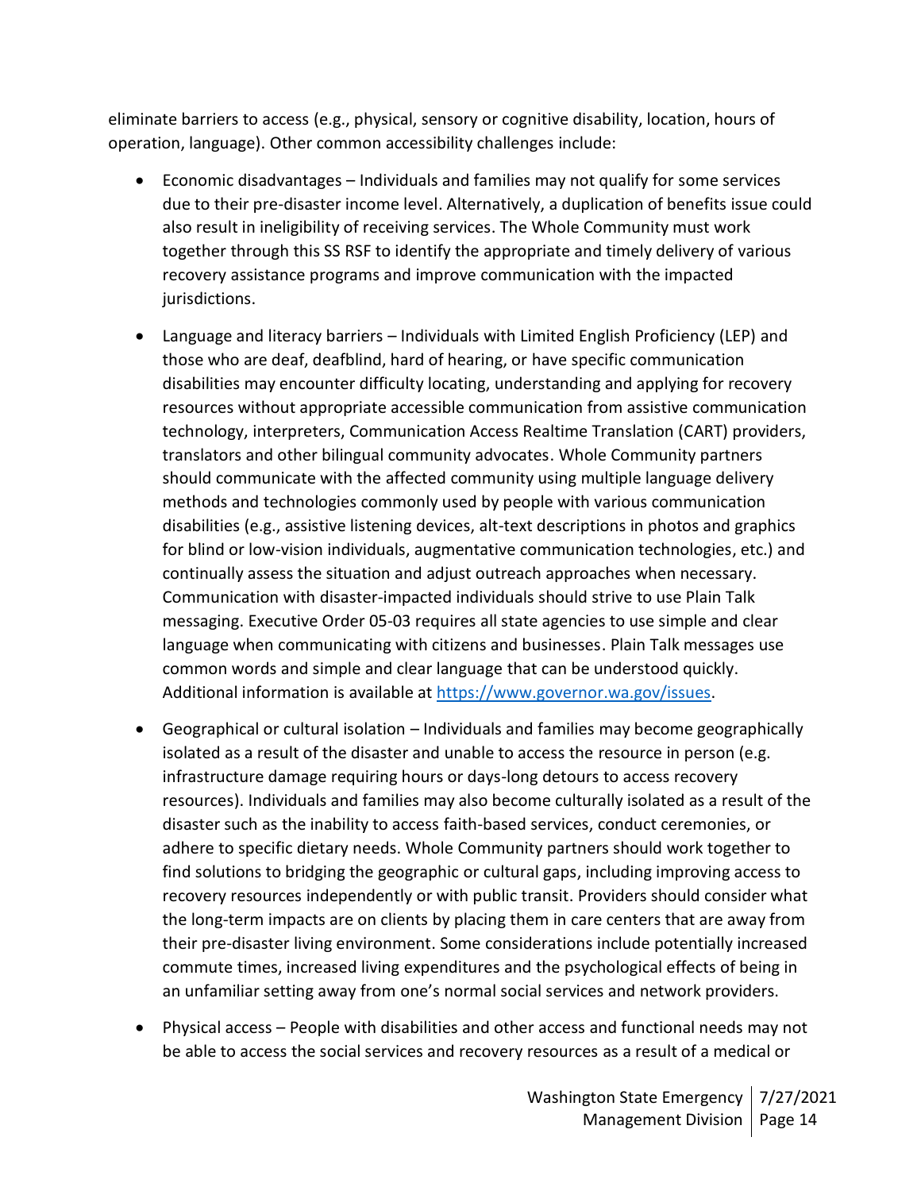eliminate barriers to access (e.g., physical, sensory or cognitive disability, location, hours of operation, language). Other common accessibility challenges include:

- Economic disadvantages – Individuals and families may not qualify for some services due to their pre-disaster income level. Alternatively, a duplication of benefits issue could also result in ineligibility of receiving services. The Whole Community must work together through this SS RSF to identify the appropriate and timely delivery of various recovery assistance programs and improve communication with the impacted jurisdictions.
- Language and literacy barriers – Individuals with Limited English Proficiency (LEP) and those who are deaf, deafblind, hard of hearing, or have specific communication disabilities may encounter difficulty locating, understanding and applying for recovery resources without appropriate accessible communication from assistive communication technology, interpreters, Communication Access Realtime Translation (CART) providers, translators and other bilingual community advocates. Whole Community partners should communicate with the affected community using multiple language delivery methods and technologies commonly used by people with various communication disabilities (e.g., assistive listening devices, alt-text descriptions in photos and graphics for blind or low-vision individuals, augmentative communication technologies, etc.) and continually assess the situation and adjust outreach approaches when necessary. Communication with disaster-impacted individuals should strive to use Plain Talk messaging. Executive Order 05-03 requires all state agencies to use simple and clear language when communicating with citizens and businesses. Plain Talk messages use common words and simple and clear language that can be understood quickly. Additional information is available at [https://www.governor.wa.gov/issues](https://www.governor.wa.gov/issues).
- Geographical or cultural isolation – Individuals and families may become geographically isolated as a result of the disaster and unable to access the resource in person (e.g. infrastructure damage requiring hours or days-long detours to access recovery resources). Individuals and families may also become culturally isolated as a result of the disaster such as the inability to access faith-based services, conduct ceremonies, or adhere to specific dietary needs. Whole Community partners should work together to find solutions to bridging the geographic or cultural gaps, including improving access to recovery resources independently or with public transit. Providers should consider what the long-term impacts are on clients by placing them in care centers that are away from their pre-disaster living environment. Some considerations include potentially increased commute times, increased living expenditures and the psychological effects of being in an unfamiliar setting away from one's normal social services and network providers.
- Physical access – People with disabilities and other access and functional needs may not be able to access the social services and recovery resources as a result of a medical or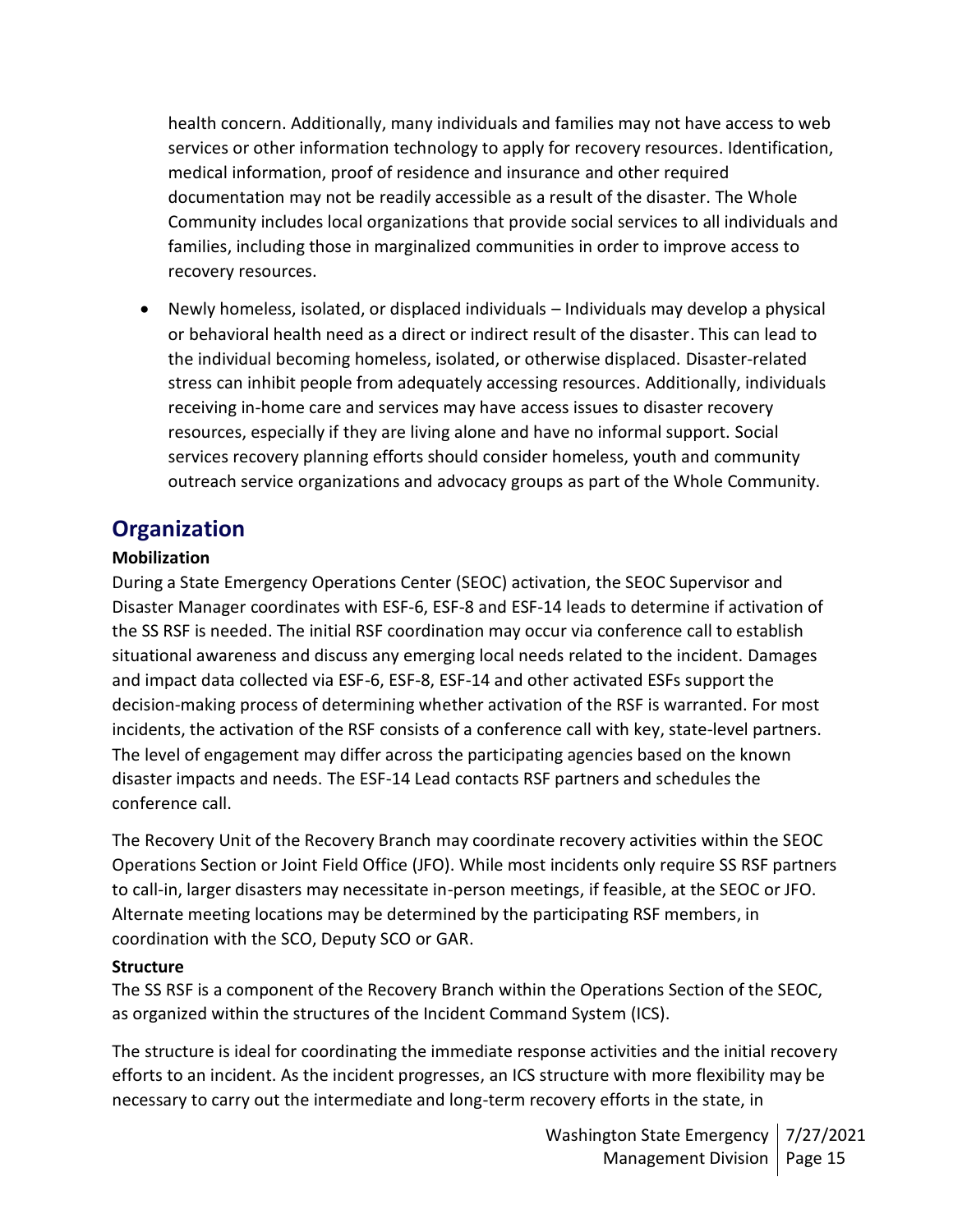health concern. Additionally, many individuals and families may not have access to web services or other information technology to apply for recovery resources. Identification, medical information, proof of residence and insurance and other required documentation may not be readily accessible as a result of the disaster. The Whole Community includes local organizations that provide social services to all individuals and families, including those in marginalized communities in order to improve access to recovery resources.

- Newly homeless, isolated, or displaced individuals – Individuals may develop a physical or behavioral health need as a direct or indirect result of the disaster. This can lead to the individual becoming homeless, isolated, or otherwise displaced. Disaster-related stress can inhibit people from adequately accessing resources. Additionally, individuals receiving in-home care and services may have access issues to disaster recovery resources, especially if they are living alone and have no informal support. Social services recovery planning efforts should consider homeless, youth and community outreach service organizations and advocacy groups as part of the Whole Community.

## Organization

**Mobilization**

During a State Emergency Operations Center (SEOC) activation, the SEOC Supervisor and Disaster Manager coordinates with ESF-6, ESF-8 and ESF-14 leads to determine if activation of the SS RSF is needed. The initial RSF coordination may occur via conference call to establish situational awareness and discuss any emerging local needs related to the incident. Damages and impact data collected via ESF-6, ESF-8, ESF-14 and other activated ESFs support the decision-making process of determining whether activation of the RSF is warranted. For most incidents, the activation of the RSF consists of a conference call with key, state-level partners. The level of engagement may differ across the participating agencies based on the known disaster impacts and needs. The ESF-14 Lead contacts RSF partners and schedules the conference call.

The Recovery Unit of the Recovery Branch may coordinate recovery activities within the SEOC Operations Section or Joint Field Office (JFO). While most incidents only require SS RSF partners to call-in, larger disasters may necessitate in-person meetings, if feasible, at the SEOC or JFO. Alternate meeting locations may be determined by the participating RSF members, in coordination with the SCO, Deputy SCO or GAR.

**Structure**

The SS RSF is a component of the Recovery Branch within the Operations Section of the SEOC, as organized within the structures of the Incident Command System (ICS).

The structure is ideal for coordinating the immediate response activities and the initial recovery efforts to an incident. As the incident progresses, an ICS structure with more flexibility may be necessary to carry out the intermediate and long-term recovery efforts in the state, in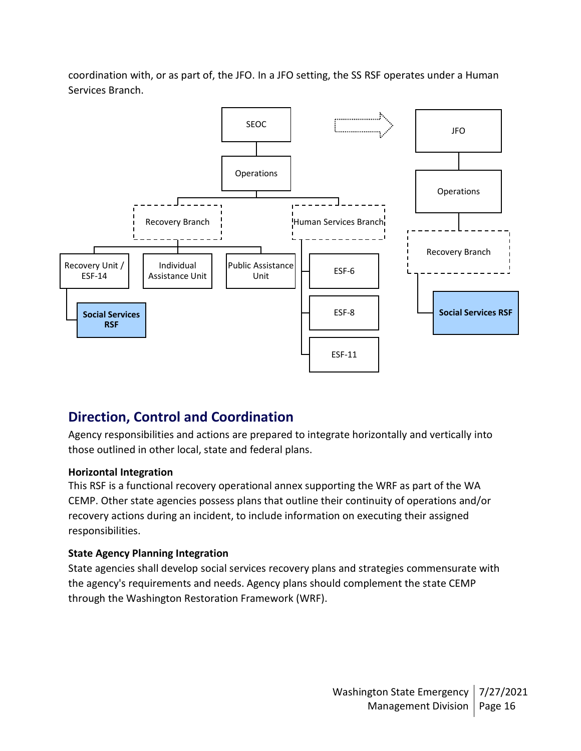coordination with, or as part of, the JFO. In a JFO setting, the SS RSF operates under a Human Services Branch.

SEOC

Operations

Recovery Branch

Human Services Branch

Recovery Unit / ESF-14

Individual Assistance Unit

Public Assistance Unit

**Social Services RSF**

ESF-6

ESF-8

ESF-11

JFO

Operations

Recovery Branch

**Social Services RSF**

## Direction, Control and Coordination

Agency responsibilities and actions are prepared to integrate horizontally and vertically into those outlined in other local, state and federal plans.

### Horizontal Integration

This RSF is a functional recovery operational annex supporting the WRF as part of the WA CEMP. Other state agencies possess plans that outline their continuity of operations and/or recovery actions during an incident, to include information on executing their assigned responsibilities.

### State Agency Planning Integration

State agencies shall develop social services recovery plans and strategies commensurate with the agency's requirements and needs. Agency plans should complement the state CEMP through the Washington Restoration Framework (WRF).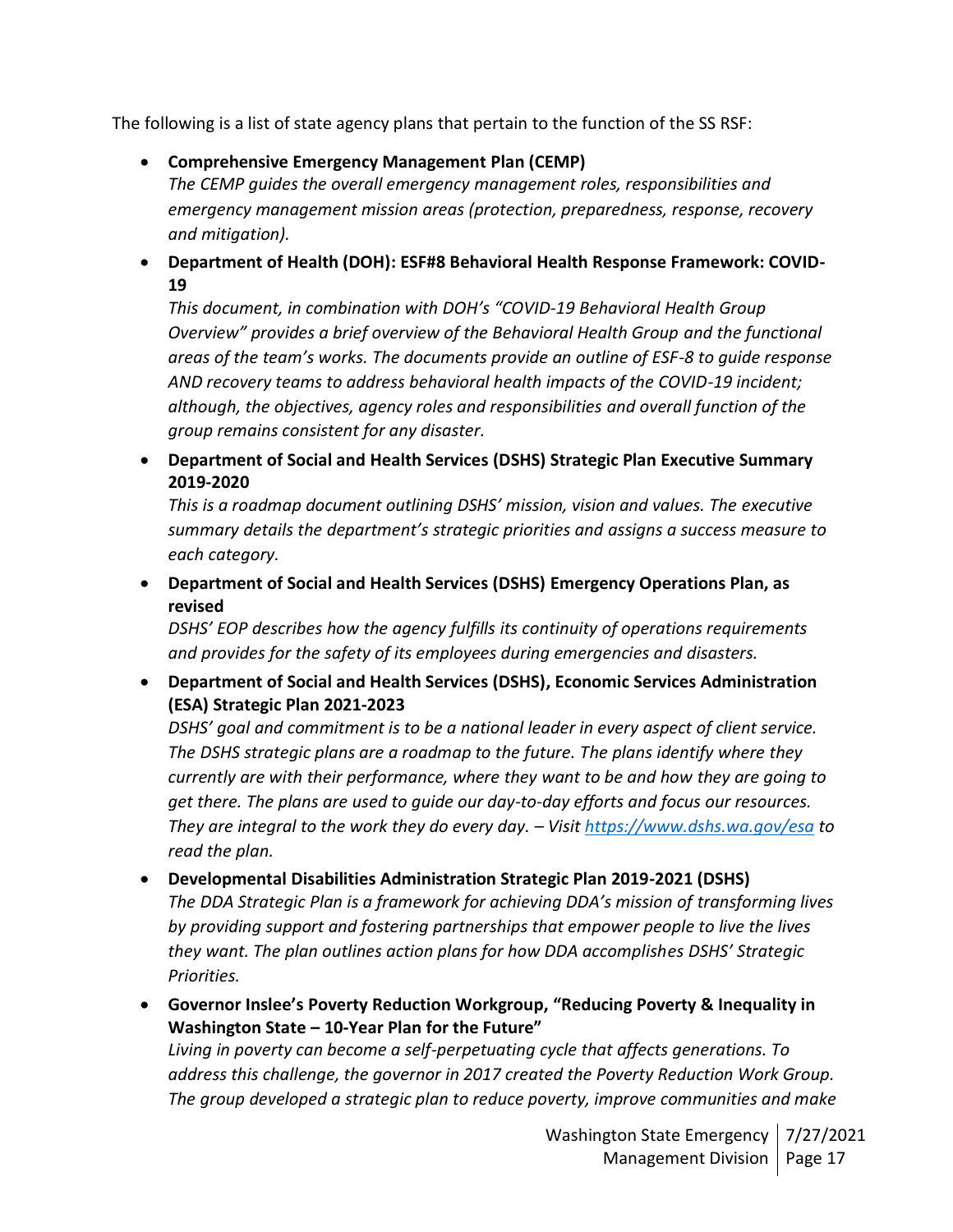The following is a list of state agency plans that pertain to the function of the SS RSF:

- **Comprehensive Emergency Management Plan (CEMP)**
  *The CEMP guides the overall emergency management roles, responsibilities and emergency management mission areas (protection, preparedness, response, recovery and mitigation).*
- **Department of Health (DOH): ESF#8 Behavioral Health Response Framework: COVID-19**
  *This document, in combination with DOH's "COVID-19 Behavioral Health Group Overview" provides a brief overview of the Behavioral Health Group and the functional areas of the team's works. The documents provide an outline of ESF-8 to guide response AND recovery teams to address behavioral health impacts of the COVID-19 incident; although, the objectives, agency roles and responsibilities and overall function of the group remains consistent for any disaster.*
- **Department of Social and Health Services (DSHS) Strategic Plan Executive Summary 2019-2020**
  *This is a roadmap document outlining DSHS' mission, vision and values. The executive summary details the department's strategic priorities and assigns a success measure to each category.*
- **Department of Social and Health Services (DSHS) Emergency Operations Plan, as revised**
  *DSHS' EOP describes how the agency fulfills its continuity of operations requirements and provides for the safety of its employees during emergencies and disasters.*
- **Department of Social and Health Services (DSHS), Economic Services Administration (ESA) Strategic Plan 2021-2023**
  *DSHS' goal and commitment is to be a national leader in every aspect of client service. The DSHS strategic plans are a roadmap to the future. The plans identify where they currently are with their performance, where they want to be and how they are going to get there. The plans are used to guide our day-to-day efforts and focus our resources. They are integral to the work they do every day. – Visit [https://www.dshs.wa.gov/esa](https://www.dshs.wa.gov/esa) to read the plan.*
- **Developmental Disabilities Administration Strategic Plan 2019-2021 (DSHS)**
  *The DDA Strategic Plan is a framework for achieving DDA's mission of transforming lives by providing support and fostering partnerships that empower people to live the lives they want. The plan outlines action plans for how DDA accomplishes DSHS' Strategic Priorities.*
- **Governor Inslee's Poverty Reduction Workgroup, "Reducing Poverty & Inequality in Washington State – 10-Year Plan for the Future"**
  *Living in poverty can become a self-perpetuating cycle that affects generations. To address this challenge, the governor in 2017 created the Poverty Reduction Work Group. The group developed a strategic plan to reduce poverty, improve communities and make*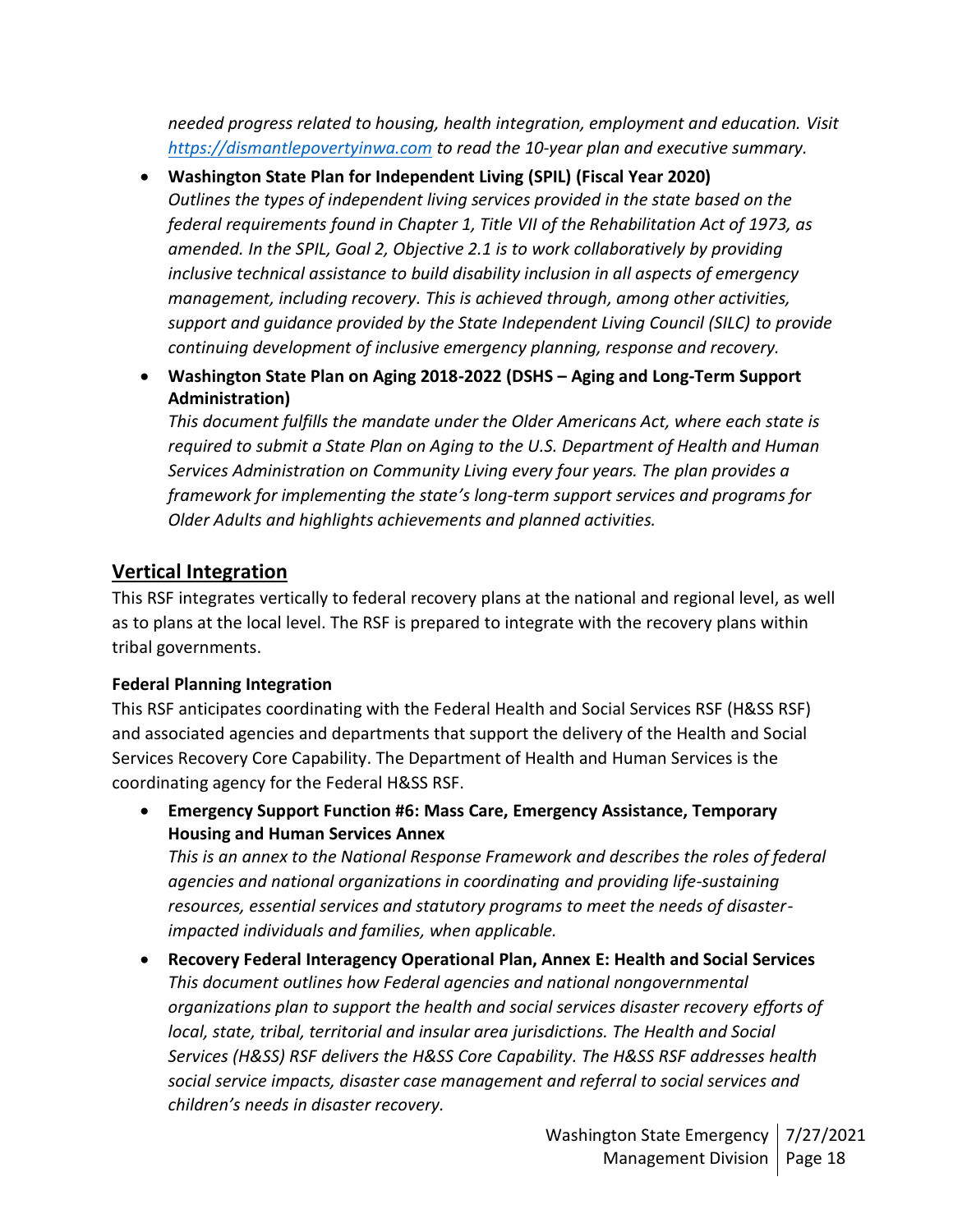*needed progress related to housing, health integration, employment and education. Visit [https://dismantlepovertyinwa.com](https://dismantlepovertyinwa.com) to read the 10-year plan and executive summary.*

- **Washington State Plan for Independent Living (SPIL) (Fiscal Year 2020)**
  *Outlines the types of independent living services provided in the state based on the federal requirements found in Chapter 1, Title VII of the Rehabilitation Act of 1973, as amended. In the SPIL, Goal 2, Objective 2.1 is to work collaboratively by providing inclusive technical assistance to build disability inclusion in all aspects of emergency management, including recovery. This is achieved through, among other activities, support and guidance provided by the State Independent Living Council (SILC) to provide continuing development of inclusive emergency planning, response and recovery.*
- **Washington State Plan on Aging 2018-2022 (DSHS – Aging and Long-Term Support Administration)**
  *This document fulfills the mandate under the Older Americans Act, where each state is required to submit a State Plan on Aging to the U.S. Department of Health and Human Services Administration on Community Living every four years. The plan provides a framework for implementing the state's long-term support services and programs for Older Adults and highlights achievements and planned activities.*

## Vertical Integration

This RSF integrates vertically to federal recovery plans at the national and regional level, as well as to plans at the local level. The RSF is prepared to integrate with the recovery plans within tribal governments.

### Federal Planning Integration

This RSF anticipates coordinating with the Federal Health and Social Services RSF (H&SS RSF) and associated agencies and departments that support the delivery of the Health and Social Services Recovery Core Capability. The Department of Health and Human Services is the coordinating agency for the Federal H&SS RSF.

- **Emergency Support Function #6: Mass Care, Emergency Assistance, Temporary Housing and Human Services Annex**
  *This is an annex to the National Response Framework and describes the roles of federal agencies and national organizations in coordinating and providing life-sustaining resources, essential services and statutory programs to meet the needs of disaster-impacted individuals and families, when applicable.*
- **Recovery Federal Interagency Operational Plan, Annex E: Health and Social Services**
  *This document outlines how Federal agencies and national nongovernmental organizations plan to support the health and social services disaster recovery efforts of local, state, tribal, territorial and insular area jurisdictions. The Health and Social Services (H&SS) RSF delivers the H&SS Core Capability. The H&SS RSF addresses health social service impacts, disaster case management and referral to social services and children's needs in disaster recovery.*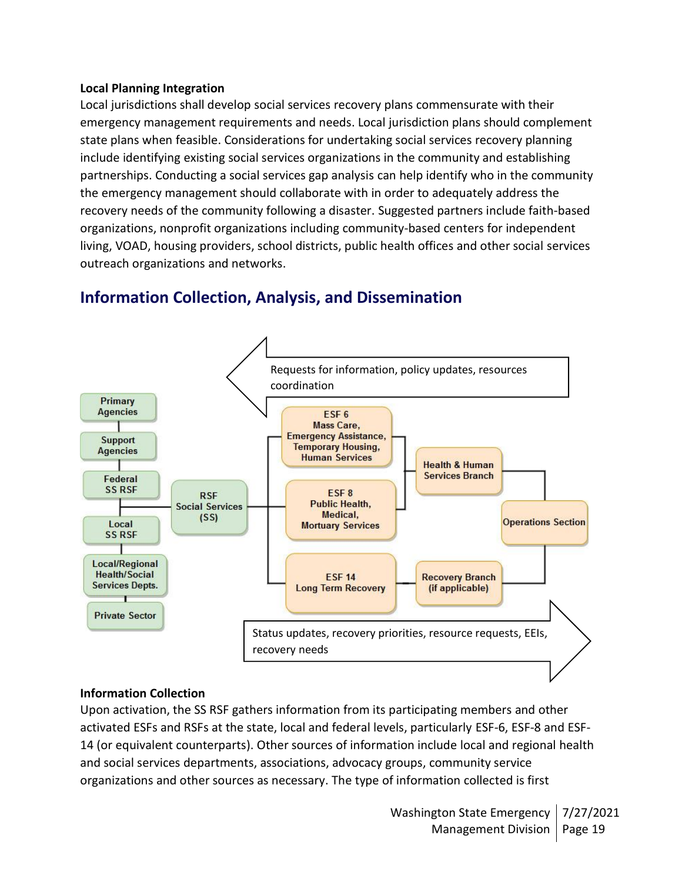### Local Planning Integration

Local jurisdictions shall develop social services recovery plans commensurate with their emergency management requirements and needs. Local jurisdiction plans should complement state plans when feasible. Considerations for undertaking social services recovery planning include identifying existing social services organizations in the community and establishing partnerships. Conducting a social services gap analysis can help identify who in the community the emergency management should collaborate with in order to adequately address the recovery needs of the community following a disaster. Suggested partners include faith-based organizations, nonprofit organizations including community-based centers for independent living, VOAD, housing providers, school districts, public health offices and other social services outreach organizations and networks.

## Information Collection, Analysis, and Dissemination

Requests for information, policy updates, resources coordination

Primary Agencies

Support Agencies

Federal SS RSF

Local SS RSF

Local/Regional Health/Social Services Depts.

Private Sector

RSF Social Services (SS)

ESF 6 Mass Care, Emergency Assistance, Temporary Housing, Human Services

ESF 8 Public Health, Medical, Mortuary Services

ESF 14 Long Term Recovery

Health & Human Services Branch

Recovery Branch (if applicable)

Operations Section

Status updates, recovery priorities, resource requests, EEIs, recovery needs

### Information Collection

Upon activation, the SS RSF gathers information from its participating members and other activated ESFs and RSFs at the state, local and federal levels, particularly ESF-6, ESF-8 and ESF-14 (or equivalent counterparts). Other sources of information include local and regional health and social services departments, associations, advocacy groups, community service organizations and other sources as necessary. The type of information collected is first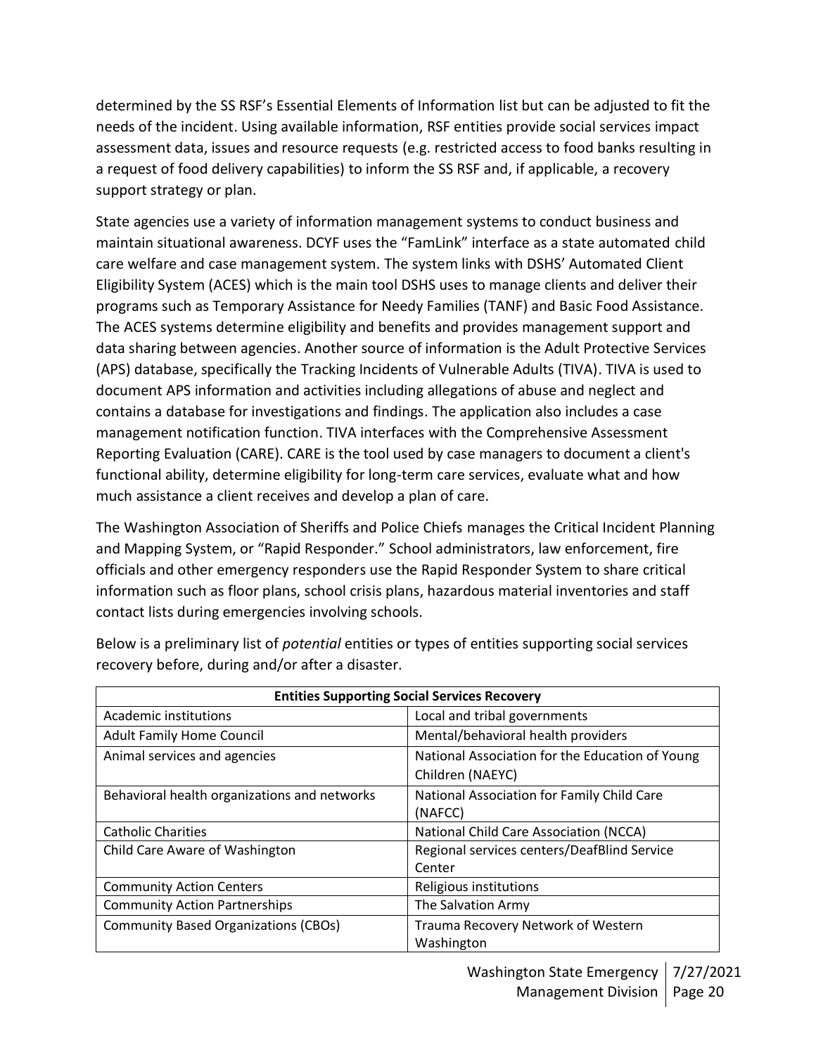determined by the SS RSF's Essential Elements of Information list but can be adjusted to fit the needs of the incident. Using available information, RSF entities provide social services impact assessment data, issues and resource requests (e.g. restricted access to food banks resulting in a request of food delivery capabilities) to inform the SS RSF and, if applicable, a recovery support strategy or plan.

State agencies use a variety of information management systems to conduct business and maintain situational awareness. DCYF uses the "FamLink" interface as a state automated child care welfare and case management system. The system links with DSHS' Automated Client Eligibility System (ACES) which is the main tool DSHS uses to manage clients and deliver their programs such as Temporary Assistance for Needy Families (TANF) and Basic Food Assistance. The ACES systems determine eligibility and benefits and provides management support and data sharing between agencies. Another source of information is the Adult Protective Services (APS) database, specifically the Tracking Incidents of Vulnerable Adults (TIVA). TIVA is used to document APS information and activities including allegations of abuse and neglect and contains a database for investigations and findings. The application also includes a case management notification function. TIVA interfaces with the Comprehensive Assessment Reporting Evaluation (CARE). CARE is the tool used by case managers to document a client's functional ability, determine eligibility for long-term care services, evaluate what and how much assistance a client receives and develop a plan of care.

The Washington Association of Sheriffs and Police Chiefs manages the Critical Incident Planning and Mapping System, or "Rapid Responder." School administrators, law enforcement, fire officials and other emergency responders use the Rapid Responder System to share critical information such as floor plans, school crisis plans, hazardous material inventories and staff contact lists during emergencies involving schools.

Below is a preliminary list of *potential* entities or types of entities supporting social services recovery before, during and/or after a disaster.

| **Entities Supporting Social Services Recovery** | |
|---|---|
| Academic institutions | Local and tribal governments |
| Adult Family Home Council | Mental/behavioral health providers |
| Animal services and agencies | National Association for the Education of Young Children (NAEYC) |
| Behavioral health organizations and networks | National Association for Family Child Care (NAFCC) |
| Catholic Charities | National Child Care Association (NCCA) |
| Child Care Aware of Washington | Regional services centers/DeafBlind Service Center |
| Community Action Centers | Religious institutions |
| Community Action Partnerships | The Salvation Army |
| Community Based Organizations (CBOs) | Trauma Recovery Network of Western Washington |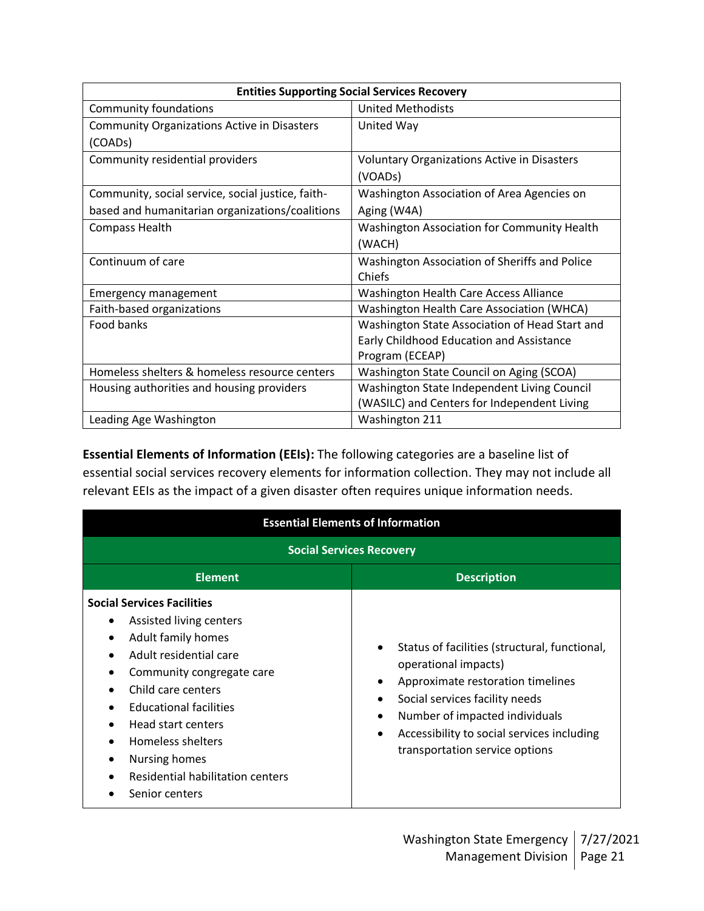| Entities Supporting Social Services Recovery | |
|---|---|
| Community foundations | United Methodists |
| Community Organizations Active in Disasters (COADs) | United Way |
| Community residential providers | Voluntary Organizations Active in Disasters (VOADs) |
| Community, social service, social justice, faith-based and humanitarian organizations/coalitions | Washington Association of Area Agencies on Aging (W4A) |
| Compass Health | Washington Association for Community Health (WACH) |
| Continuum of care | Washington Association of Sheriffs and Police Chiefs |
| Emergency management | Washington Health Care Access Alliance |
| Faith-based organizations | Washington Health Care Association (WHCA) |
| Food banks | Washington State Association of Head Start and Early Childhood Education and Assistance Program (ECEAP) |
| Homeless shelters & homeless resource centers | Washington State Council on Aging (SCOA) |
| Housing authorities and housing providers | Washington State Independent Living Council (WASILC) and Centers for Independent Living |
| Leading Age Washington | Washington 211 |

**Essential Elements of Information (EEIs):** The following categories are a baseline list of essential social services recovery elements for information collection. They may not include all relevant EEIs as the impact of a given disaster often requires unique information needs.

| Essential Elements of Information | |
|---|---|
| **Social Services Recovery** | |
| **Element** | **Description** |
| **Social Services Facilities**<br>• Assisted living centers<br>• Adult family homes<br>• Adult residential care<br>• Community congregate care<br>• Child care centers<br>• Educational facilities<br>• Head start centers<br>• Homeless shelters<br>• Nursing homes<br>• Residential habilitation centers<br>• Senior centers | • Status of facilities (structural, functional, operational impacts)<br>• Approximate restoration timelines<br>• Social services facility needs<br>• Number of impacted individuals<br>• Accessibility to social services including transportation service options |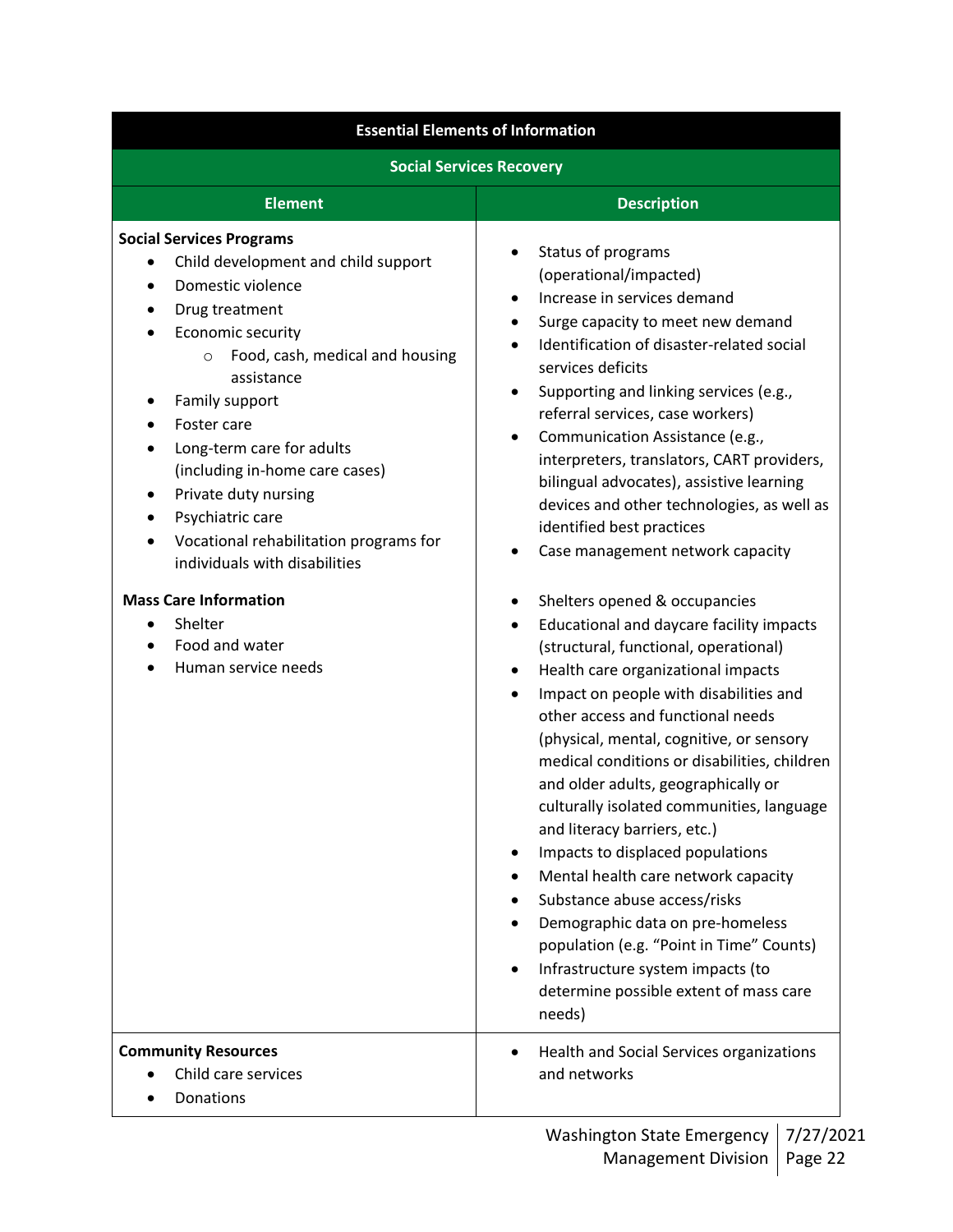| Essential Elements of Information | |
|---|---|
| **Social Services Recovery** | |
| **Element** | **Description** |
| **Social Services Programs**<br>• Child development and child support<br>• Domestic violence<br>• Drug treatment<br>• Economic security<br>  ○ Food, cash, medical and housing assistance<br>• Family support<br>• Foster care<br>• Long-term care for adults (including in-home care cases)<br>• Private duty nursing<br>• Psychiatric care<br>• Vocational rehabilitation programs for individuals with disabilities | • Status of programs (operational/impacted)<br>• Increase in services demand<br>• Surge capacity to meet new demand<br>• Identification of disaster-related social services deficits<br>• Supporting and linking services (e.g., referral services, case workers)<br>• Communication Assistance (e.g., interpreters, translators, CART providers, bilingual advocates), assistive learning devices and other technologies, as well as identified best practices<br>• Case management network capacity |
| **Mass Care Information**<br>• Shelter<br>• Food and water<br>• Human service needs | • Shelters opened & occupancies<br>• Educational and daycare facility impacts (structural, functional, operational)<br>• Health care organizational impacts<br>• Impact on people with disabilities and other access and functional needs (physical, mental, cognitive, or sensory medical conditions or disabilities, children and older adults, geographically or culturally isolated communities, language and literacy barriers, etc.)<br>• Impacts to displaced populations<br>• Mental health care network capacity<br>• Substance abuse access/risks<br>• Demographic data on pre-homeless population (e.g. "Point in Time" Counts)<br>• Infrastructure system impacts (to determine possible extent of mass care needs) |
| **Community Resources**<br>• Child care services<br>• Donations | • Health and Social Services organizations and networks |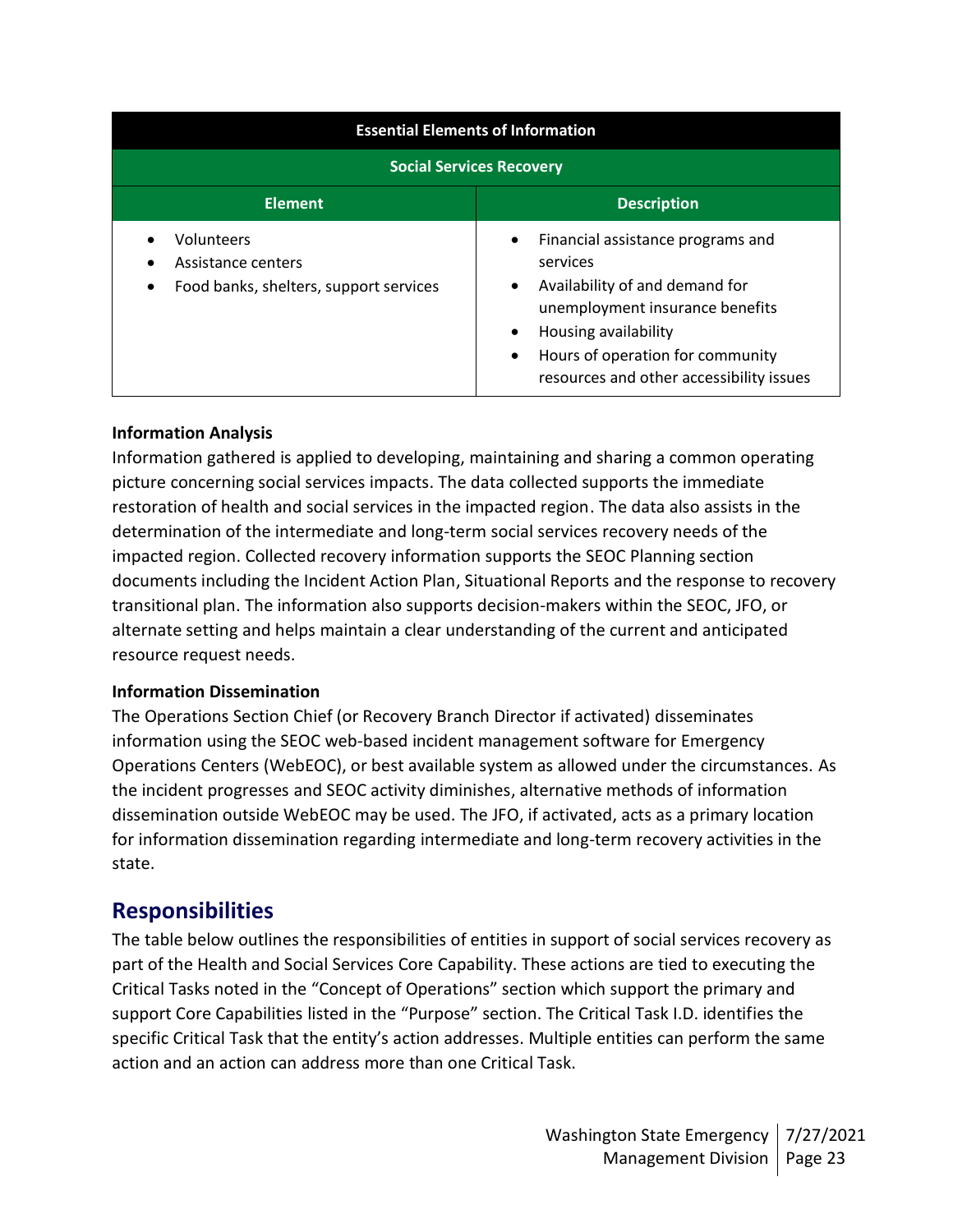| Essential Elements of Information | |
| --- | --- |
| **Social Services Recovery** | |
| **Element** | **Description** |
| • Volunteers<br>• Assistance centers<br>• Food banks, shelters, support services | • Financial assistance programs and services<br>• Availability of and demand for unemployment insurance benefits<br>• Housing availability<br>• Hours of operation for community resources and other accessibility issues |

**Information Analysis**

Information gathered is applied to developing, maintaining and sharing a common operating picture concerning social services impacts. The data collected supports the immediate restoration of health and social services in the impacted region. The data also assists in the determination of the intermediate and long-term social services recovery needs of the impacted region. Collected recovery information supports the SEOC Planning section documents including the Incident Action Plan, Situational Reports and the response to recovery transitional plan. The information also supports decision-makers within the SEOC, JFO, or alternate setting and helps maintain a clear understanding of the current and anticipated resource request needs.

**Information Dissemination**

The Operations Section Chief (or Recovery Branch Director if activated) disseminates information using the SEOC web-based incident management software for Emergency Operations Centers (WebEOC), or best available system as allowed under the circumstances. As the incident progresses and SEOC activity diminishes, alternative methods of information dissemination outside WebEOC may be used. The JFO, if activated, acts as a primary location for information dissemination regarding intermediate and long-term recovery activities in the state.

## Responsibilities

The table below outlines the responsibilities of entities in support of social services recovery as part of the Health and Social Services Core Capability. These actions are tied to executing the Critical Tasks noted in the "Concept of Operations" section which support the primary and support Core Capabilities listed in the "Purpose" section. The Critical Task I.D. identifies the specific Critical Task that the entity's action addresses. Multiple entities can perform the same action and an action can address more than one Critical Task.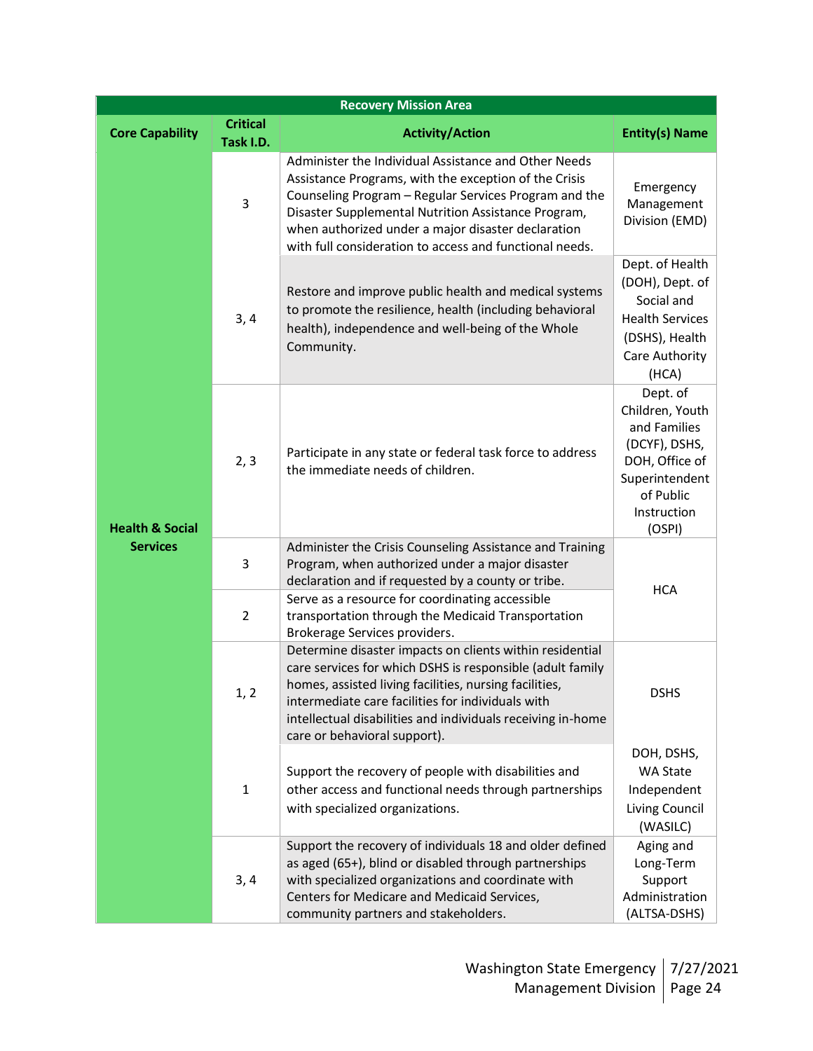| Recovery Mission Area | | | |
|---|---|---|---|
| **Core Capability** | **Critical Task I.D.** | **Activity/Action** | **Entity(s) Name** |
| **Health & Social Services** | 3 | Administer the Individual Assistance and Other Needs Assistance Programs, with the exception of the Crisis Counseling Program – Regular Services Program and the Disaster Supplemental Nutrition Assistance Program, when authorized under a major disaster declaration with full consideration to access and functional needs. | Emergency Management Division (EMD) |
| | 3, 4 | Restore and improve public health and medical systems to promote the resilience, health (including behavioral health), independence and well-being of the Whole Community. | Dept. of Health (DOH), Dept. of Social and Health Services (DSHS), Health Care Authority (HCA) |
| | 2, 3 | Participate in any state or federal task force to address the immediate needs of children. | Dept. of Children, Youth and Families (DCYF), DSHS, DOH, Office of Superintendent of Public Instruction (OSPI) |
| | 3 | Administer the Crisis Counseling Assistance and Training Program, when authorized under a major disaster declaration and if requested by a county or tribe. | HCA |
| | 2 | Serve as a resource for coordinating accessible transportation through the Medicaid Transportation Brokerage Services providers. | HCA |
| | 1, 2 | Determine disaster impacts on clients within residential care services for which DSHS is responsible (adult family homes, assisted living facilities, nursing facilities, intermediate care facilities for individuals with intellectual disabilities and individuals receiving in-home care or behavioral support). | DSHS |
| | 1 | Support the recovery of people with disabilities and other access and functional needs through partnerships with specialized organizations. | DOH, DSHS, WA State Independent Living Council (WASILC) |
| | 3, 4 | Support the recovery of individuals 18 and older defined as aged (65+), blind or disabled through partnerships with specialized organizations and coordinate with Centers for Medicare and Medicaid Services, community partners and stakeholders. | Aging and Long-Term Support Administration (ALTSA-DSHS) |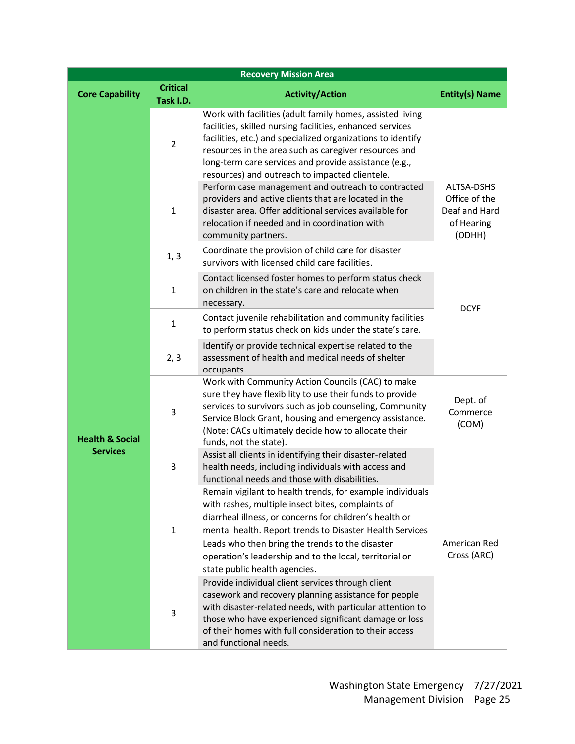| Recovery Mission Area | | | |
|---|---|---|---|
| **Core Capability** | **Critical Task I.D.** | **Activity/Action** | **Entity(s) Name** |
| Health & Social Services | 2 | Work with facilities (adult family homes, assisted living facilities, skilled nursing facilities, enhanced services facilities, etc.) and specialized organizations to identify resources in the area such as caregiver resources and long-term care services and provide assistance (e.g., resources) and outreach to impacted clientele. | ALTSA-DSHS Office of the Deaf and Hard of Hearing (ODHH) |
| | 1 | Perform case management and outreach to contracted providers and active clients that are located in the disaster area. Offer additional services available for relocation if needed and in coordination with community partners. | ALTSA-DSHS Office of the Deaf and Hard of Hearing (ODHH) |
| | 1, 3 | Coordinate the provision of child care for disaster survivors with licensed child care facilities. | DCYF |
| | 1 | Contact licensed foster homes to perform status check on children in the state's care and relocate when necessary. | DCYF |
| | 1 | Contact juvenile rehabilitation and community facilities to perform status check on kids under the state's care. | DCYF |
| | 2, 3 | Identify or provide technical expertise related to the assessment of health and medical needs of shelter occupants. | DCYF |
| | 3 | Work with Community Action Councils (CAC) to make sure they have flexibility to use their funds to provide services to survivors such as job counseling, Community Service Block Grant, housing and emergency assistance. (Note: CACs ultimately decide how to allocate their funds, not the state). | Dept. of Commerce (COM) |
| | 3 | Assist all clients in identifying their disaster-related health needs, including individuals with access and functional needs and those with disabilities. | American Red Cross (ARC) |
| | 1 | Remain vigilant to health trends, for example individuals with rashes, multiple insect bites, complaints of diarrheal illness, or concerns for children's health or mental health. Report trends to Disaster Health Services Leads who then bring the trends to the disaster operation's leadership and to the local, territorial or state public health agencies. | American Red Cross (ARC) |
| | 3 | Provide individual client services through client casework and recovery planning assistance for people with disaster-related needs, with particular attention to those who have experienced significant damage or loss of their homes with full consideration to their access and functional needs. | American Red Cross (ARC) |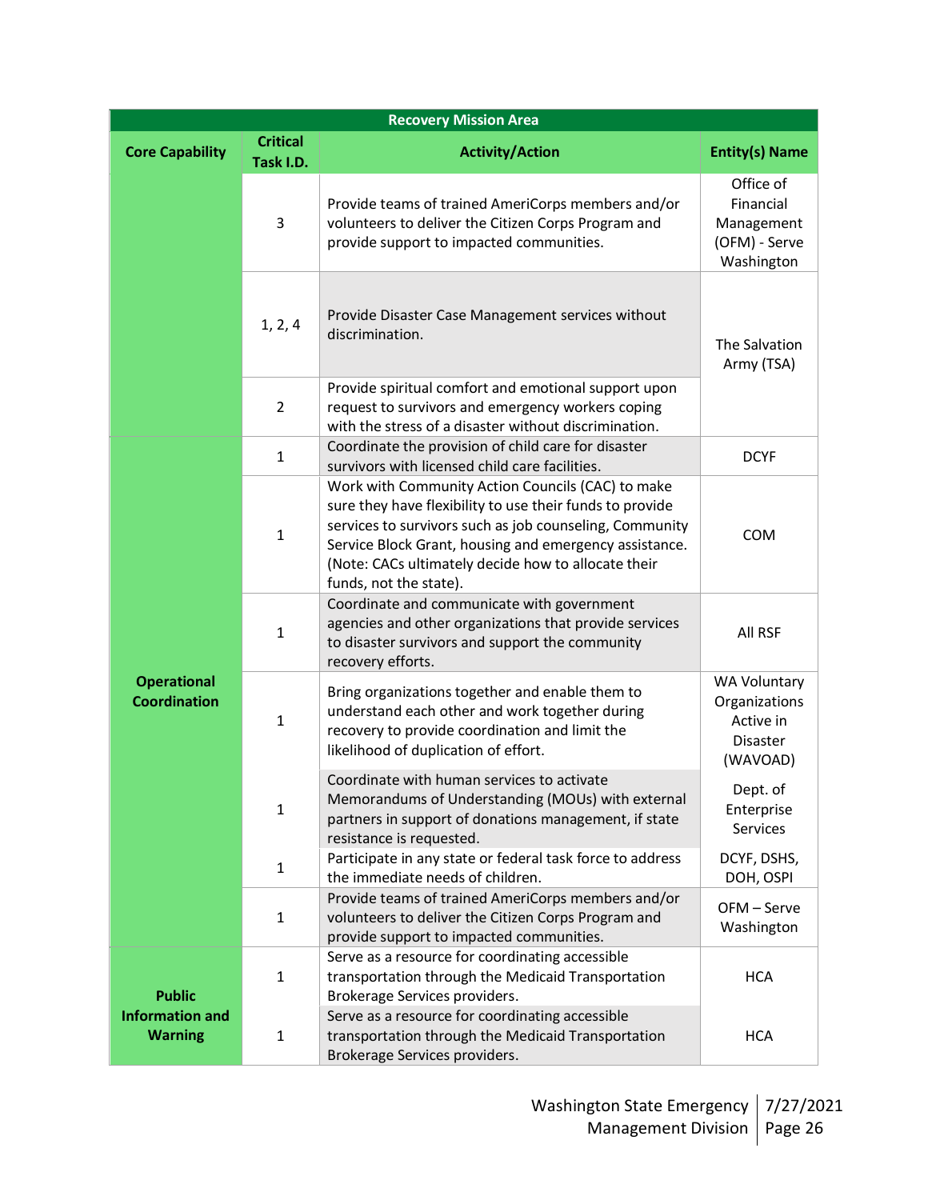| Recovery Mission Area | | | |
|---|---|---|---|
| **Core Capability** | **Critical Task I.D.** | **Activity/Action** | **Entity(s) Name** |
| | 3 | Provide teams of trained AmeriCorps members and/or volunteers to deliver the Citizen Corps Program and provide support to impacted communities. | Office of Financial Management (OFM) - Serve Washington |
| | 1, 2, 4 | Provide Disaster Case Management services without discrimination. | The Salvation Army (TSA) |
| | 2 | Provide spiritual comfort and emotional support upon request to survivors and emergency workers coping with the stress of a disaster without discrimination. | The Salvation Army (TSA) |
| Operational Coordination | 1 | Coordinate the provision of child care for disaster survivors with licensed child care facilities. | DCYF |
| Operational Coordination | 1 | Work with Community Action Councils (CAC) to make sure they have flexibility to use their funds to provide services to survivors such as job counseling, Community Service Block Grant, housing and emergency assistance. (Note: CACs ultimately decide how to allocate their funds, not the state). | COM |
| Operational Coordination | 1 | Coordinate and communicate with government agencies and other organizations that provide services to disaster survivors and support the community recovery efforts. | All RSF |
| Operational Coordination | 1 | Bring organizations together and enable them to understand each other and work together during recovery to provide coordination and limit the likelihood of duplication of effort. | WA Voluntary Organizations Active in Disaster (WAVOAD) |
| Operational Coordination | 1 | Coordinate with human services to activate Memorandums of Understanding (MOUs) with external partners in support of donations management, if state resistance is requested. | Dept. of Enterprise Services |
| Operational Coordination | 1 | Participate in any state or federal task force to address the immediate needs of children. | DCYF, DSHS, DOH, OSPI |
| Operational Coordination | 1 | Provide teams of trained AmeriCorps members and/or volunteers to deliver the Citizen Corps Program and provide support to impacted communities. | OFM – Serve Washington |
| Public Information and Warning | 1 | Serve as a resource for coordinating accessible transportation through the Medicaid Transportation Brokerage Services providers. | HCA |
| Public Information and Warning | 1 | Serve as a resource for coordinating accessible transportation through the Medicaid Transportation Brokerage Services providers. | HCA |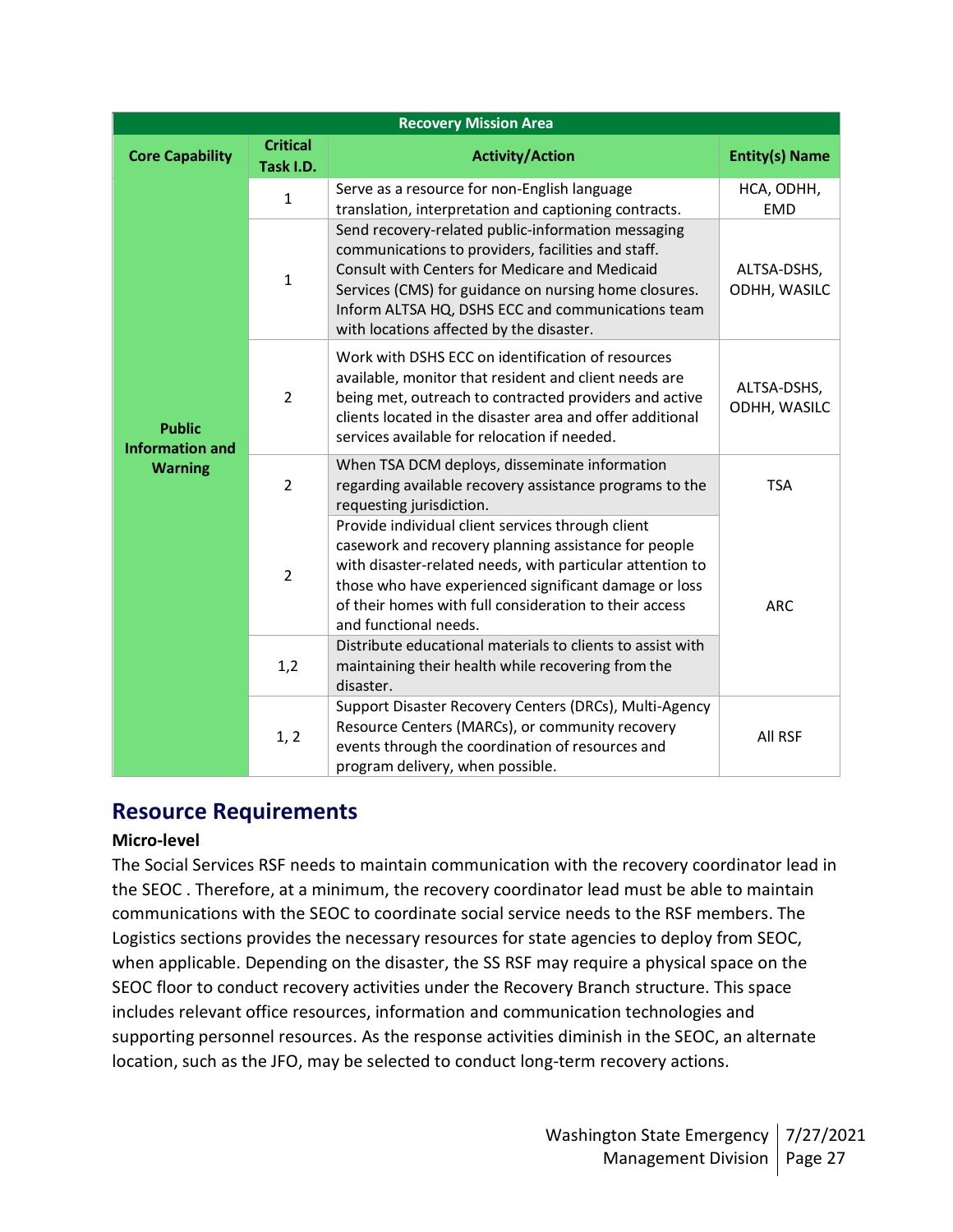| Recovery Mission Area | | | |
|---|---|---|---|
| **Core Capability** | **Critical Task I.D.** | **Activity/Action** | **Entity(s) Name** |
| **Public Information and Warning** | 1 | Serve as a resource for non-English language translation, interpretation and captioning contracts. | HCA, ODHH, EMD |
| | 1 | Send recovery-related public-information messaging communications to providers, facilities and staff. Consult with Centers for Medicare and Medicaid Services (CMS) for guidance on nursing home closures. Inform ALTSA HQ, DSHS ECC and communications team with locations affected by the disaster. | ALTSA-DSHS, ODHH, WASILC |
| | 2 | Work with DSHS ECC on identification of resources available, monitor that resident and client needs are being met, outreach to contracted providers and active clients located in the disaster area and offer additional services available for relocation if needed. | ALTSA-DSHS, ODHH, WASILC |
| | 2 | When TSA DCM deploys, disseminate information regarding available recovery assistance programs to the requesting jurisdiction. | TSA |
| | 2 | Provide individual client services through client casework and recovery planning assistance for people with disaster-related needs, with particular attention to those who have experienced significant damage or loss of their homes with full consideration to their access and functional needs. | ARC |
| | 1,2 | Distribute educational materials to clients to assist with maintaining their health while recovering from the disaster. | ARC |
| | 1, 2 | Support Disaster Recovery Centers (DRCs), Multi-Agency Resource Centers (MARCs), or community recovery events through the coordination of resources and program delivery, when possible. | All RSF |

## Resource Requirements

### Micro-level

The Social Services RSF needs to maintain communication with the recovery coordinator lead in the SEOC . Therefore, at a minimum, the recovery coordinator lead must be able to maintain communications with the SEOC to coordinate social service needs to the RSF members. The Logistics sections provides the necessary resources for state agencies to deploy from SEOC, when applicable. Depending on the disaster, the SS RSF may require a physical space on the SEOC floor to conduct recovery activities under the Recovery Branch structure. This space includes relevant office resources, information and communication technologies and supporting personnel resources. As the response activities diminish in the SEOC, an alternate location, such as the JFO, may be selected to conduct long-term recovery actions.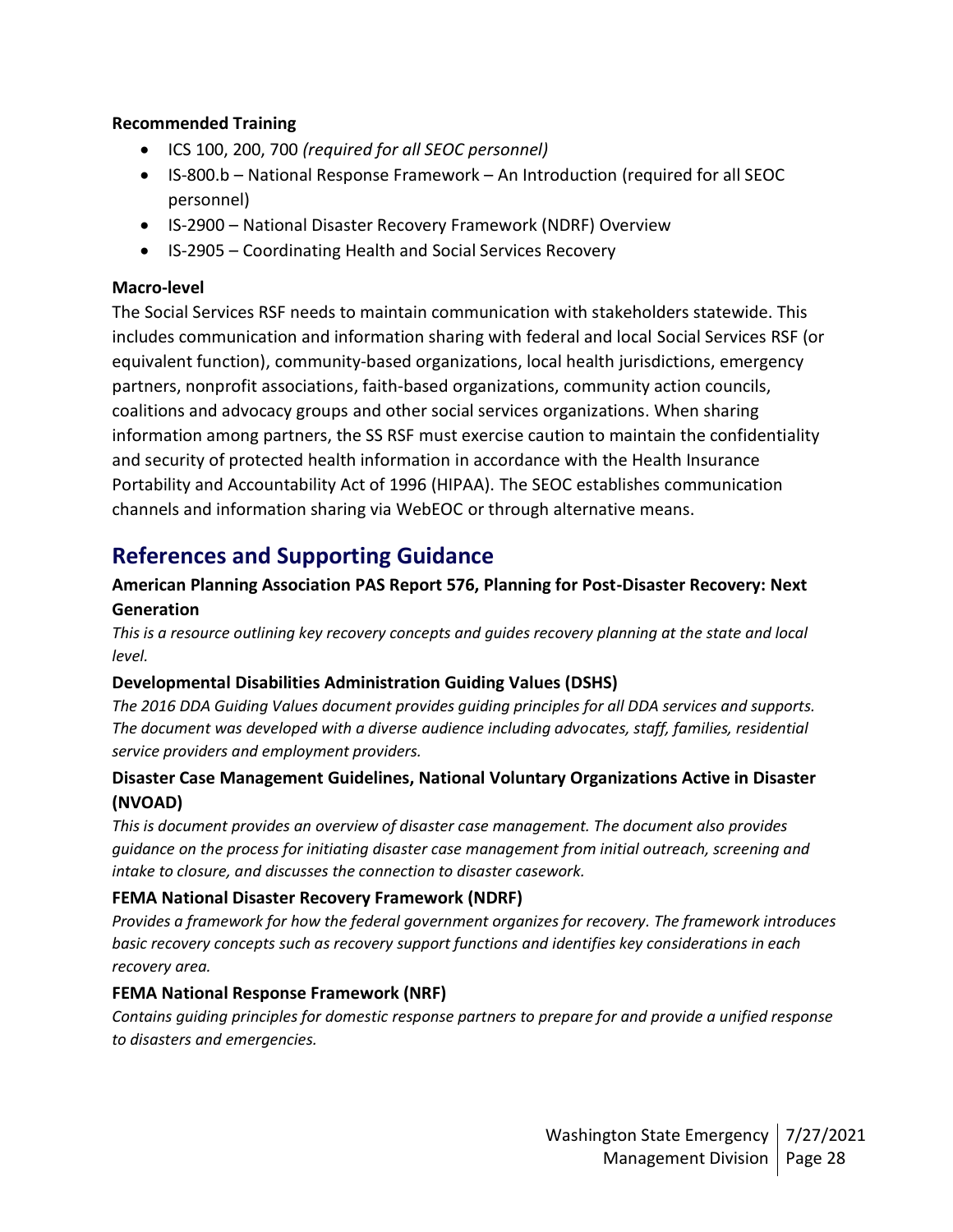**Recommended Training**

- ICS 100, 200, 700 *(required for all SEOC personnel)*
- IS-800.b – National Response Framework – An Introduction (required for all SEOC personnel)
- IS-2900 – National Disaster Recovery Framework (NDRF) Overview
- IS-2905 – Coordinating Health and Social Services Recovery

**Macro-level**

The Social Services RSF needs to maintain communication with stakeholders statewide. This includes communication and information sharing with federal and local Social Services RSF (or equivalent function), community-based organizations, local health jurisdictions, emergency partners, nonprofit associations, faith-based organizations, community action councils, coalitions and advocacy groups and other social services organizations. When sharing information among partners, the SS RSF must exercise caution to maintain the confidentiality and security of protected health information in accordance with the Health Insurance Portability and Accountability Act of 1996 (HIPAA). The SEOC establishes communication channels and information sharing via WebEOC or through alternative means.

## References and Supporting Guidance

**American Planning Association PAS Report 576, Planning for Post-Disaster Recovery: Next Generation**

*This is a resource outlining key recovery concepts and guides recovery planning at the state and local level.*

**Developmental Disabilities Administration Guiding Values (DSHS)**

*The 2016 DDA Guiding Values document provides guiding principles for all DDA services and supports. The document was developed with a diverse audience including advocates, staff, families, residential service providers and employment providers.*

**Disaster Case Management Guidelines, National Voluntary Organizations Active in Disaster (NVOAD)**

*This is document provides an overview of disaster case management. The document also provides guidance on the process for initiating disaster case management from initial outreach, screening and intake to closure, and discusses the connection to disaster casework.*

**FEMA National Disaster Recovery Framework (NDRF)**

*Provides a framework for how the federal government organizes for recovery. The framework introduces basic recovery concepts such as recovery support functions and identifies key considerations in each recovery area.*

**FEMA National Response Framework (NRF)**

*Contains guiding principles for domestic response partners to prepare for and provide a unified response to disasters and emergencies.*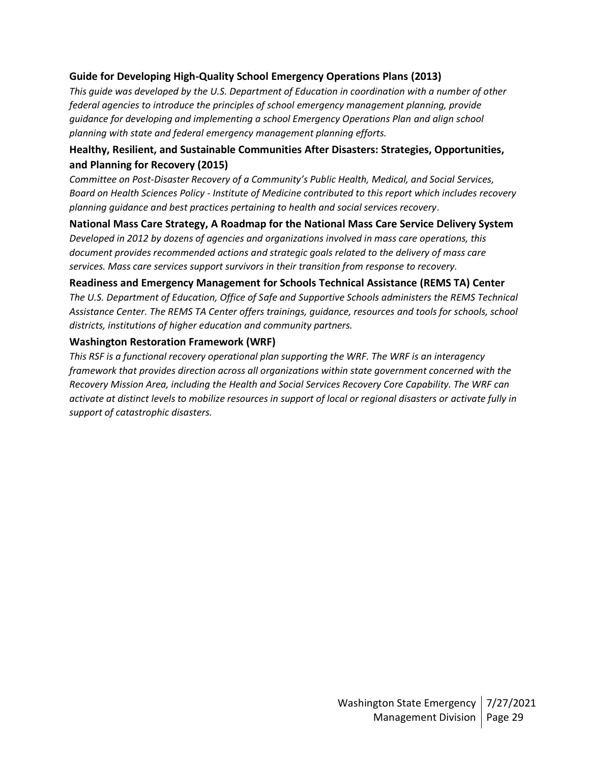### Guide for Developing High-Quality School Emergency Operations Plans (2013)

*This guide was developed by the U.S. Department of Education in coordination with a number of other federal agencies to introduce the principles of school emergency management planning, provide guidance for developing and implementing a school Emergency Operations Plan and align school planning with state and federal emergency management planning efforts.*

### Healthy, Resilient, and Sustainable Communities After Disasters: Strategies, Opportunities, and Planning for Recovery (2015)

*Committee on Post-Disaster Recovery of a Community's Public Health, Medical, and Social Services, Board on Health Sciences Policy - Institute of Medicine contributed to this report which includes recovery planning guidance and best practices pertaining to health and social services recovery*.

### National Mass Care Strategy, A Roadmap for the National Mass Care Service Delivery System

*Developed in 2012 by dozens of agencies and organizations involved in mass care operations, this document provides recommended actions and strategic goals related to the delivery of mass care services. Mass care services support survivors in their transition from response to recovery.*

### Readiness and Emergency Management for Schools Technical Assistance (REMS TA) Center

*The U.S. Department of Education, Office of Safe and Supportive Schools administers the REMS Technical Assistance Center. The REMS TA Center offers trainings, guidance, resources and tools for schools, school districts, institutions of higher education and community partners.*

### Washington Restoration Framework (WRF)

*This RSF is a functional recovery operational plan supporting the WRF. The WRF is an interagency framework that provides direction across all organizations within state government concerned with the Recovery Mission Area, including the Health and Social Services Recovery Core Capability. The WRF can activate at distinct levels to mobilize resources in support of local or regional disasters or activate fully in support of catastrophic disasters.*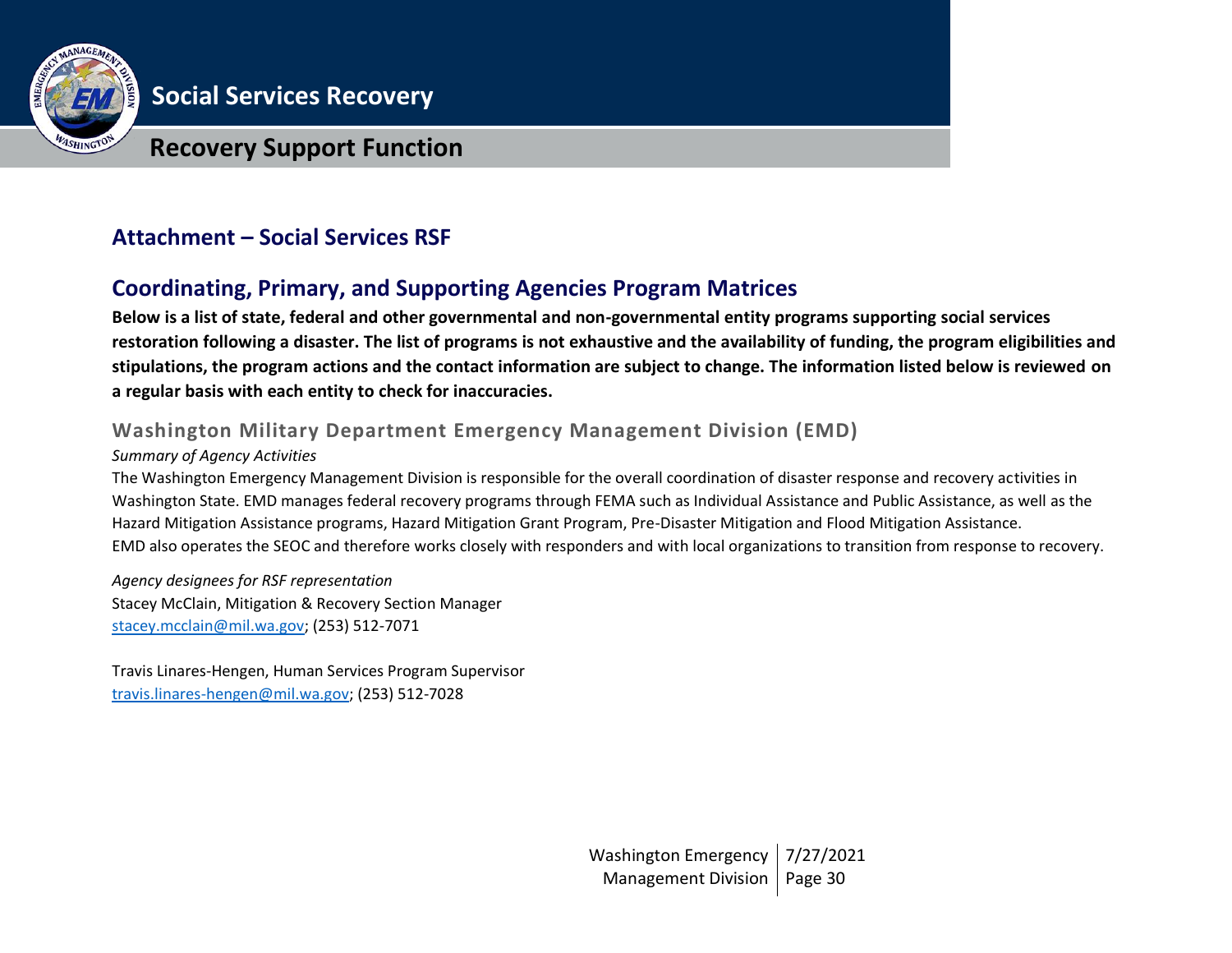## Attachment – Social Services RSF

## Coordinating, Primary, and Supporting Agencies Program Matrices

**Below is a list of state, federal and other governmental and non-governmental entity programs supporting social services restoration following a disaster. The list of programs is not exhaustive and the availability of funding, the program eligibilities and stipulations, the program actions and the contact information are subject to change. The information listed below is reviewed on a regular basis with each entity to check for inaccuracies.**

### Washington Military Department Emergency Management Division (EMD)

*Summary of Agency Activities*

The Washington Emergency Management Division is responsible for the overall coordination of disaster response and recovery activities in Washington State. EMD manages federal recovery programs through FEMA such as Individual Assistance and Public Assistance, as well as the Hazard Mitigation Assistance programs, Hazard Mitigation Grant Program, Pre-Disaster Mitigation and Flood Mitigation Assistance.
EMD also operates the SEOC and therefore works closely with responders and with local organizations to transition from response to recovery.

*Agency designees for RSF representation*

Stacey McClain, Mitigation & Recovery Section Manager
stacey.mcclain@mil.wa.gov; (253) 512-7071

Travis Linares-Hengen, Human Services Program Supervisor
travis.linares-hengen@mil.wa.gov; (253) 512-7028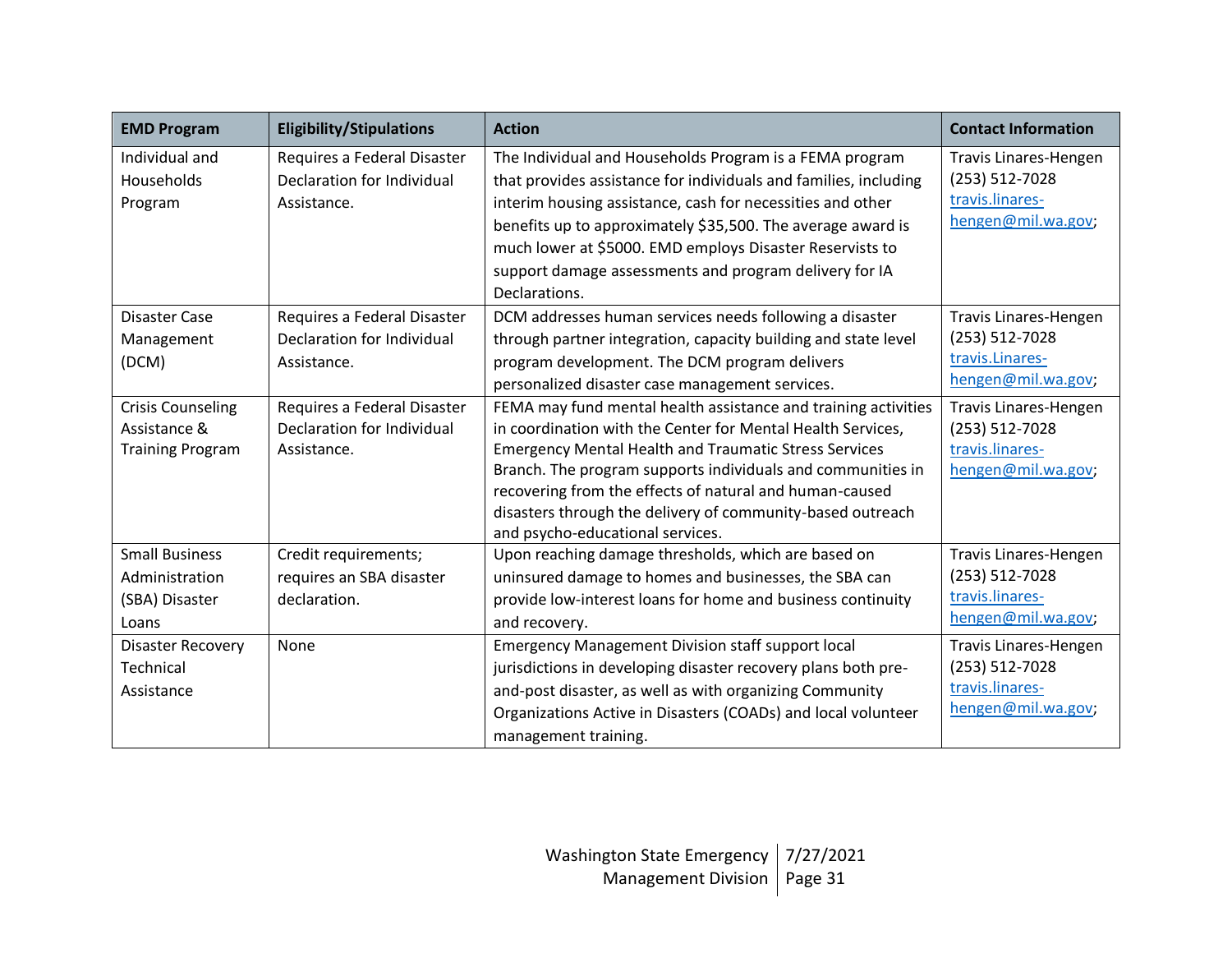| EMD Program | Eligibility/Stipulations | Action | Contact Information |
|---|---|---|---|
| Individual and Households Program | Requires a Federal Disaster Declaration for Individual Assistance. | The Individual and Households Program is a FEMA program that provides assistance for individuals and families, including interim housing assistance, cash for necessities and other benefits up to approximately $35,500. The average award is much lower at $5000. EMD employs Disaster Reservists to support damage assessments and program delivery for IA Declarations. | Travis Linares-Hengen (253) 512-7028 travis.linares-hengen@mil.wa.gov; |
| Disaster Case Management (DCM) | Requires a Federal Disaster Declaration for Individual Assistance. | DCM addresses human services needs following a disaster through partner integration, capacity building and state level program development. The DCM program delivers personalized disaster case management services. | Travis Linares-Hengen (253) 512-7028 travis.Linares-hengen@mil.wa.gov; |
| Crisis Counseling Assistance & Training Program | Requires a Federal Disaster Declaration for Individual Assistance. | FEMA may fund mental health assistance and training activities in coordination with the Center for Mental Health Services, Emergency Mental Health and Traumatic Stress Services Branch. The program supports individuals and communities in recovering from the effects of natural and human-caused disasters through the delivery of community-based outreach and psycho-educational services. | Travis Linares-Hengen (253) 512-7028 travis.linares-hengen@mil.wa.gov; |
| Small Business Administration (SBA) Disaster Loans | Credit requirements; requires an SBA disaster declaration. | Upon reaching damage thresholds, which are based on uninsured damage to homes and businesses, the SBA can provide low-interest loans for home and business continuity and recovery. | Travis Linares-Hengen (253) 512-7028 travis.linares-hengen@mil.wa.gov; |
| Disaster Recovery Technical Assistance | None | Emergency Management Division staff support local jurisdictions in developing disaster recovery plans both pre-and-post disaster, as well as with organizing Community Organizations Active in Disasters (COADs) and local volunteer management training. | Travis Linares-Hengen (253) 512-7028 travis.linares-hengen@mil.wa.gov; |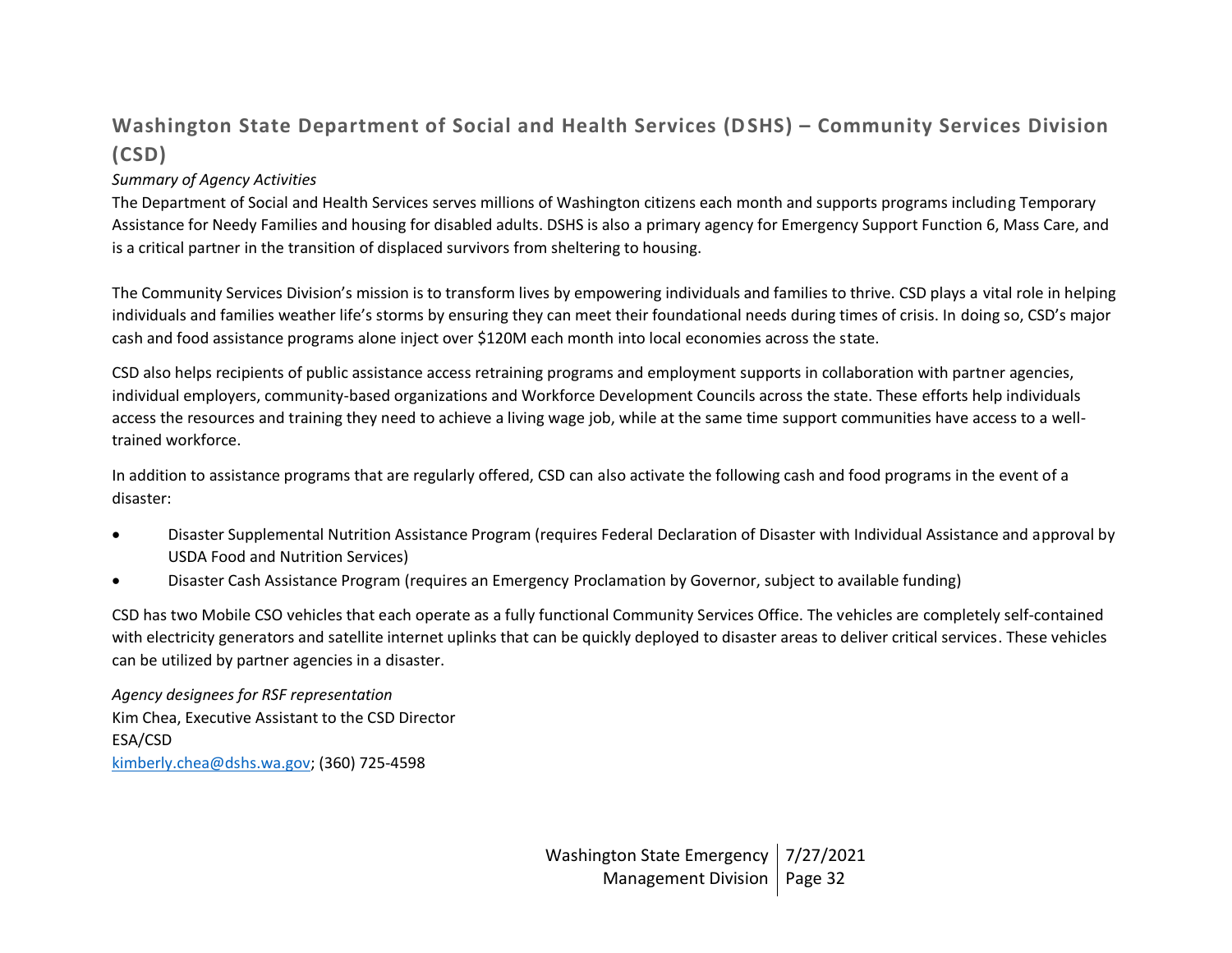## Washington State Department of Social and Health Services (DSHS) – Community Services Division (CSD)

*Summary of Agency Activities*

The Department of Social and Health Services serves millions of Washington citizens each month and supports programs including Temporary Assistance for Needy Families and housing for disabled adults. DSHS is also a primary agency for Emergency Support Function 6, Mass Care, and is a critical partner in the transition of displaced survivors from sheltering to housing.

The Community Services Division's mission is to transform lives by empowering individuals and families to thrive. CSD plays a vital role in helping individuals and families weather life's storms by ensuring they can meet their foundational needs during times of crisis. In doing so, CSD's major cash and food assistance programs alone inject over $120M each month into local economies across the state.

CSD also helps recipients of public assistance access retraining programs and employment supports in collaboration with partner agencies, individual employers, community-based organizations and Workforce Development Councils across the state. These efforts help individuals access the resources and training they need to achieve a living wage job, while at the same time support communities have access to a well-trained workforce.

In addition to assistance programs that are regularly offered, CSD can also activate the following cash and food programs in the event of a disaster:

- Disaster Supplemental Nutrition Assistance Program (requires Federal Declaration of Disaster with Individual Assistance and approval by USDA Food and Nutrition Services)
- Disaster Cash Assistance Program (requires an Emergency Proclamation by Governor, subject to available funding)

CSD has two Mobile CSO vehicles that each operate as a fully functional Community Services Office. The vehicles are completely self-contained with electricity generators and satellite internet uplinks that can be quickly deployed to disaster areas to deliver critical services. These vehicles can be utilized by partner agencies in a disaster.

*Agency designees for RSF representation*

Kim Chea, Executive Assistant to the CSD Director
ESA/CSD
kimberly.chea@dshs.wa.gov; (360) 725-4598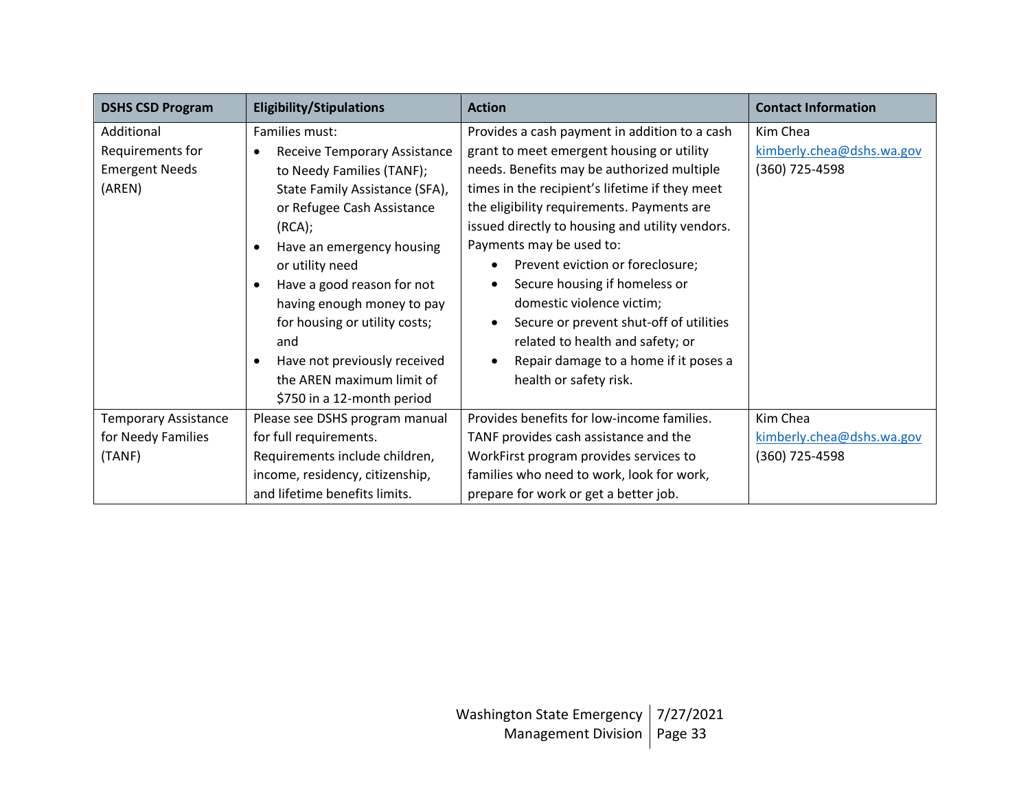| DSHS CSD Program | Eligibility/Stipulations | Action | Contact Information |
| --- | --- | --- | --- |
| Additional Requirements for Emergent Needs (AREN) | Families must:<br>• Receive Temporary Assistance to Needy Families (TANF); State Family Assistance (SFA), or Refugee Cash Assistance (RCA);<br>• Have an emergency housing or utility need<br>• Have a good reason for not having enough money to pay for housing or utility costs; and<br>• Have not previously received the AREN maximum limit of $750 in a 12-month period | Provides a cash payment in addition to a cash grant to meet emergent housing or utility needs. Benefits may be authorized multiple times in the recipient's lifetime if they meet the eligibility requirements. Payments are issued directly to housing and utility vendors. Payments may be used to:<br>• Prevent eviction or foreclosure;<br>• Secure housing if homeless or domestic violence victim;<br>• Secure or prevent shut-off of utilities related to health and safety; or<br>• Repair damage to a home if it poses a health or safety risk. | Kim Chea<br>kimberly.chea@dshs.wa.gov<br>(360) 725-4598 |
| Temporary Assistance for Needy Families (TANF) | Please see DSHS program manual for full requirements. Requirements include children, income, residency, citizenship, and lifetime benefits limits. | Provides benefits for low-income families. TANF provides cash assistance and the WorkFirst program provides services to families who need to work, look for work, prepare for work or get a better job. | Kim Chea<br>kimberly.chea@dshs.wa.gov<br>(360) 725-4598 |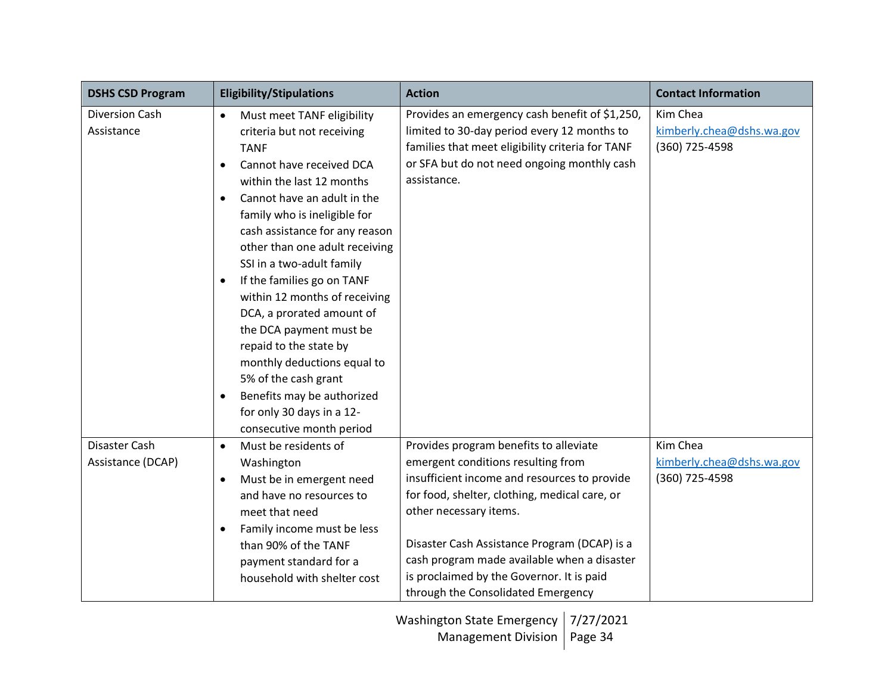| DSHS CSD Program | Eligibility/Stipulations | Action | Contact Information |
| --- | --- | --- | --- |
| Diversion Cash Assistance | • Must meet TANF eligibility criteria but not receiving TANF<br>• Cannot have received DCA within the last 12 months<br>• Cannot have an adult in the family who is ineligible for cash assistance for any reason other than one adult receiving SSI in a two-adult family<br>• If the families go on TANF within 12 months of receiving DCA, a prorated amount of the DCA payment must be repaid to the state by monthly deductions equal to 5% of the cash grant<br>• Benefits may be authorized for only 30 days in a 12-consecutive month period | Provides an emergency cash benefit of $1,250, limited to 30-day period every 12 months to families that meet eligibility criteria for TANF or SFA but do not need ongoing monthly cash assistance. | Kim Chea<br>kimberly.chea@dshs.wa.gov<br>(360) 725-4598 |
| Disaster Cash Assistance (DCAP) | • Must be residents of Washington<br>• Must be in emergent need and have no resources to meet that need<br>• Family income must be less than 90% of the TANF payment standard for a household with shelter cost | Provides program benefits to alleviate emergent conditions resulting from insufficient income and resources to provide for food, shelter, clothing, medical care, or other necessary items.<br><br>Disaster Cash Assistance Program (DCAP) is a cash program made available when a disaster is proclaimed by the Governor. It is paid through the Consolidated Emergency | Kim Chea<br>kimberly.chea@dshs.wa.gov<br>(360) 725-4598 |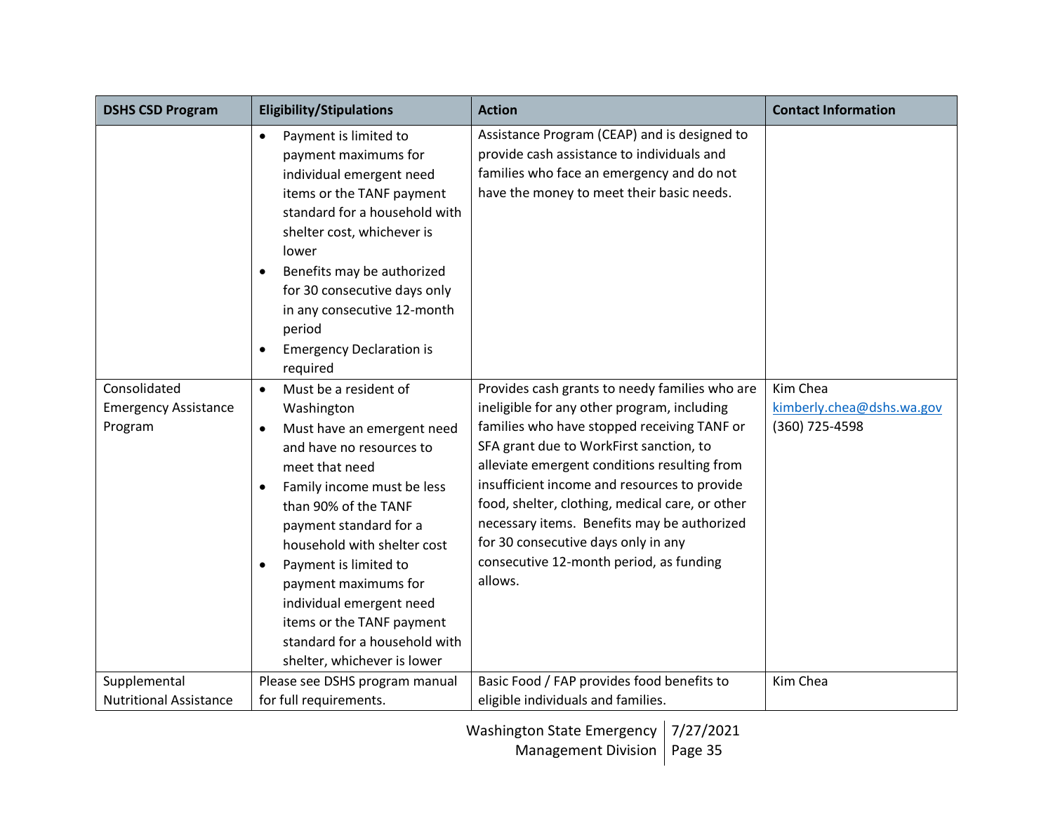| DSHS CSD Program | Eligibility/Stipulations | Action | Contact Information |
|---|---|---|---|
| | • Payment is limited to payment maximums for individual emergent need items or the TANF payment standard for a household with shelter cost, whichever is lower<br>• Benefits may be authorized for 30 consecutive days only in any consecutive 12-month period<br>• Emergency Declaration is required | Assistance Program (CEAP) and is designed to provide cash assistance to individuals and families who face an emergency and do not have the money to meet their basic needs. | |
| Consolidated Emergency Assistance Program | • Must be a resident of Washington<br>• Must have an emergent need and have no resources to meet that need<br>• Family income must be less than 90% of the TANF payment standard for a household with shelter cost<br>• Payment is limited to payment maximums for individual emergent need items or the TANF payment standard for a household with shelter, whichever is lower | Provides cash grants to needy families who are ineligible for any other program, including families who have stopped receiving TANF or SFA grant due to WorkFirst sanction, to alleviate emergent conditions resulting from insufficient income and resources to provide food, shelter, clothing, medical care, or other necessary items. Benefits may be authorized for 30 consecutive days only in any consecutive 12-month period, as funding allows. | Kim Chea<br>kimberly.chea@dshs.wa.gov<br>(360) 725-4598 |
| Supplemental Nutritional Assistance | Please see DSHS program manual for full requirements. | Basic Food / FAP provides food benefits to eligible individuals and families. | Kim Chea |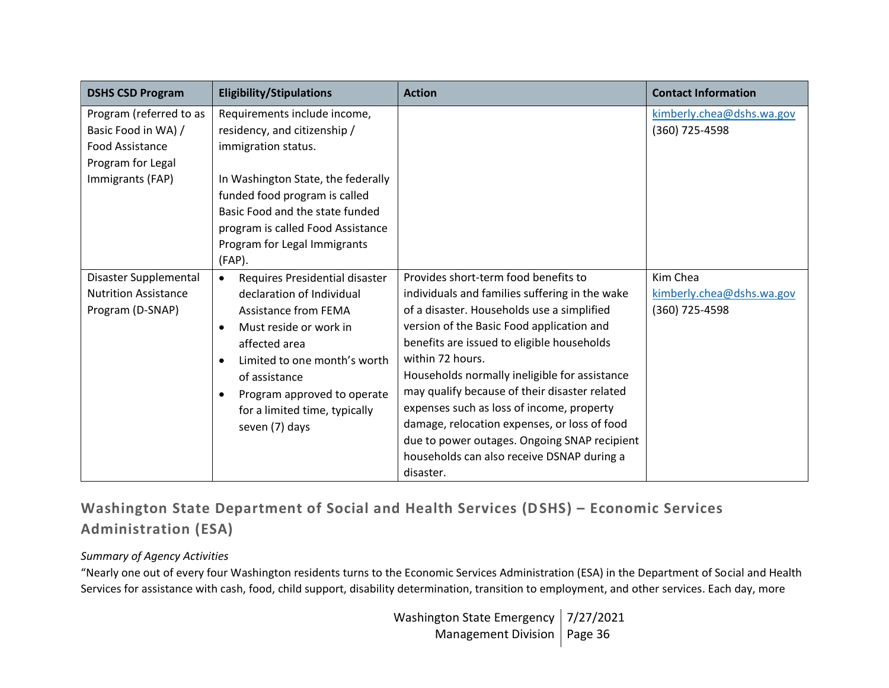| DSHS CSD Program | Eligibility/Stipulations | Action | Contact Information |
|---|---|---|---|
| Program (referred to as Basic Food in WA) / Food Assistance Program for Legal Immigrants (FAP) | Requirements include income, residency, and citizenship / immigration status.<br><br>In Washington State, the federally funded food program is called Basic Food and the state funded program is called Food Assistance Program for Legal Immigrants (FAP). | | kimberly.chea@dshs.wa.gov<br>(360) 725-4598 |
| Disaster Supplemental Nutrition Assistance Program (D-SNAP) | • Requires Presidential disaster declaration of Individual Assistance from FEMA<br>• Must reside or work in affected area<br>• Limited to one month's worth of assistance<br>• Program approved to operate for a limited time, typically seven (7) days | Provides short-term food benefits to individuals and families suffering in the wake of a disaster. Households use a simplified version of the Basic Food application and benefits are issued to eligible households within 72 hours.<br>Households normally ineligible for assistance may qualify because of their disaster related expenses such as loss of income, property damage, relocation expenses, or loss of food due to power outages. Ongoing SNAP recipient households can also receive DSNAP during a disaster. | Kim Chea<br>kimberly.chea@dshs.wa.gov<br>(360) 725-4598 |

### Washington State Department of Social and Health Services (DSHS) – Economic Services Administration (ESA)

*Summary of Agency Activities*

"Nearly one out of every four Washington residents turns to the Economic Services Administration (ESA) in the Department of Social and Health Services for assistance with cash, food, child support, disability determination, transition to employment, and other services. Each day, more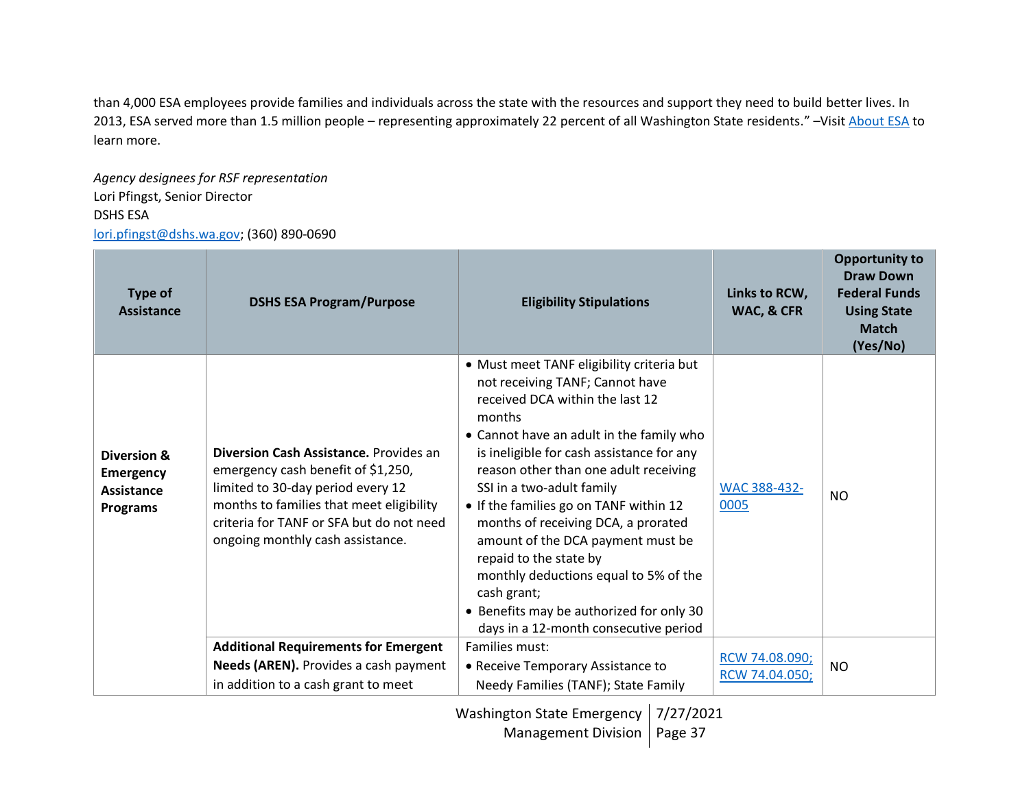than 4,000 ESA employees provide families and individuals across the state with the resources and support they need to build better lives. In 2013, ESA served more than 1.5 million people – representing approximately 22 percent of all Washington State residents." –Visit About ESA to learn more.

*Agency designees for RSF representation*
Lori Pfingst, Senior Director
DSHS ESA
lori.pfingst@dshs.wa.gov; (360) 890-0690

| Type of Assistance | DSHS ESA Program/Purpose | Eligibility Stipulations | Links to RCW, WAC, & CFR | Opportunity to Draw Down Federal Funds Using State Match (Yes/No) |
|---|---|---|---|---|
| **Diversion & Emergency Assistance Programs** | **Diversion Cash Assistance.** Provides an emergency cash benefit of $1,250, limited to 30-day period every 12 months to families that meet eligibility criteria for TANF or SFA but do not need ongoing monthly cash assistance. | • Must meet TANF eligibility criteria but not receiving TANF; Cannot have received DCA within the last 12 months<br>• Cannot have an adult in the family who is ineligible for cash assistance for any reason other than one adult receiving SSI in a two-adult family<br>• If the families go on TANF within 12 months of receiving DCA, a prorated amount of the DCA payment must be repaid to the state by monthly deductions equal to 5% of the cash grant;<br>• Benefits may be authorized for only 30 days in a 12-month consecutive period | WAC 388-432-0005 | NO |
| | **Additional Requirements for Emergent Needs (AREN).** Provides a cash payment in addition to a cash grant to meet | Families must:<br>• Receive Temporary Assistance to Needy Families (TANF); State Family | RCW 74.08.090; RCW 74.04.050; | NO |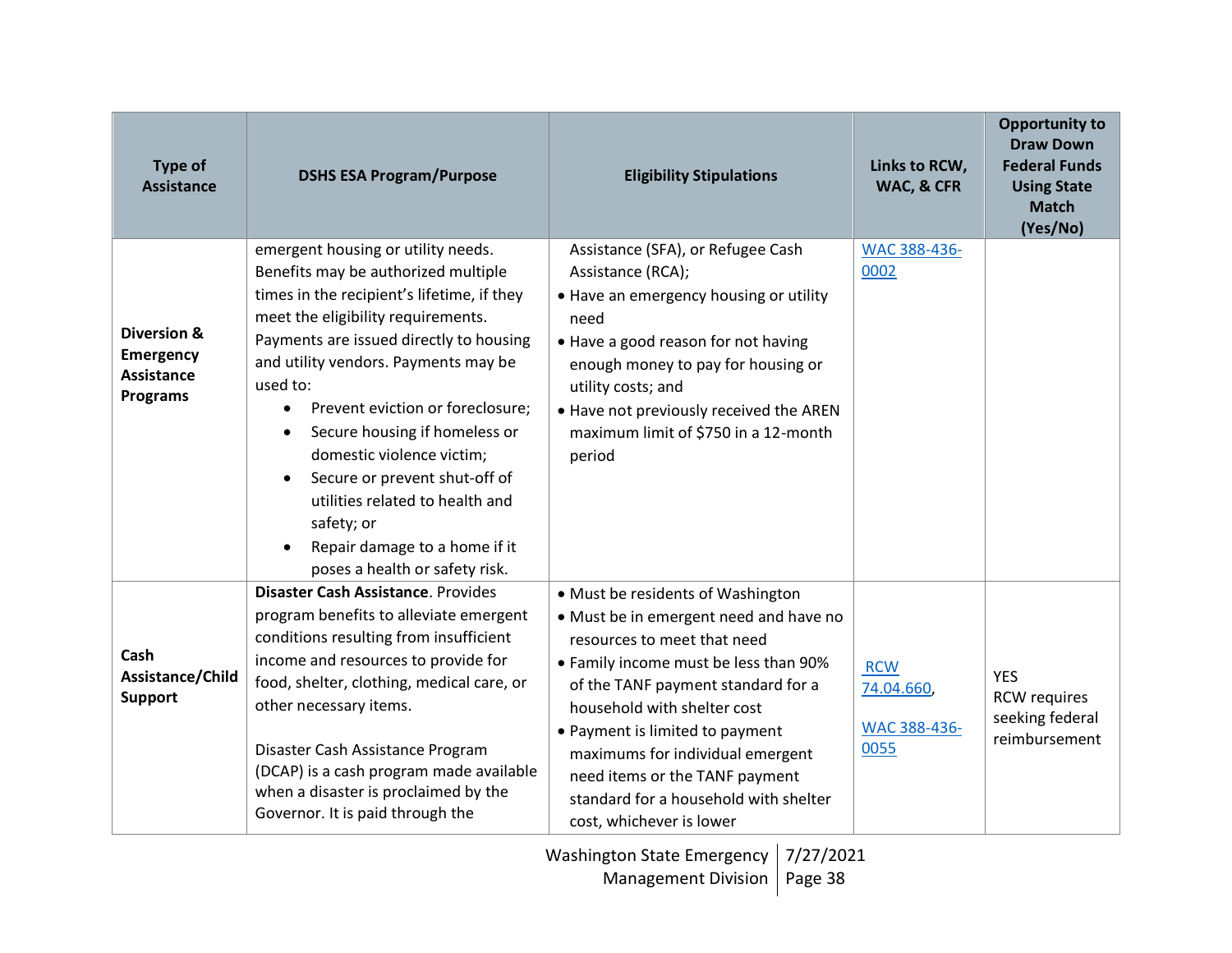| Type of Assistance | DSHS ESA Program/Purpose | Eligibility Stipulations | Links to RCW, WAC, & CFR | Opportunity to Draw Down Federal Funds Using State Match (Yes/No) |
|---|---|---|---|---|
| **Diversion & Emergency Assistance Programs** | emergent housing or utility needs. Benefits may be authorized multiple times in the recipient's lifetime, if they meet the eligibility requirements. Payments are issued directly to housing and utility vendors. Payments may be used to:<br>• Prevent eviction or foreclosure;<br>• Secure housing if homeless or domestic violence victim;<br>• Secure or prevent shut-off of utilities related to health and safety; or<br>• Repair damage to a home if it poses a health or safety risk. | Assistance (SFA), or Refugee Cash Assistance (RCA);<br>• Have an emergency housing or utility need<br>• Have a good reason for not having enough money to pay for housing or utility costs; and<br>• Have not previously received the AREN maximum limit of $750 in a 12-month period | WAC 388-436-0002 | |
| **Cash Assistance/Child Support** | **Disaster Cash Assistance**. Provides program benefits to alleviate emergent conditions resulting from insufficient income and resources to provide for food, shelter, clothing, medical care, or other necessary items.<br><br>Disaster Cash Assistance Program (DCAP) is a cash program made available when a disaster is proclaimed by the Governor. It is paid through the | • Must be residents of Washington<br>• Must be in emergent need and have no resources to meet that need<br>• Family income must be less than 90% of the TANF payment standard for a household with shelter cost<br>• Payment is limited to payment maximums for individual emergent need items or the TANF payment standard for a household with shelter cost, whichever is lower | RCW 74.04.660,<br><br>WAC 388-436-0055 | YES<br>RCW requires seeking federal reimbursement |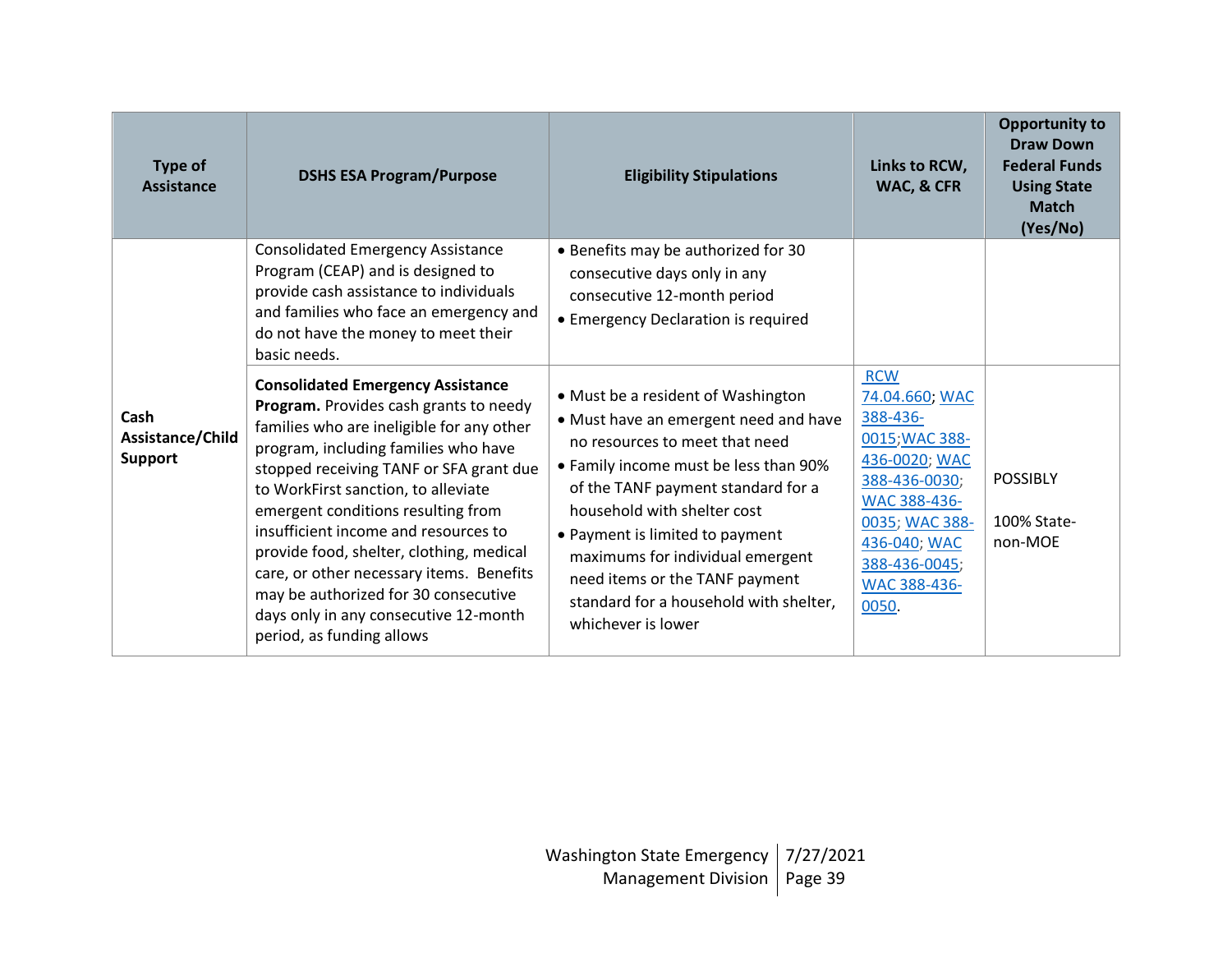| Type of Assistance | DSHS ESA Program/Purpose | Eligibility Stipulations | Links to RCW, WAC, & CFR | Opportunity to Draw Down Federal Funds Using State Match (Yes/No) |
|---|---|---|---|---|
| **Cash Assistance/Child Support** | Consolidated Emergency Assistance Program (CEAP) and is designed to provide cash assistance to individuals and families who face an emergency and do not have the money to meet their basic needs. | • Benefits may be authorized for 30 consecutive days only in any consecutive 12-month period<br>• Emergency Declaration is required | | |
| | **Consolidated Emergency Assistance Program.** Provides cash grants to needy families who are ineligible for any other program, including families who have stopped receiving TANF or SFA grant due to WorkFirst sanction, to alleviate emergent conditions resulting from insufficient income and resources to provide food, shelter, clothing, medical care, or other necessary items. Benefits may be authorized for 30 consecutive days only in any consecutive 12-month period, as funding allows | • Must be a resident of Washington<br>• Must have an emergent need and have no resources to meet that need<br>• Family income must be less than 90% of the TANF payment standard for a household with shelter cost<br>• Payment is limited to payment maximums for individual emergent need items or the TANF payment standard for a household with shelter, whichever is lower | RCW 74.04.660; WAC 388-436-0015; WAC 388-436-0020; WAC 388-436-0030; WAC 388-436-0035; WAC 388-436-040; WAC 388-436-0045; WAC 388-436-0050. | POSSIBLY<br><br>100% State-non-MOE |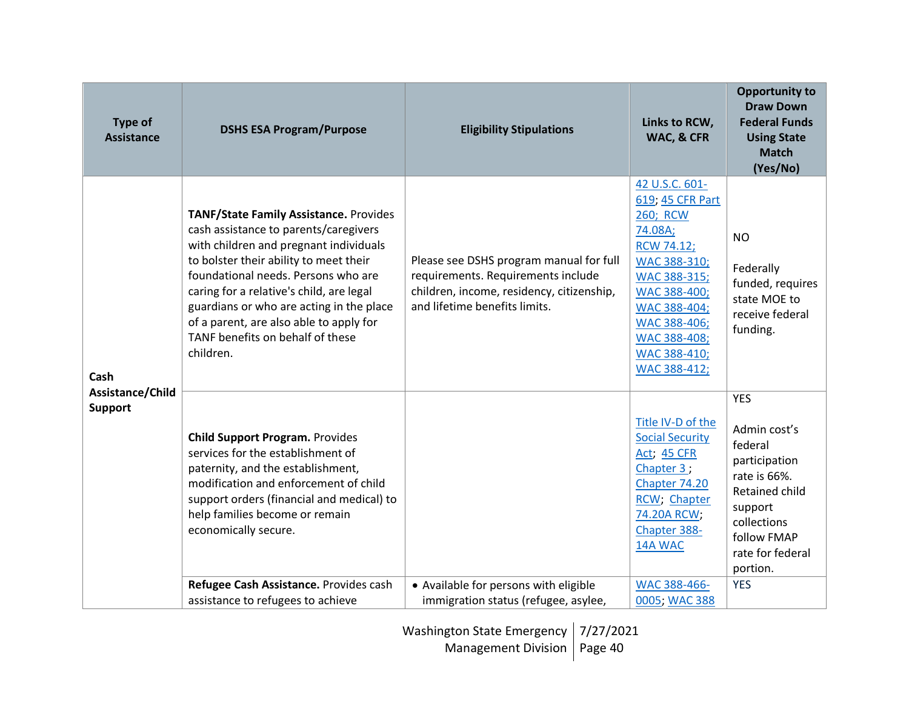| Type of Assistance | DSHS ESA Program/Purpose | Eligibility Stipulations | Links to RCW, WAC, & CFR | Opportunity to Draw Down Federal Funds Using State Match (Yes/No) |
|---|---|---|---|---|
| Cash Assistance/Child Support | **TANF/State Family Assistance.** Provides cash assistance to parents/caregivers with children and pregnant individuals to bolster their ability to meet their foundational needs. Persons who are caring for a relative's child, are legal guardians or who are acting in the place of a parent, are also able to apply for TANF benefits on behalf of these children. | Please see DSHS program manual for full requirements. Requirements include children, income, residency, citizenship, and lifetime benefits limits. | 42 U.S.C. 601-619; 45 CFR Part 260; RCW 74.08A; RCW 74.12; WAC 388-310; WAC 388-315; WAC 388-400; WAC 388-404; WAC 388-406; WAC 388-408; WAC 388-410; WAC 388-412; | NO<br><br>Federally funded, requires state MOE to receive federal funding. |
| | **Child Support Program.** Provides services for the establishment of paternity, and the establishment, modification and enforcement of child support orders (financial and medical) to help families become or remain economically secure. | | Title IV-D of the Social Security Act; 45 CFR Chapter 3 ; Chapter 74.20 RCW; Chapter 74.20A RCW; Chapter 388-14A WAC | YES<br><br>Admin cost's federal participation rate is 66%. Retained child support collections follow FMAP rate for federal portion. |
| | **Refugee Cash Assistance.** Provides cash assistance to refugees to achieve | • Available for persons with eligible immigration status (refugee, asylee, | WAC 388-466-0005; WAC 388 | YES |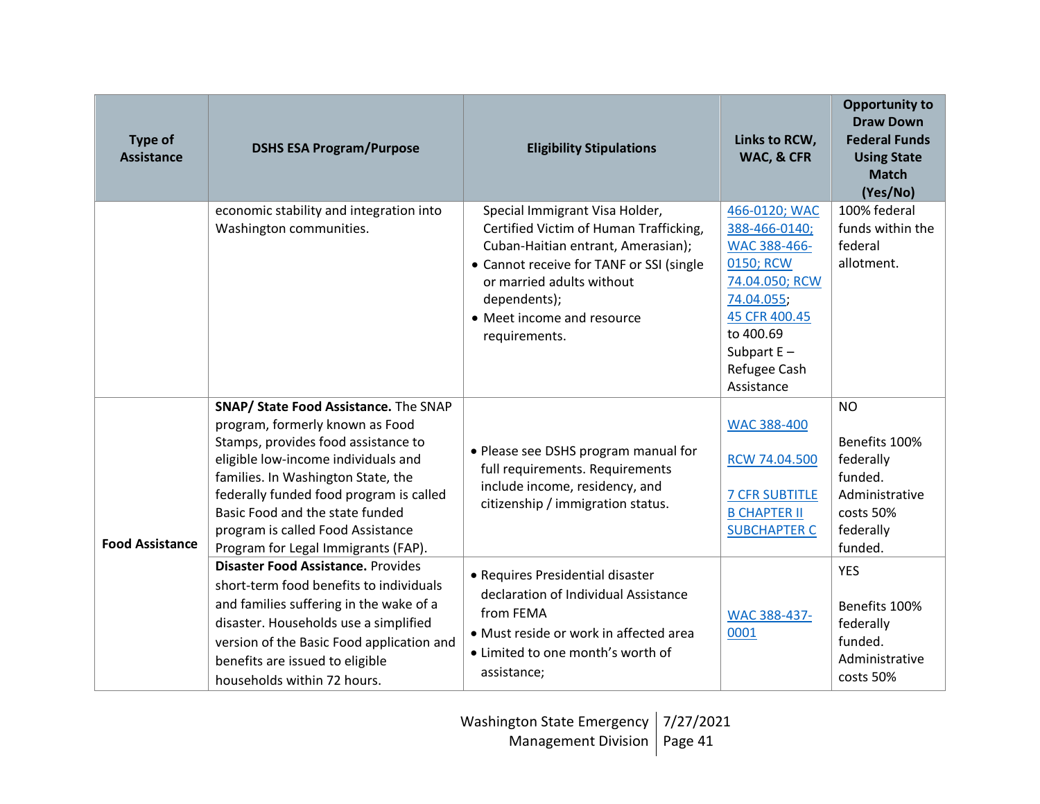| Type of Assistance | DSHS ESA Program/Purpose | Eligibility Stipulations | Links to RCW, WAC, & CFR | Opportunity to Draw Down Federal Funds Using State Match (Yes/No) |
|---|---|---|---|---|
| | economic stability and integration into Washington communities. | Special Immigrant Visa Holder, Certified Victim of Human Trafficking, Cuban-Haitian entrant, Amerasian);<br>• Cannot receive for TANF or SSI (single or married adults without dependents);<br>• Meet income and resource requirements. | 466-0120; WAC 388-466-0140; WAC 388-466-0150; RCW 74.04.050; RCW 74.04.055; 45 CFR 400.45 to 400.69 Subpart E – Refugee Cash Assistance | 100% federal funds within the federal allotment. |
| **Food Assistance** | **SNAP/ State Food Assistance.** The SNAP program, formerly known as Food Stamps, provides food assistance to eligible low-income individuals and families. In Washington State, the federally funded food program is called Basic Food and the state funded program is called Food Assistance Program for Legal Immigrants (FAP). | • Please see DSHS program manual for full requirements. Requirements include income, residency, and citizenship / immigration status. | WAC 388-400<br><br>RCW 74.04.500<br><br>7 CFR SUBTITLE B CHAPTER II SUBCHAPTER C | NO<br><br>Benefits 100% federally funded. Administrative costs 50% federally funded. |
| | **Disaster Food Assistance.** Provides short-term food benefits to individuals and families suffering in the wake of a disaster. Households use a simplified version of the Basic Food application and benefits are issued to eligible households within 72 hours. | • Requires Presidential disaster declaration of Individual Assistance from FEMA<br>• Must reside or work in affected area<br>• Limited to one month's worth of assistance; | WAC 388-437-0001 | YES<br><br>Benefits 100% federally funded. Administrative costs 50% |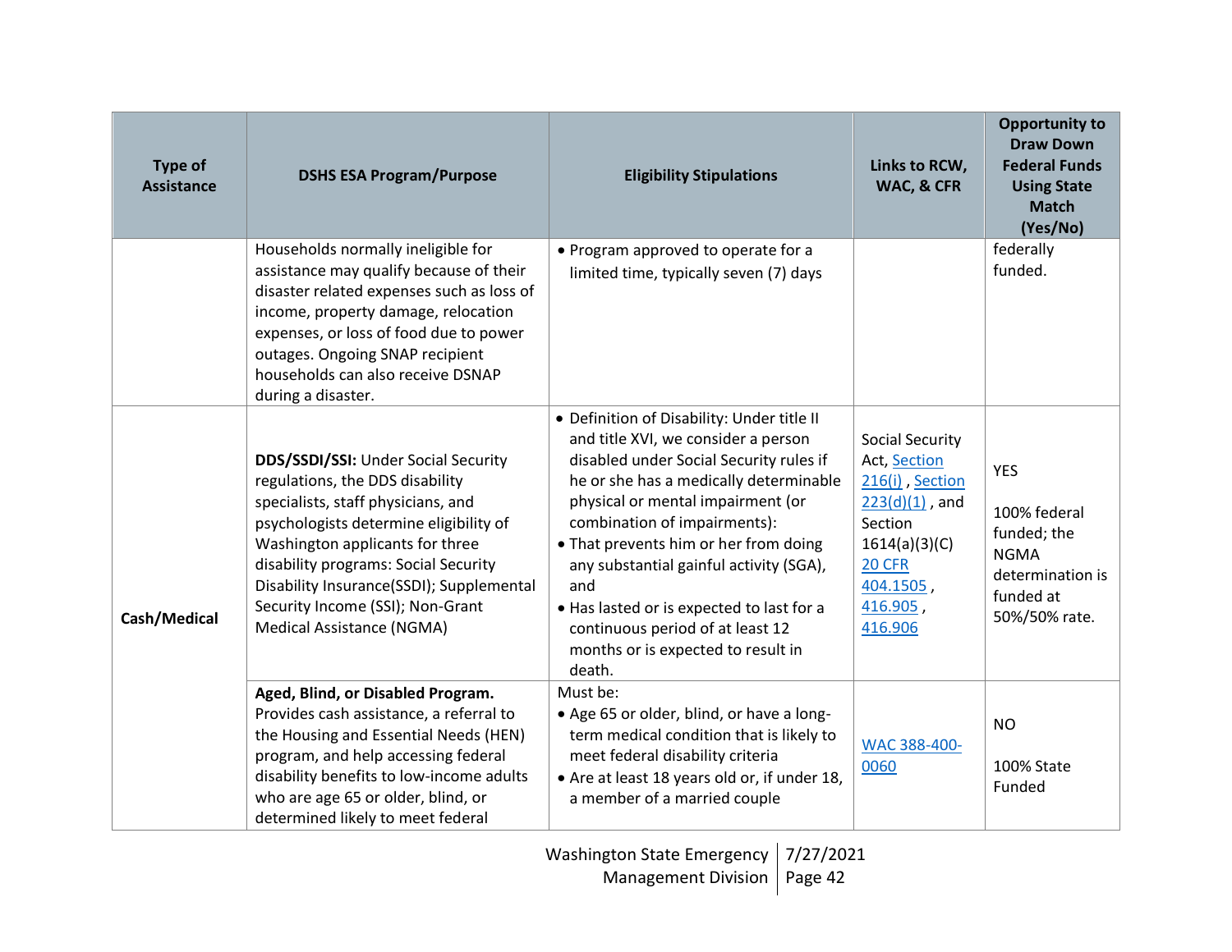| Type of Assistance | DSHS ESA Program/Purpose | Eligibility Stipulations | Links to RCW, WAC, & CFR | Opportunity to Draw Down Federal Funds Using State Match (Yes/No) |
|---|---|---|---|---|
| | Households normally ineligible for assistance may qualify because of their disaster related expenses such as loss of income, property damage, relocation expenses, or loss of food due to power outages. Ongoing SNAP recipient households can also receive DSNAP during a disaster. | • Program approved to operate for a limited time, typically seven (7) days | | federally funded. |
| Cash/Medical | **DDS/SSDI/SSI:** Under Social Security regulations, the DDS disability specialists, staff physicians, and psychologists determine eligibility of Washington applicants for three disability programs: Social Security Disability Insurance(SSDI); Supplemental Security Income (SSI); Non-Grant Medical Assistance (NGMA) | • Definition of Disability: Under title II and title XVI, we consider a person disabled under Social Security rules if he or she has a medically determinable physical or mental impairment (or combination of impairments):<br>• That prevents him or her from doing any substantial gainful activity (SGA), and<br>• Has lasted or is expected to last for a continuous period of at least 12 months or is expected to result in death. | Social Security Act, Section 216(i) , Section 223(d)(1) , and Section 1614(a)(3)(C) 20 CFR 404.1505 , 416.905 , 416.906 | YES<br><br>100% federal funded; the NGMA determination is funded at 50%/50% rate. |
| | **Aged, Blind, or Disabled Program.** Provides cash assistance, a referral to the Housing and Essential Needs (HEN) program, and help accessing federal disability benefits to low-income adults who are age 65 or older, blind, or determined likely to meet federal | Must be:<br>• Age 65 or older, blind, or have a long-term medical condition that is likely to meet federal disability criteria<br>• Are at least 18 years old or, if under 18, a member of a married couple | WAC 388-400-0060 | NO<br><br>100% State Funded |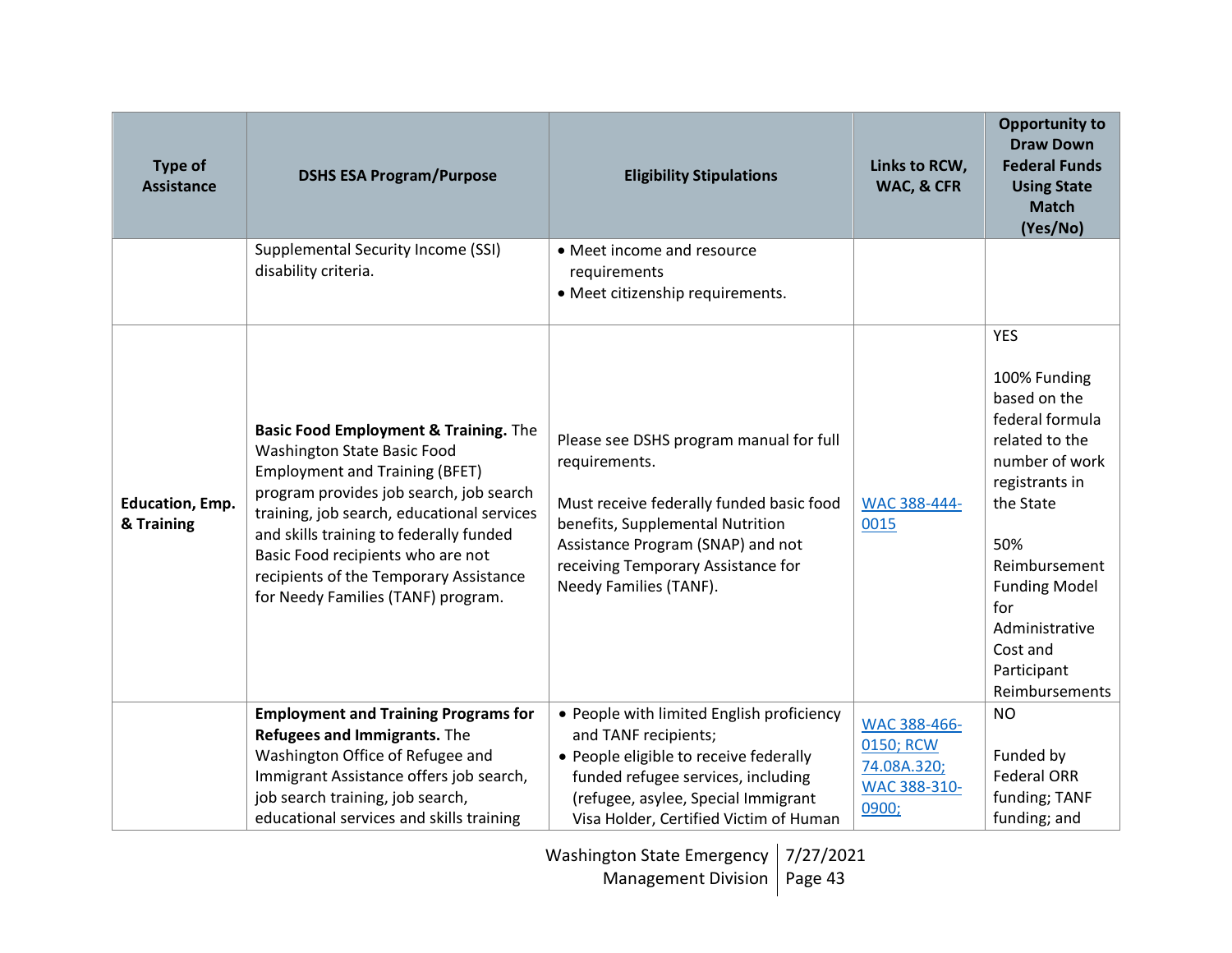| Type of Assistance | DSHS ESA Program/Purpose | Eligibility Stipulations | Links to RCW, WAC, & CFR | Opportunity to Draw Down Federal Funds Using State Match (Yes/No) |
|---|---|---|---|---|
| | Supplemental Security Income (SSI) disability criteria. | • Meet income and resource requirements<br>• Meet citizenship requirements. | | |
| **Education, Emp. & Training** | **Basic Food Employment & Training.** The Washington State Basic Food Employment and Training (BFET) program provides job search, job search training, job search, educational services and skills training to federally funded Basic Food recipients who are not recipients of the Temporary Assistance for Needy Families (TANF) program. | Please see DSHS program manual for full requirements.<br><br>Must receive federally funded basic food benefits, Supplemental Nutrition Assistance Program (SNAP) and not receiving Temporary Assistance for Needy Families (TANF). | WAC 388-444-0015 | YES<br><br>100% Funding based on the federal formula related to the number of work registrants in the State<br><br>50% Reimbursement Funding Model for Administrative Cost and Participant Reimbursements |
| | **Employment and Training Programs for Refugees and Immigrants.** The Washington Office of Refugee and Immigrant Assistance offers job search, job search training, job search, educational services and skills training | • People with limited English proficiency and TANF recipients;<br>• People eligible to receive federally funded refugee services, including (refugee, asylee, Special Immigrant Visa Holder, Certified Victim of Human | WAC 388-466-0150; RCW 74.08A.320; WAC 388-310-0900; | NO<br><br>Funded by Federal ORR funding; TANF funding; and |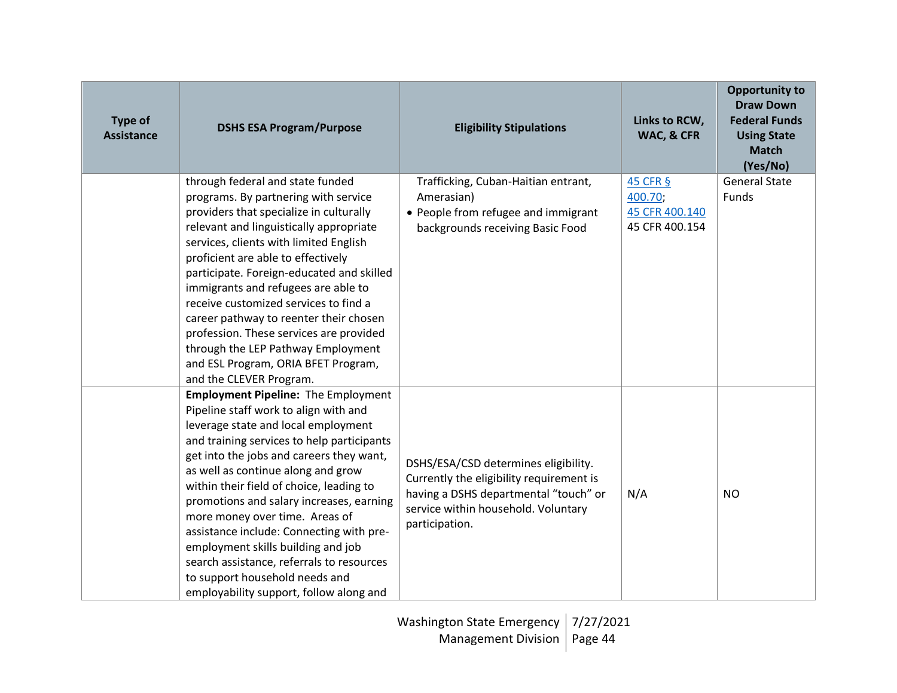| Type of Assistance | DSHS ESA Program/Purpose | Eligibility Stipulations | Links to RCW, WAC, & CFR | Opportunity to Draw Down Federal Funds Using State Match (Yes/No) |
|---|---|---|---|---|
| | through federal and state funded programs. By partnering with service providers that specialize in culturally relevant and linguistically appropriate services, clients with limited English proficient are able to effectively participate. Foreign-educated and skilled immigrants and refugees are able to receive customized services to find a career pathway to reenter their chosen profession. These services are provided through the LEP Pathway Employment and ESL Program, ORIA BFET Program, and the CLEVER Program. | Trafficking, Cuban-Haitian entrant, Amerasian)<br>• People from refugee and immigrant backgrounds receiving Basic Food | 45 CFR § 400.70; 45 CFR 400.140 45 CFR 400.154 | General State Funds |
| | **Employment Pipeline:** The Employment Pipeline staff work to align with and leverage state and local employment and training services to help participants get into the jobs and careers they want, as well as continue along and grow within their field of choice, leading to promotions and salary increases, earning more money over time. Areas of assistance include: Connecting with pre-employment skills building and job search assistance, referrals to resources to support household needs and employability support, follow along and | DSHS/ESA/CSD determines eligibility. Currently the eligibility requirement is having a DSHS departmental "touch" or service within household. Voluntary participation. | N/A | NO |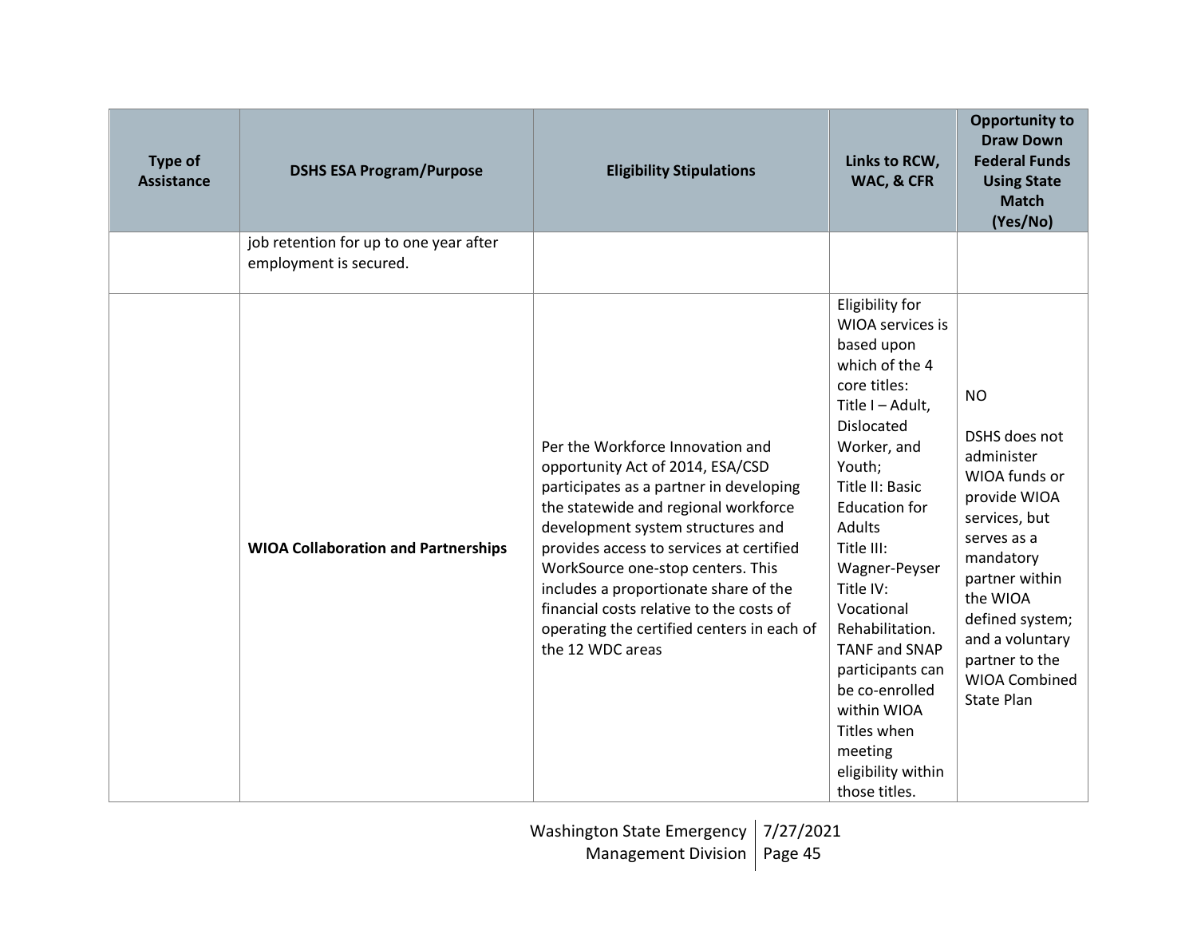| Type of Assistance | DSHS ESA Program/Purpose | Eligibility Stipulations | Links to RCW, WAC, & CFR | Opportunity to Draw Down Federal Funds Using State Match (Yes/No) |
|---|---|---|---|---|
| | job retention for up to one year after employment is secured. | | | |
| | **WIOA Collaboration and Partnerships** | Per the Workforce Innovation and opportunity Act of 2014, ESA/CSD participates as a partner in developing the statewide and regional workforce development system structures and provides access to services at certified WorkSource one-stop centers. This includes a proportionate share of the financial costs relative to the costs of operating the certified centers in each of the 12 WDC areas | Eligibility for WIOA services is based upon which of the 4 core titles: Title I – Adult, Dislocated Worker, and Youth; Title II: Basic Education for Adults Title III: Wagner-Peyser Title IV: Vocational Rehabilitation. TANF and SNAP participants can be co-enrolled within WIOA Titles when meeting eligibility within those titles. | NO<br><br>DSHS does not administer WIOA funds or provide WIOA services, but serves as a mandatory partner within the WIOA defined system; and a voluntary partner to the WIOA Combined State Plan |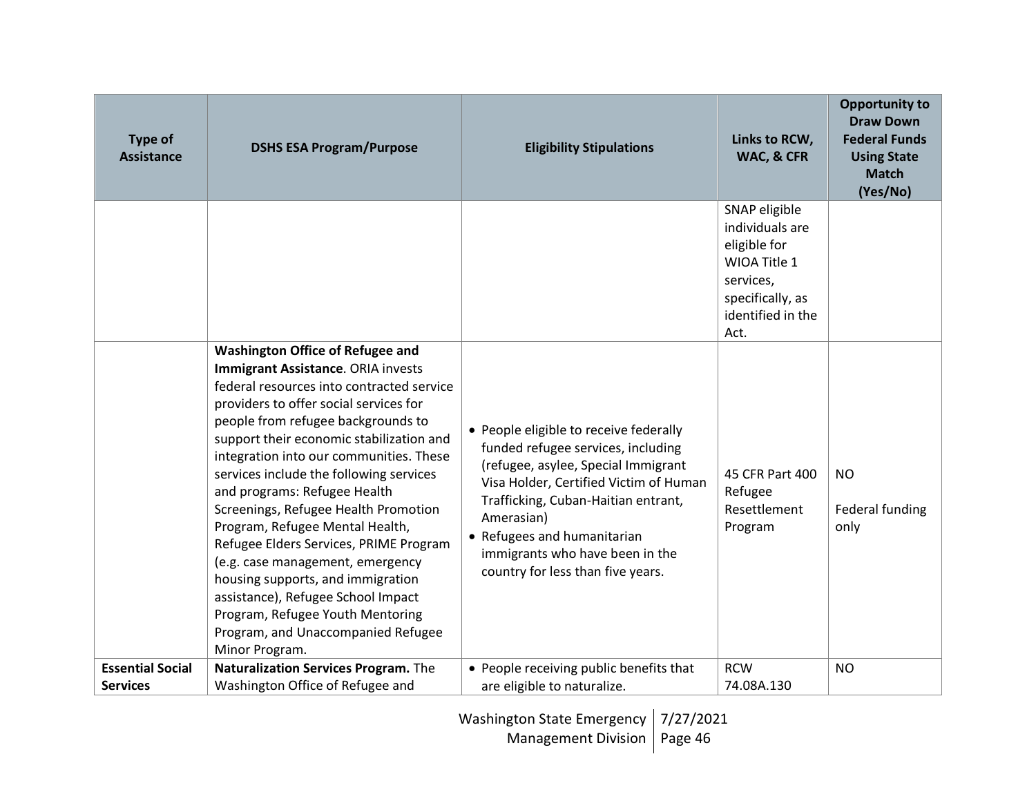| Type of Assistance | DSHS ESA Program/Purpose | Eligibility Stipulations | Links to RCW, WAC, & CFR | Opportunity to Draw Down Federal Funds Using State Match (Yes/No) |
|---|---|---|---|---|
| | | | SNAP eligible individuals are eligible for WIOA Title 1 services, specifically, as identified in the Act. | |
| | **Washington Office of Refugee and Immigrant Assistance**. ORIA invests federal resources into contracted service providers to offer social services for people from refugee backgrounds to support their economic stabilization and integration into our communities. These services include the following services and programs: Refugee Health Screenings, Refugee Health Promotion Program, Refugee Mental Health, Refugee Elders Services, PRIME Program (e.g. case management, emergency housing supports, and immigration assistance), Refugee School Impact Program, Refugee Youth Mentoring Program, and Unaccompanied Refugee Minor Program. | • People eligible to receive federally funded refugee services, including (refugee, asylee, Special Immigrant Visa Holder, Certified Victim of Human Trafficking, Cuban-Haitian entrant, Amerasian)<br>• Refugees and humanitarian immigrants who have been in the country for less than five years. | 45 CFR Part 400 Refugee Resettlement Program | NO<br><br>Federal funding only |
| **Essential Social Services** | **Naturalization Services Program.** The Washington Office of Refugee and | • People receiving public benefits that are eligible to naturalize. | RCW 74.08A.130 | NO |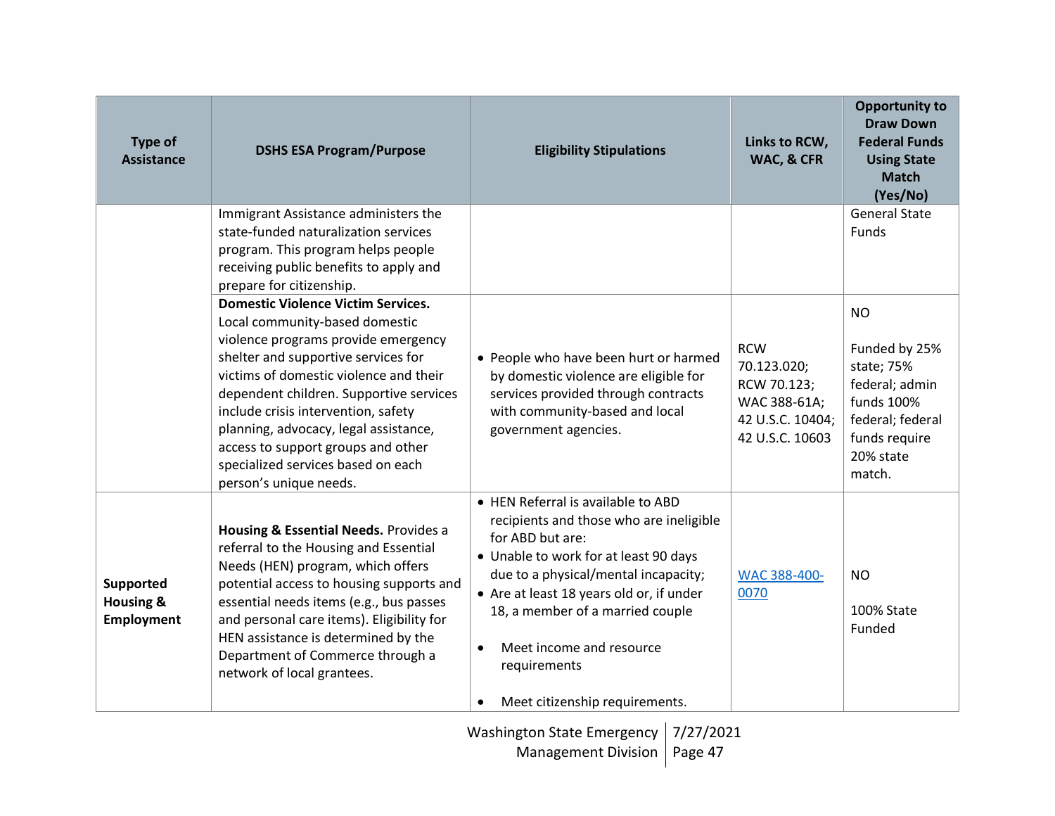| Type of Assistance | DSHS ESA Program/Purpose | Eligibility Stipulations | Links to RCW, WAC, & CFR | Opportunity to Draw Down Federal Funds Using State Match (Yes/No) |
|---|---|---|---|---|
| | Immigrant Assistance administers the state-funded naturalization services program. This program helps people receiving public benefits to apply and prepare for citizenship. | | | General State Funds |
| | **Domestic Violence Victim Services.** Local community-based domestic violence programs provide emergency shelter and supportive services for victims of domestic violence and their dependent children. Supportive services include crisis intervention, safety planning, advocacy, legal assistance, access to support groups and other specialized services based on each person's unique needs. | • People who have been hurt or harmed by domestic violence are eligible for services provided through contracts with community-based and local government agencies. | RCW 70.123.020; RCW 70.123; WAC 388-61A; 42 U.S.C. 10404; 42 U.S.C. 10603 | NO<br><br>Funded by 25% state; 75% federal; admin funds 100% federal; federal funds require 20% state match. |
| **Supported Housing & Employment** | **Housing & Essential Needs.** Provides a referral to the Housing and Essential Needs (HEN) program, which offers potential access to housing supports and essential needs items (e.g., bus passes and personal care items). Eligibility for HEN assistance is determined by the Department of Commerce through a network of local grantees. | • HEN Referral is available to ABD recipients and those who are ineligible for ABD but are:<br>• Unable to work for at least 90 days due to a physical/mental incapacity;<br>• Are at least 18 years old or, if under 18, a member of a married couple<br>• Meet income and resource requirements<br>• Meet citizenship requirements. | WAC 388-400-0070 | NO<br><br>100% State Funded |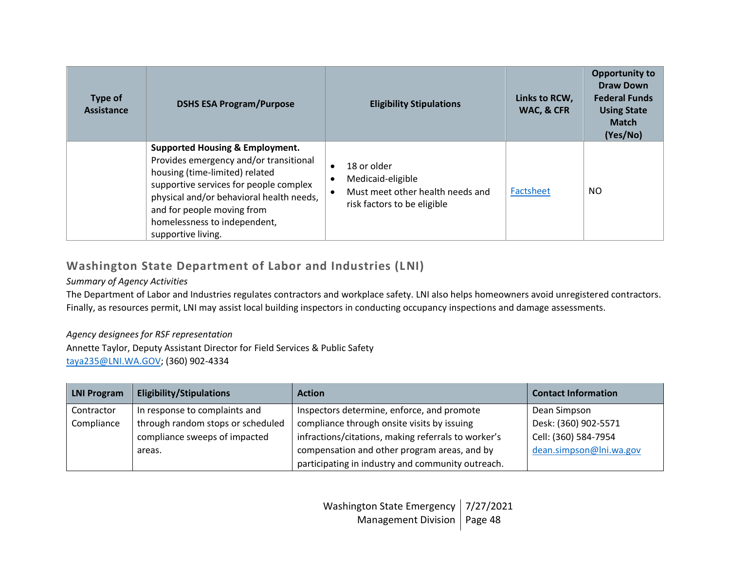| Type of Assistance | DSHS ESA Program/Purpose | Eligibility Stipulations | Links to RCW, WAC, & CFR | Opportunity to Draw Down Federal Funds Using State Match (Yes/No) |
|---|---|---|---|---|
| | **Supported Housing & Employment.** Provides emergency and/or transitional housing (time-limited) related supportive services for people complex physical and/or behavioral health needs, and for people moving from homelessness to independent, supportive living. | • 18 or older<br>• Medicaid-eligible<br>• Must meet other health needs and risk factors to be eligible | Factsheet | NO |

## Washington State Department of Labor and Industries (LNI)

*Summary of Agency Activities*

The Department of Labor and Industries regulates contractors and workplace safety. LNI also helps homeowners avoid unregistered contractors. Finally, as resources permit, LNI may assist local building inspectors in conducting occupancy inspections and damage assessments.

*Agency designees for RSF representation*

Annette Taylor, Deputy Assistant Director for Field Services & Public Safety
taya235@LNI.WA.GOV; (360) 902-4334

| LNI Program | Eligibility/Stipulations | Action | Contact Information |
|---|---|---|---|
| Contractor Compliance | In response to complaints and through random stops or scheduled compliance sweeps of impacted areas. | Inspectors determine, enforce, and promote compliance through onsite visits by issuing infractions/citations, making referrals to worker's compensation and other program areas, and by participating in industry and community outreach. | Dean Simpson<br>Desk: (360) 902-5571<br>Cell: (360) 584-7954<br>dean.simpson@lni.wa.gov |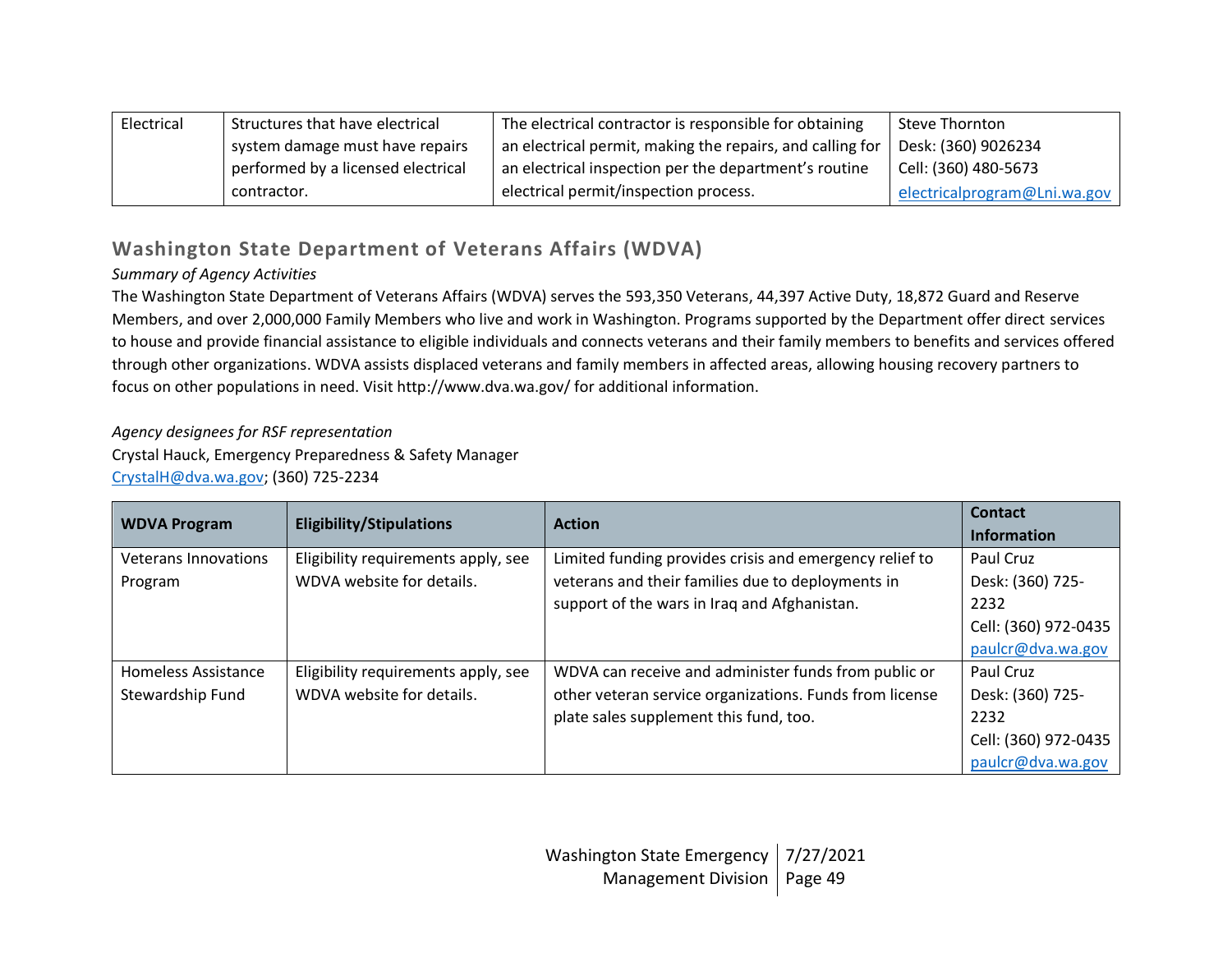| Electrical | Structures that have electrical system damage must have repairs performed by a licensed electrical contractor. | The electrical contractor is responsible for obtaining an electrical permit, making the repairs, and calling for an electrical inspection per the department's routine electrical permit/inspection process. | Steve Thornton<br>Desk: (360) 9026234<br>Cell: (360) 480-5673<br>electricalprogram@Lni.wa.gov |
|---|---|---|---|

## Washington State Department of Veterans Affairs (WDVA)

*Summary of Agency Activities*

The Washington State Department of Veterans Affairs (WDVA) serves the 593,350 Veterans, 44,397 Active Duty, 18,872 Guard and Reserve Members, and over 2,000,000 Family Members who live and work in Washington. Programs supported by the Department offer direct services to house and provide financial assistance to eligible individuals and connects veterans and their family members to benefits and services offered through other organizations. WDVA assists displaced veterans and family members in affected areas, allowing housing recovery partners to focus on other populations in need. Visit http://www.dva.wa.gov/ for additional information.

*Agency designees for RSF representation*

Crystal Hauck, Emergency Preparedness & Safety Manager
CrystalH@dva.wa.gov; (360) 725-2234

| WDVA Program | Eligibility/Stipulations | Action | Contact Information |
|---|---|---|---|
| Veterans Innovations Program | Eligibility requirements apply, see WDVA website for details. | Limited funding provides crisis and emergency relief to veterans and their families due to deployments in support of the wars in Iraq and Afghanistan. | Paul Cruz<br>Desk: (360) 725-2232<br>Cell: (360) 972-0435<br>paulcr@dva.wa.gov |
| Homeless Assistance Stewardship Fund | Eligibility requirements apply, see WDVA website for details. | WDVA can receive and administer funds from public or other veteran service organizations. Funds from license plate sales supplement this fund, too. | Paul Cruz<br>Desk: (360) 725-2232<br>Cell: (360) 972-0435<br>paulcr@dva.wa.gov |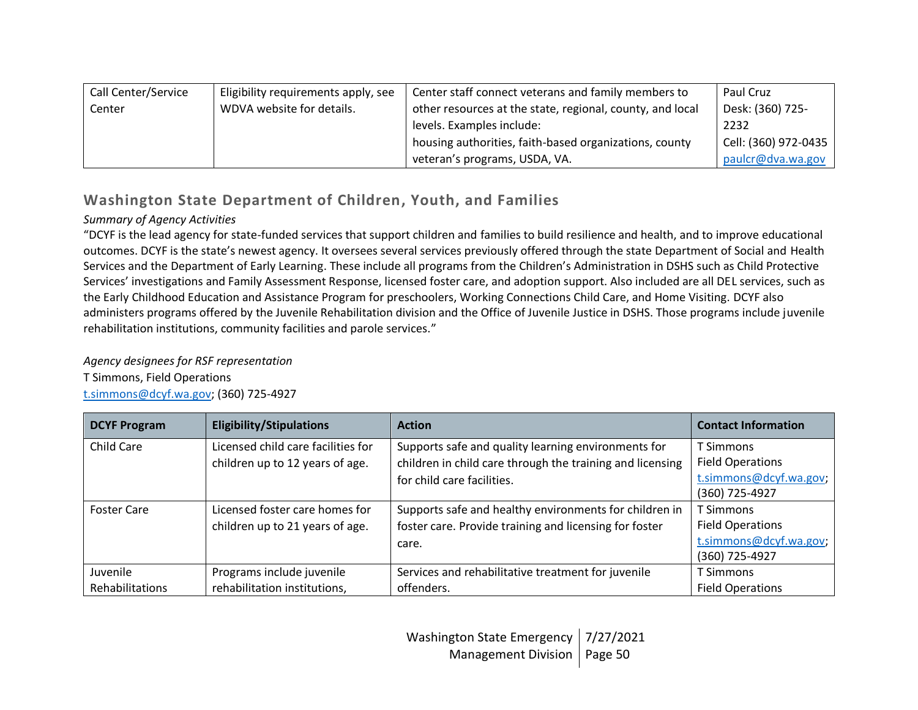| | | | |
|---|---|---|---|
| Call Center/Service Center | Eligibility requirements apply, see WDVA website for details. | Center staff connect veterans and family members to other resources at the state, regional, county, and local levels. Examples include: housing authorities, faith-based organizations, county veteran's programs, USDA, VA. | Paul Cruz<br>Desk: (360) 725-2232<br>Cell: (360) 972-0435<br>paulcr@dva.wa.gov |

## Washington State Department of Children, Youth, and Families

*Summary of Agency Activities*

"DCYF is the lead agency for state-funded services that support children and families to build resilience and health, and to improve educational outcomes. DCYF is the state's newest agency. It oversees several services previously offered through the state Department of Social and Health Services and the Department of Early Learning. These include all programs from the Children's Administration in DSHS such as Child Protective Services' investigations and Family Assessment Response, licensed foster care, and adoption support. Also included are all DEL services, such as the Early Childhood Education and Assistance Program for preschoolers, Working Connections Child Care, and Home Visiting. DCYF also administers programs offered by the Juvenile Rehabilitation division and the Office of Juvenile Justice in DSHS. Those programs include juvenile rehabilitation institutions, community facilities and parole services."

*Agency designees for RSF representation*

T Simmons, Field Operations
t.simmons@dcyf.wa.gov; (360) 725-4927

| DCYF Program | Eligibility/Stipulations | Action | Contact Information |
|---|---|---|---|
| Child Care | Licensed child care facilities for children up to 12 years of age. | Supports safe and quality learning environments for children in child care through the training and licensing for child care facilities. | T Simmons<br>Field Operations<br>t.simmons@dcyf.wa.gov;<br>(360) 725-4927 |
| Foster Care | Licensed foster care homes for children up to 21 years of age. | Supports safe and healthy environments for children in foster care. Provide training and licensing for foster care. | T Simmons<br>Field Operations<br>t.simmons@dcyf.wa.gov;<br>(360) 725-4927 |
| Juvenile Rehabilitations | Programs include juvenile rehabilitation institutions, | Services and rehabilitative treatment for juvenile offenders. | T Simmons<br>Field Operations |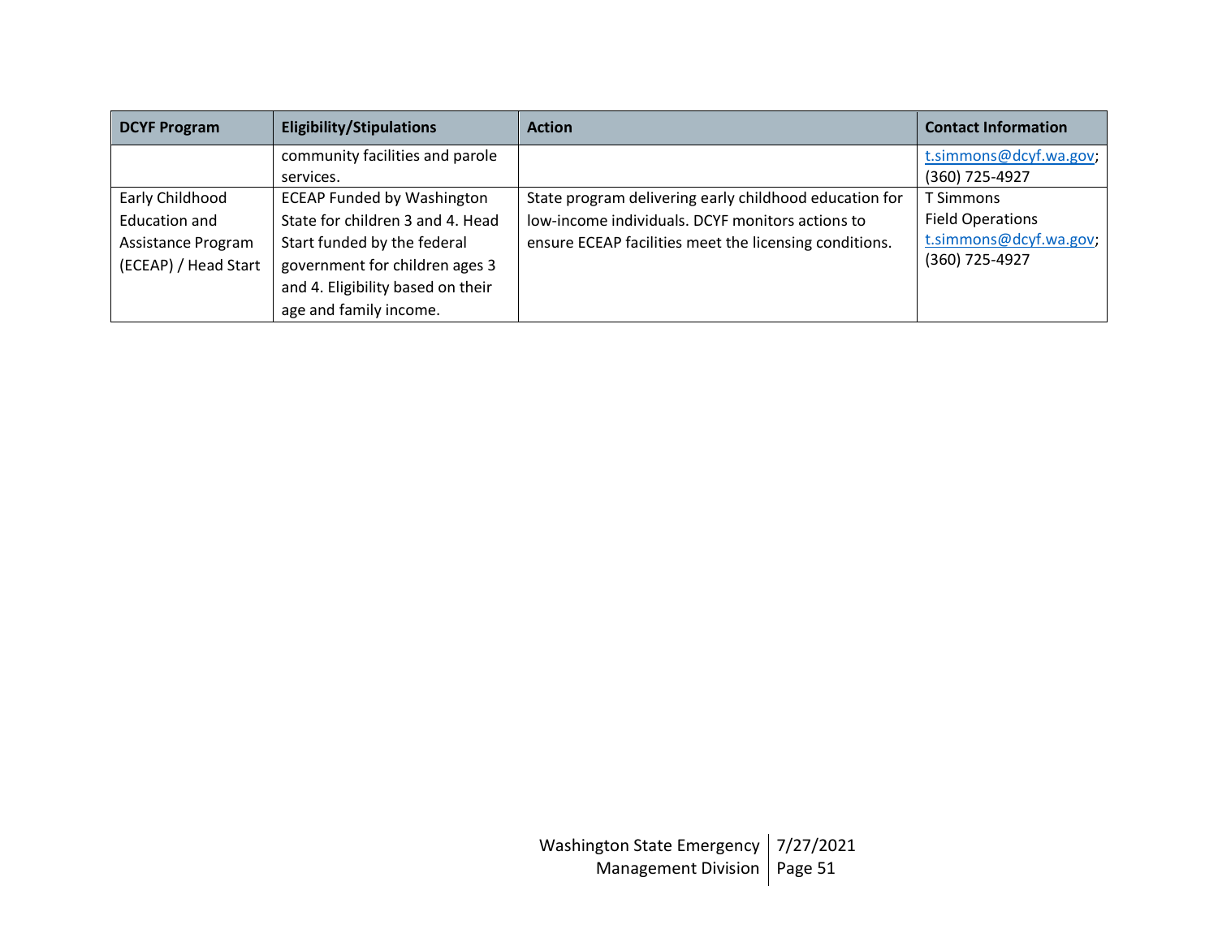| DCYF Program | Eligibility/Stipulations | Action | Contact Information |
|---|---|---|---|
| | community facilities and parole services. | | t.simmons@dcyf.wa.gov; (360) 725-4927 |
| Early Childhood Education and Assistance Program (ECEAP) / Head Start | ECEAP Funded by Washington State for children 3 and 4. Head Start funded by the federal government for children ages 3 and 4. Eligibility based on their age and family income. | State program delivering early childhood education for low-income individuals. DCYF monitors actions to ensure ECEAP facilities meet the licensing conditions. | T Simmons<br>Field Operations<br>t.simmons@dcyf.wa.gov; (360) 725-4927 |